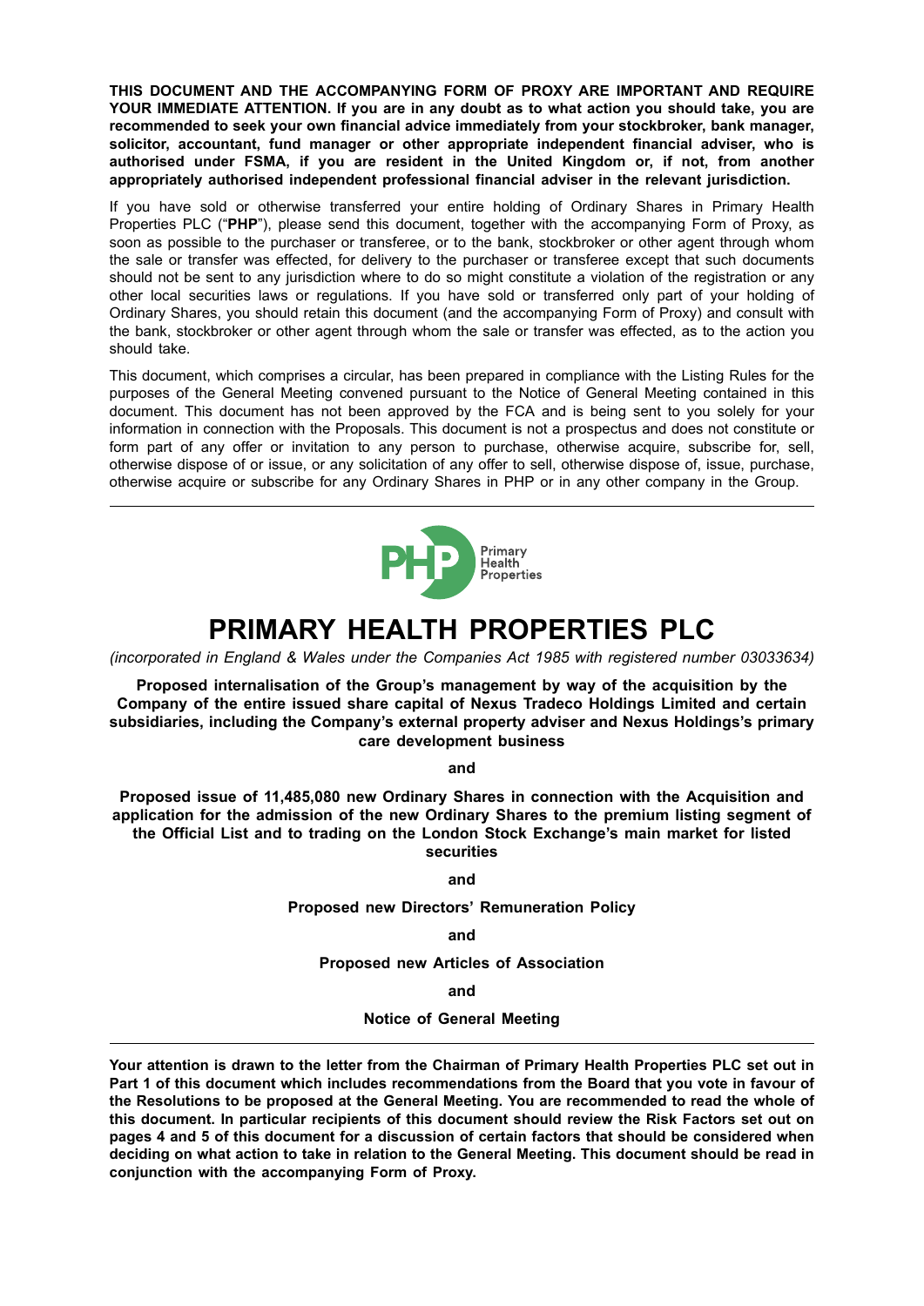**THIS DOCUMENT AND THE ACCOMPANYING FORM OF PROXY ARE IMPORTANT AND REQUIRE YOUR IMMEDIATE ATTENTION. If you are in any doubt as to what action you should take, you are recommended to seek your own financial advice immediately from your stockbroker, bank manager, solicitor, accountant, fund manager or other appropriate independent financial adviser, who is authorised under FSMA, if you are resident in the United Kingdom or, if not, from another appropriately authorised independent professional financial adviser in the relevant jurisdiction.**

If you have sold or otherwise transferred your entire holding of Ordinary Shares in Primary Health Properties PLC ("**PHP**"), please send this document, together with the accompanying Form of Proxy, as soon as possible to the purchaser or transferee, or to the bank, stockbroker or other agent through whom the sale or transfer was effected, for delivery to the purchaser or transferee except that such documents should not be sent to any jurisdiction where to do so might constitute a violation of the registration or any other local securities laws or regulations. If you have sold or transferred only part of your holding of Ordinary Shares, you should retain this document (and the accompanying Form of Proxy) and consult with the bank, stockbroker or other agent through whom the sale or transfer was effected, as to the action you should take.

This document, which comprises a circular, has been prepared in compliance with the Listing Rules for the purposes of the General Meeting convened pursuant to the Notice of General Meeting contained in this document. This document has not been approved by the FCA and is being sent to you solely for your information in connection with the Proposals. This document is not a prospectus and does not constitute or form part of any offer or invitation to any person to purchase, otherwise acquire, subscribe for, sell, otherwise dispose of or issue, or any solicitation of any offer to sell, otherwise dispose of, issue, purchase, otherwise acquire or subscribe for any Ordinary Shares in PHP or in any other company in the Group.

---

PHP Primary Health Properties

# PRIMARY HEALTH PROPERTIES PLC

*(incorporated in England & Wales under the Companies Act 1985 with registered number 03033634)*

**Proposed internalisation of the Group's management by way of the acquisition by the Company of the entire issued share capital of Nexus Tradeco Holdings Limited and certain subsidiaries, including the Company's external property adviser and Nexus Holdings's primary care development business**

**and**

**Proposed issue of 11,485,080 new Ordinary Shares in connection with the Acquisition and application for the admission of the new Ordinary Shares to the premium listing segment of the Official List and to trading on the London Stock Exchange's main market for listed securities**

**and**

**Proposed new Directors' Remuneration Policy**

**and**

**Proposed new Articles of Association**

**and**

**Notice of General Meeting**

---

**Your attention is drawn to the letter from the Chairman of Primary Health Properties PLC set out in Part 1 of this document which includes recommendations from the Board that you vote in favour of the Resolutions to be proposed at the General Meeting. You are recommended to read the whole of this document. In particular recipients of this document should review the Risk Factors set out on pages 4 and 5 of this document for a discussion of certain factors that should be considered when deciding on what action to take in relation to the General Meeting. This document should be read in conjunction with the accompanying Form of Proxy.**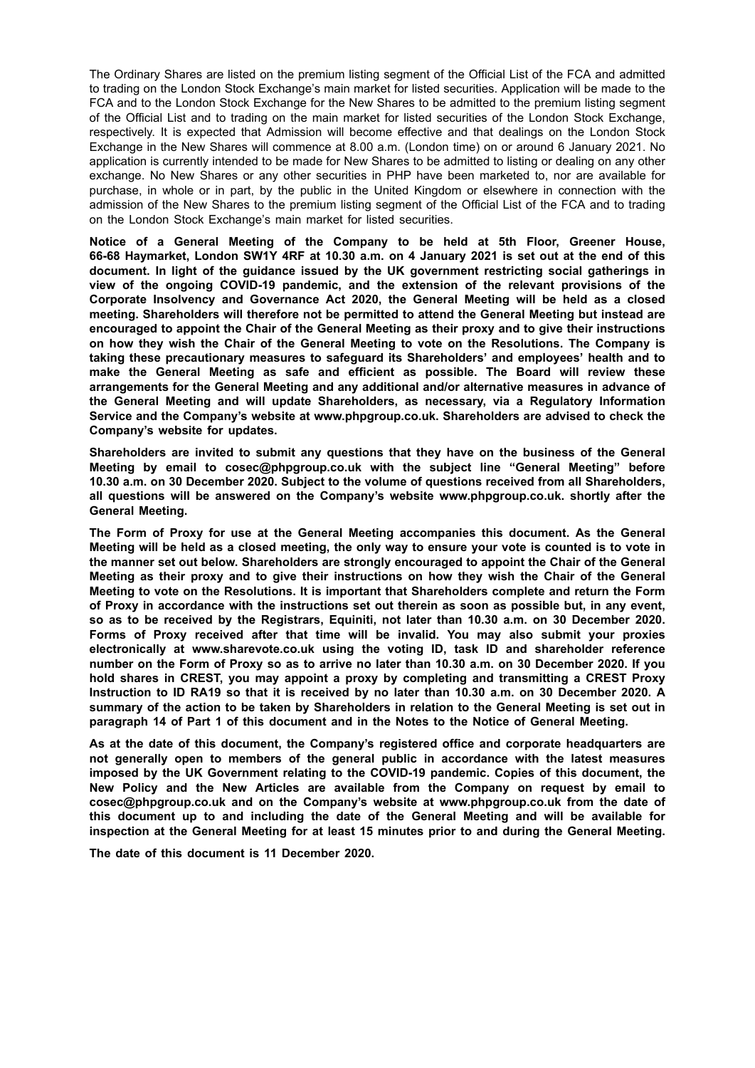The Ordinary Shares are listed on the premium listing segment of the Official List of the FCA and admitted to trading on the London Stock Exchange's main market for listed securities. Application will be made to the FCA and to the London Stock Exchange for the New Shares to be admitted to the premium listing segment of the Official List and to trading on the main market for listed securities of the London Stock Exchange, respectively. It is expected that Admission will become effective and that dealings on the London Stock Exchange in the New Shares will commence at 8.00 a.m. (London time) on or around 6 January 2021. No application is currently intended to be made for New Shares to be admitted to listing or dealing on any other exchange. No New Shares or any other securities in PHP have been marketed to, nor are available for purchase, in whole or in part, by the public in the United Kingdom or elsewhere in connection with the admission of the New Shares to the premium listing segment of the Official List of the FCA and to trading on the London Stock Exchange's main market for listed securities.

**Notice of a General Meeting of the Company to be held at 5th Floor, Greener House, 66-68 Haymarket, London SW1Y 4RF at 10.30 a.m. on 4 January 2021 is set out at the end of this document. In light of the guidance issued by the UK government restricting social gatherings in view of the ongoing COVID-19 pandemic, and the extension of the relevant provisions of the Corporate Insolvency and Governance Act 2020, the General Meeting will be held as a closed meeting. Shareholders will therefore not be permitted to attend the General Meeting but instead are encouraged to appoint the Chair of the General Meeting as their proxy and to give their instructions on how they wish the Chair of the General Meeting to vote on the Resolutions. The Company is taking these precautionary measures to safeguard its Shareholders' and employees' health and to make the General Meeting as safe and efficient as possible. The Board will review these arrangements for the General Meeting and any additional and/or alternative measures in advance of the General Meeting and will update Shareholders, as necessary, via a Regulatory Information Service and the Company's website at www.phpgroup.co.uk. Shareholders are advised to check the Company's website for updates.**

**Shareholders are invited to submit any questions that they have on the business of the General Meeting by email to cosec@phpgroup.co.uk with the subject line "General Meeting" before 10.30 a.m. on 30 December 2020. Subject to the volume of questions received from all Shareholders, all questions will be answered on the Company's website www.phpgroup.co.uk. shortly after the General Meeting.**

**The Form of Proxy for use at the General Meeting accompanies this document. As the General Meeting will be held as a closed meeting, the only way to ensure your vote is counted is to vote in the manner set out below. Shareholders are strongly encouraged to appoint the Chair of the General Meeting as their proxy and to give their instructions on how they wish the Chair of the General Meeting to vote on the Resolutions. It is important that Shareholders complete and return the Form of Proxy in accordance with the instructions set out therein as soon as possible but, in any event, so as to be received by the Registrars, Equiniti, not later than 10.30 a.m. on 30 December 2020. Forms of Proxy received after that time will be invalid. You may also submit your proxies electronically at www.sharevote.co.uk using the voting ID, task ID and shareholder reference number on the Form of Proxy so as to arrive no later than 10.30 a.m. on 30 December 2020. If you hold shares in CREST, you may appoint a proxy by completing and transmitting a CREST Proxy Instruction to ID RA19 so that it is received by no later than 10.30 a.m. on 30 December 2020. A summary of the action to be taken by Shareholders in relation to the General Meeting is set out in paragraph 14 of Part 1 of this document and in the Notes to the Notice of General Meeting.**

**As at the date of this document, the Company's registered office and corporate headquarters are not generally open to members of the general public in accordance with the latest measures imposed by the UK Government relating to the COVID-19 pandemic. Copies of this document, the New Policy and the New Articles are available from the Company on request by email to cosec@phpgroup.co.uk and on the Company's website at www.phpgroup.co.uk from the date of this document up to and including the date of the General Meeting and will be available for inspection at the General Meeting for at least 15 minutes prior to and during the General Meeting.**

**The date of this document is 11 December 2020.**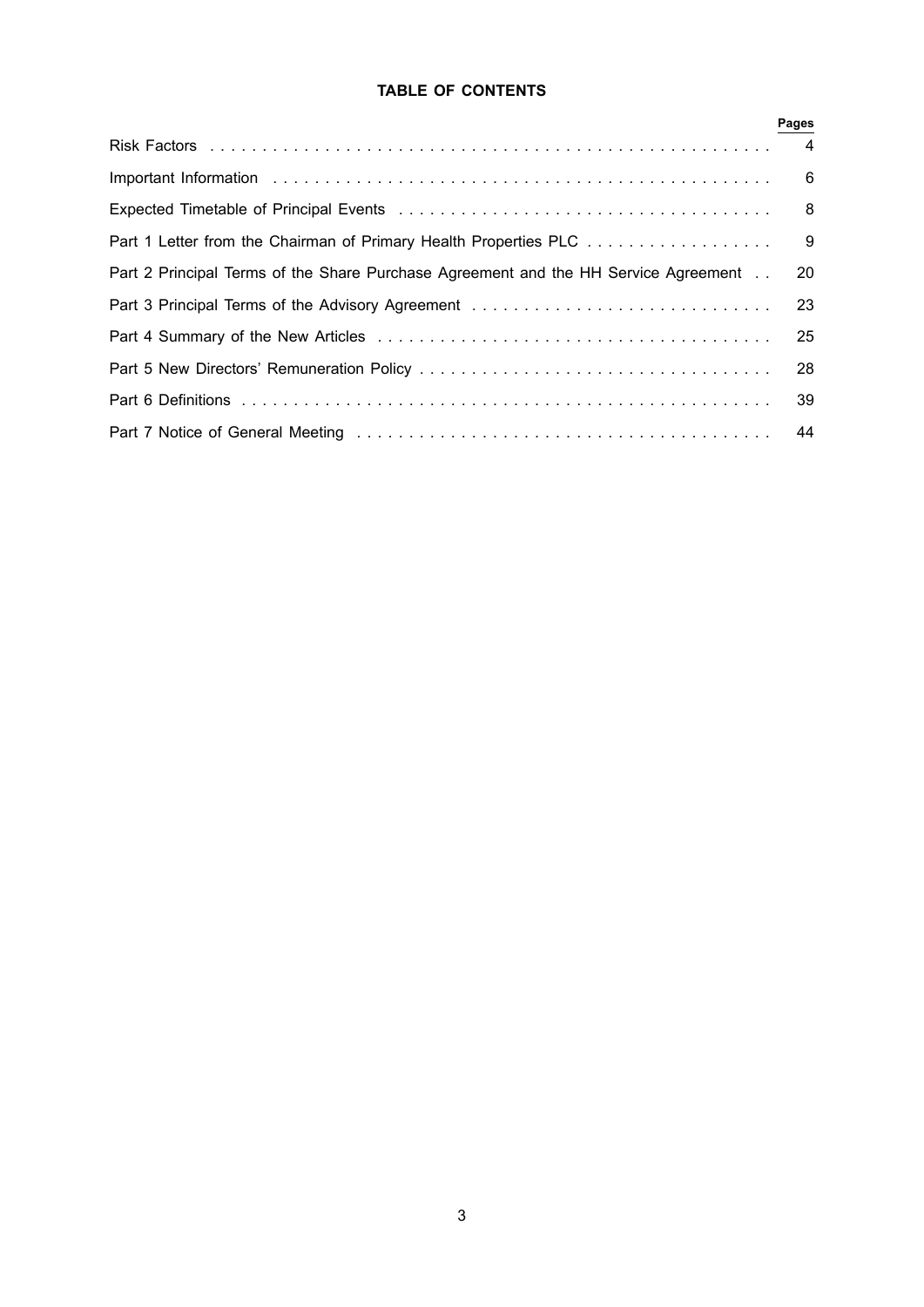# TABLE OF CONTENTS

| | Pages |
|---|---|
| Risk Factors | 4 |
| Important Information | 6 |
| Expected Timetable of Principal Events | 8 |
| Part 1 Letter from the Chairman of Primary Health Properties PLC | 9 |
| Part 2 Principal Terms of the Share Purchase Agreement and the HH Service Agreement | 20 |
| Part 3 Principal Terms of the Advisory Agreement | 23 |
| Part 4 Summary of the New Articles | 25 |
| Part 5 New Directors' Remuneration Policy | 28 |
| Part 6 Definitions | 39 |
| Part 7 Notice of General Meeting | 44 |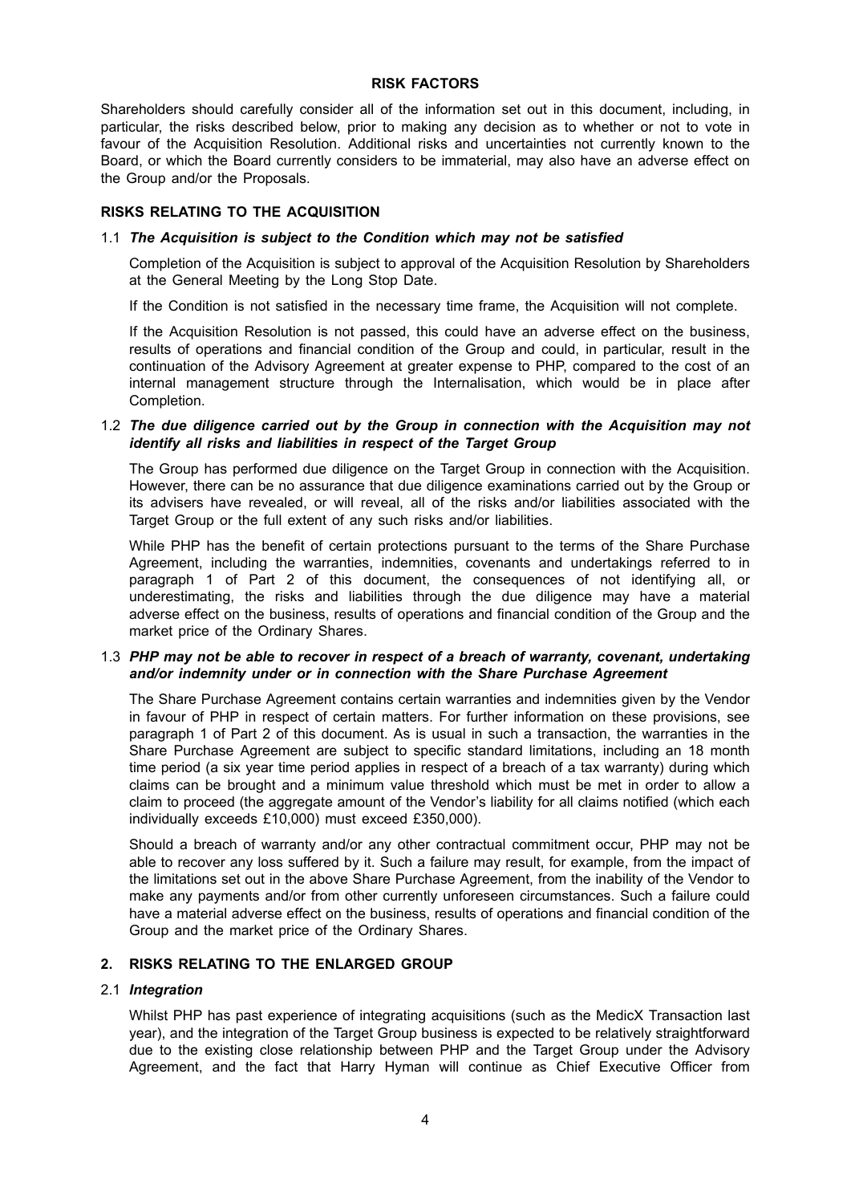# RISK FACTORS

Shareholders should carefully consider all of the information set out in this document, including, in particular, the risks described below, prior to making any decision as to whether or not to vote in favour of the Acquisition Resolution. Additional risks and uncertainties not currently known to the Board, or which the Board currently considers to be immaterial, may also have an adverse effect on the Group and/or the Proposals.

## RISKS RELATING TO THE ACQUISITION

### 1.1 *The Acquisition is subject to the Condition which may not be satisfied*

Completion of the Acquisition is subject to approval of the Acquisition Resolution by Shareholders at the General Meeting by the Long Stop Date.

If the Condition is not satisfied in the necessary time frame, the Acquisition will not complete.

If the Acquisition Resolution is not passed, this could have an adverse effect on the business, results of operations and financial condition of the Group and could, in particular, result in the continuation of the Advisory Agreement at greater expense to PHP, compared to the cost of an internal management structure through the Internalisation, which would be in place after Completion.

### 1.2 *The due diligence carried out by the Group in connection with the Acquisition may not identify all risks and liabilities in respect of the Target Group*

The Group has performed due diligence on the Target Group in connection with the Acquisition. However, there can be no assurance that due diligence examinations carried out by the Group or its advisers have revealed, or will reveal, all of the risks and/or liabilities associated with the Target Group or the full extent of any such risks and/or liabilities.

While PHP has the benefit of certain protections pursuant to the terms of the Share Purchase Agreement, including the warranties, indemnities, covenants and undertakings referred to in paragraph 1 of Part 2 of this document, the consequences of not identifying all, or underestimating, the risks and liabilities through the due diligence may have a material adverse effect on the business, results of operations and financial condition of the Group and the market price of the Ordinary Shares.

### 1.3 *PHP may not be able to recover in respect of a breach of warranty, covenant, undertaking and/or indemnity under or in connection with the Share Purchase Agreement*

The Share Purchase Agreement contains certain warranties and indemnities given by the Vendor in favour of PHP in respect of certain matters. For further information on these provisions, see paragraph 1 of Part 2 of this document. As is usual in such a transaction, the warranties in the Share Purchase Agreement are subject to specific standard limitations, including an 18 month time period (a six year time period applies in respect of a breach of a tax warranty) during which claims can be brought and a minimum value threshold which must be met in order to allow a claim to proceed (the aggregate amount of the Vendor's liability for all claims notified (which each individually exceeds £10,000) must exceed £350,000).

Should a breach of warranty and/or any other contractual commitment occur, PHP may not be able to recover any loss suffered by it. Such a failure may result, for example, from the impact of the limitations set out in the above Share Purchase Agreement, from the inability of the Vendor to make any payments and/or from other currently unforeseen circumstances. Such a failure could have a material adverse effect on the business, results of operations and financial condition of the Group and the market price of the Ordinary Shares.

## 2. RISKS RELATING TO THE ENLARGED GROUP

### 2.1 *Integration*

Whilst PHP has past experience of integrating acquisitions (such as the MedicX Transaction last year), and the integration of the Target Group business is expected to be relatively straightforward due to the existing close relationship between PHP and the Target Group under the Advisory Agreement, and the fact that Harry Hyman will continue as Chief Executive Officer from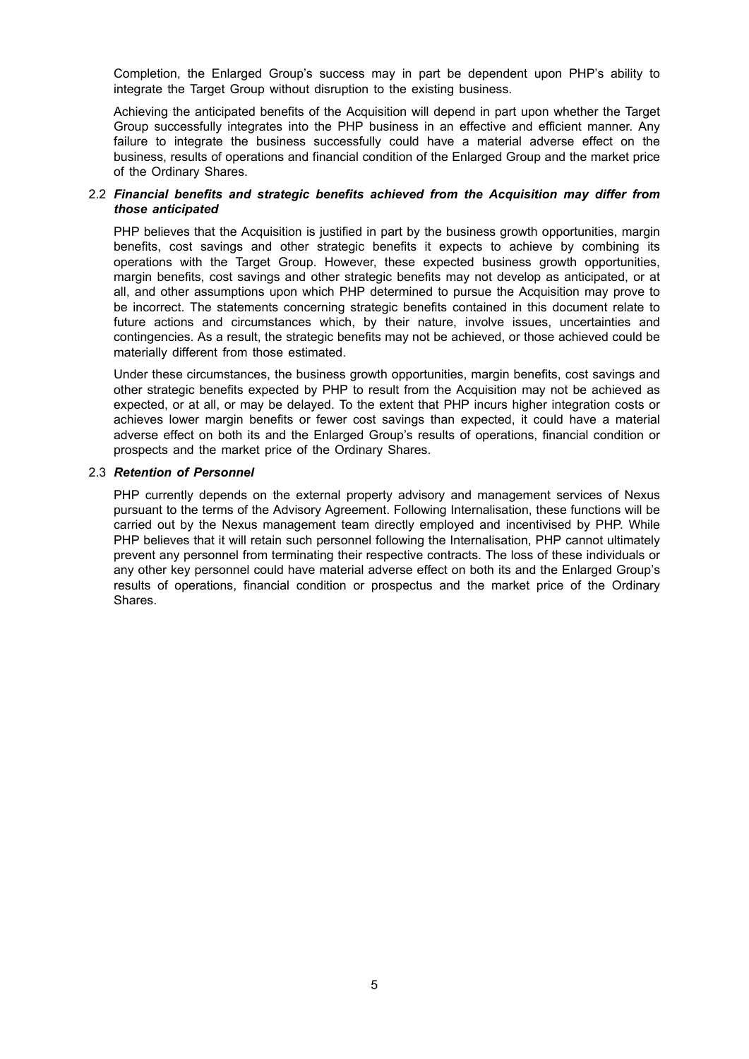Completion, the Enlarged Group's success may in part be dependent upon PHP's ability to integrate the Target Group without disruption to the existing business.

Achieving the anticipated benefits of the Acquisition will depend in part upon whether the Target Group successfully integrates into the PHP business in an effective and efficient manner. Any failure to integrate the business successfully could have a material adverse effect on the business, results of operations and financial condition of the Enlarged Group and the market price of the Ordinary Shares.

2.2 ***Financial benefits and strategic benefits achieved from the Acquisition may differ from those anticipated***

PHP believes that the Acquisition is justified in part by the business growth opportunities, margin benefits, cost savings and other strategic benefits it expects to achieve by combining its operations with the Target Group. However, these expected business growth opportunities, margin benefits, cost savings and other strategic benefits may not develop as anticipated, or at all, and other assumptions upon which PHP determined to pursue the Acquisition may prove to be incorrect. The statements concerning strategic benefits contained in this document relate to future actions and circumstances which, by their nature, involve issues, uncertainties and contingencies. As a result, the strategic benefits may not be achieved, or those achieved could be materially different from those estimated.

Under these circumstances, the business growth opportunities, margin benefits, cost savings and other strategic benefits expected by PHP to result from the Acquisition may not be achieved as expected, or at all, or may be delayed. To the extent that PHP incurs higher integration costs or achieves lower margin benefits or fewer cost savings than expected, it could have a material adverse effect on both its and the Enlarged Group's results of operations, financial condition or prospects and the market price of the Ordinary Shares.

2.3 ***Retention of Personnel***

PHP currently depends on the external property advisory and management services of Nexus pursuant to the terms of the Advisory Agreement. Following Internalisation, these functions will be carried out by the Nexus management team directly employed and incentivised by PHP. While PHP believes that it will retain such personnel following the Internalisation, PHP cannot ultimately prevent any personnel from terminating their respective contracts. The loss of these individuals or any other key personnel could have material adverse effect on both its and the Enlarged Group's results of operations, financial condition or prospectus and the market price of the Ordinary Shares.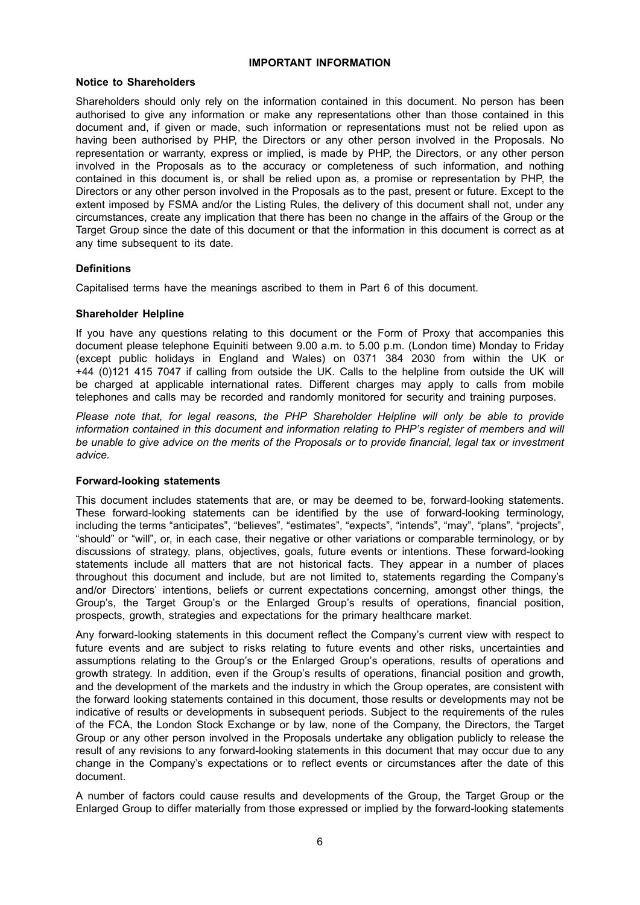## IMPORTANT INFORMATION

### Notice to Shareholders

Shareholders should only rely on the information contained in this document. No person has been authorised to give any information or make any representations other than those contained in this document and, if given or made, such information or representations must not be relied upon as having been authorised by PHP, the Directors or any other person involved in the Proposals. No representation or warranty, express or implied, is made by PHP, the Directors, or any other person involved in the Proposals as to the accuracy or completeness of such information, and nothing contained in this document is, or shall be relied upon as, a promise or representation by PHP, the Directors or any other person involved in the Proposals as to the past, present or future. Except to the extent imposed by FSMA and/or the Listing Rules, the delivery of this document shall not, under any circumstances, create any implication that there has been no change in the affairs of the Group or the Target Group since the date of this document or that the information in this document is correct as at any time subsequent to its date.

### Definitions

Capitalised terms have the meanings ascribed to them in Part 6 of this document.

### Shareholder Helpline

If you have any questions relating to this document or the Form of Proxy that accompanies this document please telephone Equiniti between 9.00 a.m. to 5.00 p.m. (London time) Monday to Friday (except public holidays in England and Wales) on 0371 384 2030 from within the UK or +44 (0)121 415 7047 if calling from outside the UK. Calls to the helpline from outside the UK will be charged at applicable international rates. Different charges may apply to calls from mobile telephones and calls may be recorded and randomly monitored for security and training purposes.

*Please note that, for legal reasons, the PHP Shareholder Helpline will only be able to provide information contained in this document and information relating to PHP's register of members and will be unable to give advice on the merits of the Proposals or to provide financial, legal tax or investment advice.*

### Forward-looking statements

This document includes statements that are, or may be deemed to be, forward-looking statements. These forward-looking statements can be identified by the use of forward-looking terminology, including the terms "anticipates", "believes", "estimates", "expects", "intends", "may", "plans", "projects", "should" or "will", or, in each case, their negative or other variations or comparable terminology, or by discussions of strategy, plans, objectives, goals, future events or intentions. These forward-looking statements include all matters that are not historical facts. They appear in a number of places throughout this document and include, but are not limited to, statements regarding the Company's and/or Directors' intentions, beliefs or current expectations concerning, amongst other things, the Group's, the Target Group's or the Enlarged Group's results of operations, financial position, prospects, growth, strategies and expectations for the primary healthcare market.

Any forward-looking statements in this document reflect the Company's current view with respect to future events and are subject to risks relating to future events and other risks, uncertainties and assumptions relating to the Group's or the Enlarged Group's operations, results of operations and growth strategy. In addition, even if the Group's results of operations, financial position and growth, and the development of the markets and the industry in which the Group operates, are consistent with the forward looking statements contained in this document, those results or developments may not be indicative of results or developments in subsequent periods. Subject to the requirements of the rules of the FCA, the London Stock Exchange or by law, none of the Company, the Directors, the Target Group or any other person involved in the Proposals undertake any obligation publicly to release the result of any revisions to any forward-looking statements in this document that may occur due to any change in the Company's expectations or to reflect events or circumstances after the date of this document.

A number of factors could cause results and developments of the Group, the Target Group or the Enlarged Group to differ materially from those expressed or implied by the forward-looking statements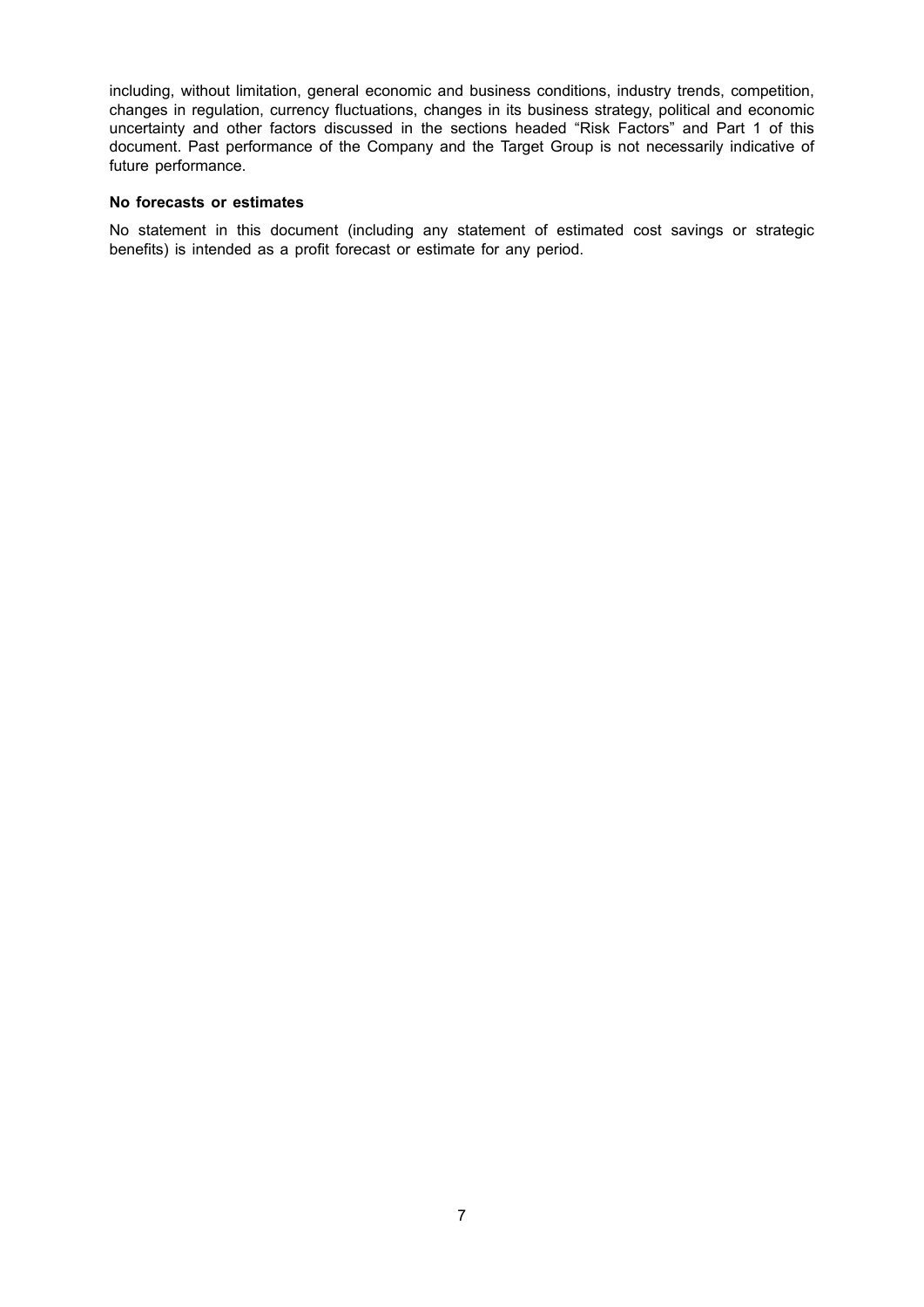including, without limitation, general economic and business conditions, industry trends, competition, changes in regulation, currency fluctuations, changes in its business strategy, political and economic uncertainty and other factors discussed in the sections headed "Risk Factors" and Part 1 of this document. Past performance of the Company and the Target Group is not necessarily indicative of future performance.

**No forecasts or estimates**

No statement in this document (including any statement of estimated cost savings or strategic benefits) is intended as a profit forecast or estimate for any period.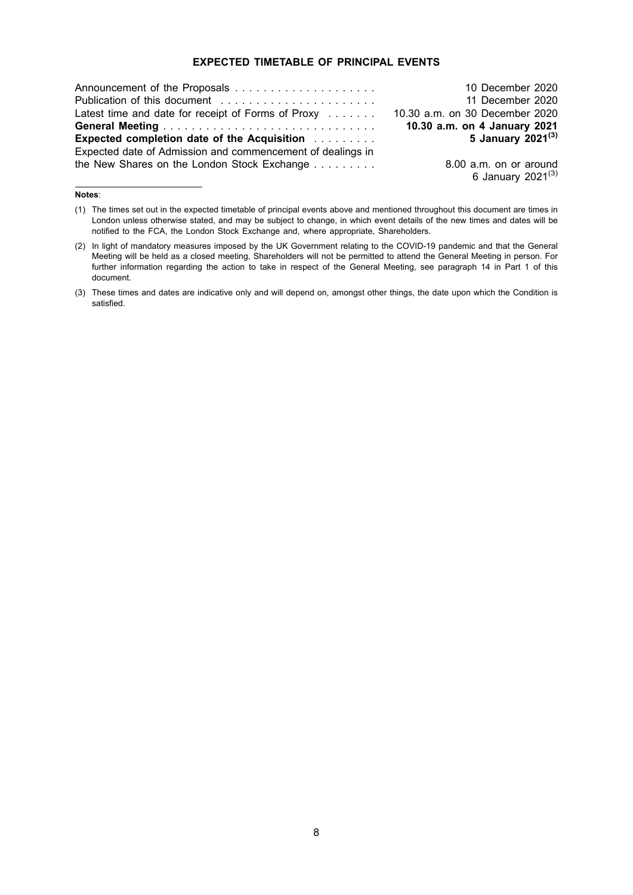## EXPECTED TIMETABLE OF PRINCIPAL EVENTS

| | |
|---|---|
| Announcement of the Proposals | 10 December 2020 |
| Publication of this document | 11 December 2020 |
| Latest time and date for receipt of Forms of Proxy | 10.30 a.m. on 30 December 2020 |
| **General Meeting** | **10.30 a.m. on 4 January 2021** |
| **Expected completion date of the Acquisition** | **5 January 2021**[(3)] |
| Expected date of Admission and commencement of dealings in the New Shares on the London Stock Exchange | 8.00 a.m. on or around 6 January 2021[(3)] |

**Notes**:

(1) The times set out in the expected timetable of principal events above and mentioned throughout this document are times in London unless otherwise stated, and may be subject to change, in which event details of the new times and dates will be notified to the FCA, the London Stock Exchange and, where appropriate, Shareholders.

(2) In light of mandatory measures imposed by the UK Government relating to the COVID-19 pandemic and that the General Meeting will be held as a closed meeting, Shareholders will not be permitted to attend the General Meeting in person. For further information regarding the action to take in respect of the General Meeting, see paragraph 14 in Part 1 of this document.

(3) These times and dates are indicative only and will depend on, amongst other things, the date upon which the Condition is satisfied.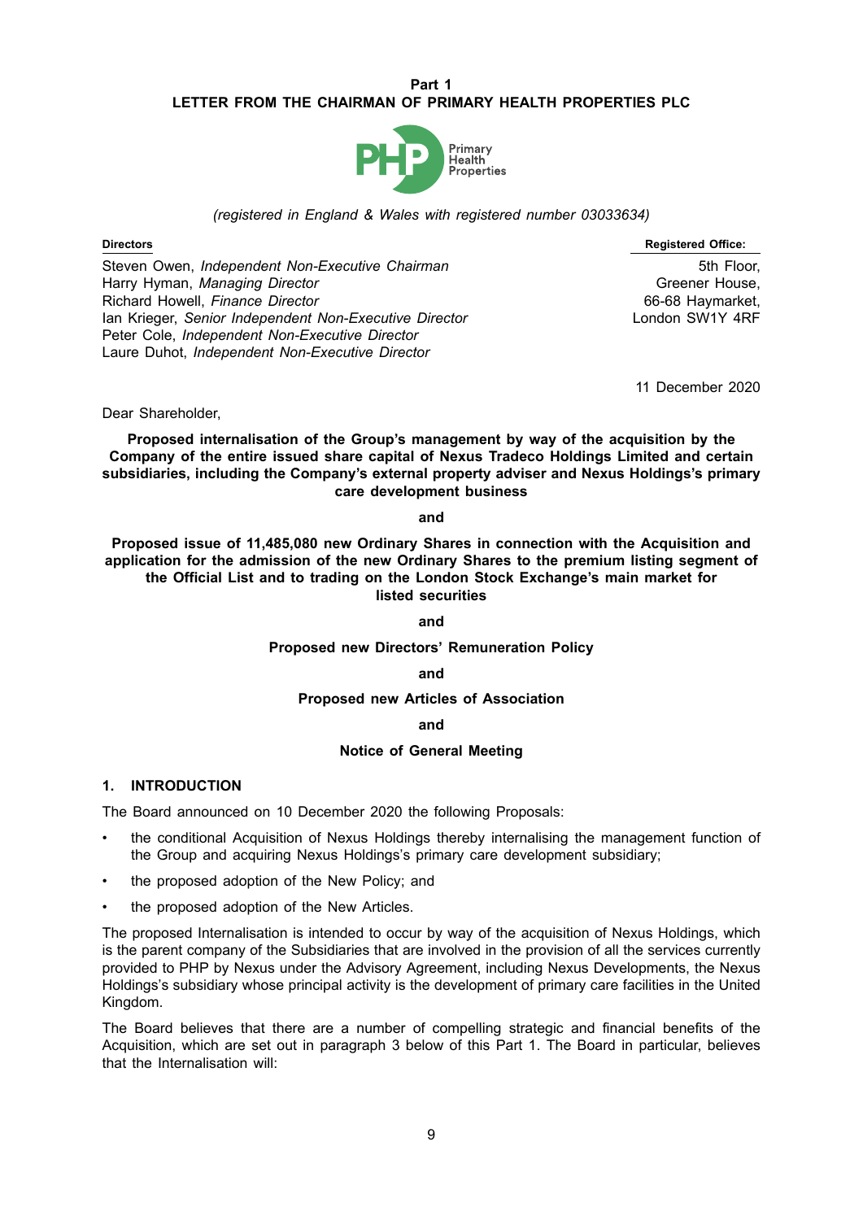# Part 1
# LETTER FROM THE CHAIRMAN OF PRIMARY HEALTH PROPERTIES PLC

*(registered in England & Wales with registered number 03033634)*

| **Directors** | **Registered Office:** |
|---|---|
| Steven Owen, *Independent Non-Executive Chairman* | 5th Floor, |
| Harry Hyman, *Managing Director* | Greener House, |
| Richard Howell, *Finance Director* | 66-68 Haymarket, |
| Ian Krieger, *Senior Independent Non-Executive Director* | London SW1Y 4RF |
| Peter Cole, *Independent Non-Executive Director* | |
| Laure Duhot, *Independent Non-Executive Director* | |

11 December 2020

Dear Shareholder,

**Proposed internalisation of the Group's management by way of the acquisition by the Company of the entire issued share capital of Nexus Tradeco Holdings Limited and certain subsidiaries, including the Company's external property adviser and Nexus Holdings's primary care development business**

**and**

**Proposed issue of 11,485,080 new Ordinary Shares in connection with the Acquisition and application for the admission of the new Ordinary Shares to the premium listing segment of the Official List and to trading on the London Stock Exchange's main market for listed securities**

**and**

**Proposed new Directors' Remuneration Policy**

**and**

**Proposed new Articles of Association**

**and**

**Notice of General Meeting**

## 1. INTRODUCTION

The Board announced on 10 December 2020 the following Proposals:

- the conditional Acquisition of Nexus Holdings thereby internalising the management function of the Group and acquiring Nexus Holdings's primary care development subsidiary;
- the proposed adoption of the New Policy; and
- the proposed adoption of the New Articles.

The proposed Internalisation is intended to occur by way of the acquisition of Nexus Holdings, which is the parent company of the Subsidiaries that are involved in the provision of all the services currently provided to PHP by Nexus under the Advisory Agreement, including Nexus Developments, the Nexus Holdings's subsidiary whose principal activity is the development of primary care facilities in the United Kingdom.

The Board believes that there are a number of compelling strategic and financial benefits of the Acquisition, which are set out in paragraph 3 below of this Part 1. The Board in particular, believes that the Internalisation will: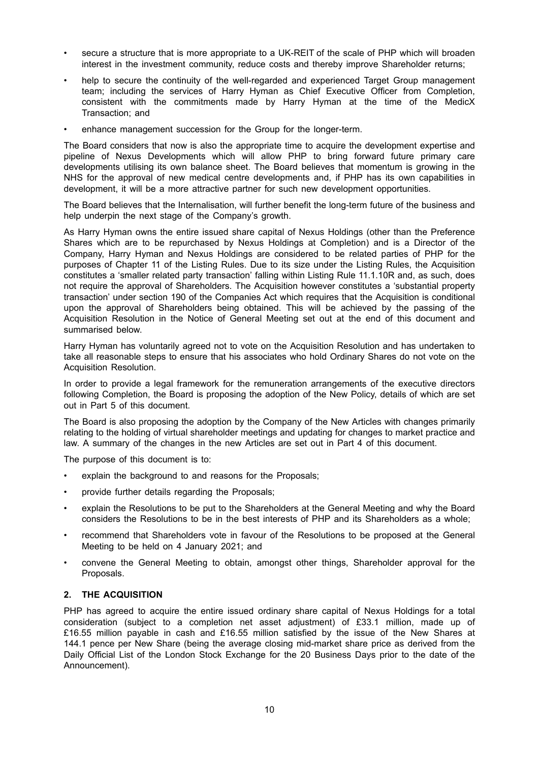- secure a structure that is more appropriate to a UK-REIT of the scale of PHP which will broaden interest in the investment community, reduce costs and thereby improve Shareholder returns;
- help to secure the continuity of the well-regarded and experienced Target Group management team; including the services of Harry Hyman as Chief Executive Officer from Completion, consistent with the commitments made by Harry Hyman at the time of the MedicX Transaction; and
- enhance management succession for the Group for the longer-term.

The Board considers that now is also the appropriate time to acquire the development expertise and pipeline of Nexus Developments which will allow PHP to bring forward future primary care developments utilising its own balance sheet. The Board believes that momentum is growing in the NHS for the approval of new medical centre developments and, if PHP has its own capabilities in development, it will be a more attractive partner for such new development opportunities.

The Board believes that the Internalisation, will further benefit the long-term future of the business and help underpin the next stage of the Company's growth.

As Harry Hyman owns the entire issued share capital of Nexus Holdings (other than the Preference Shares which are to be repurchased by Nexus Holdings at Completion) and is a Director of the Company, Harry Hyman and Nexus Holdings are considered to be related parties of PHP for the purposes of Chapter 11 of the Listing Rules. Due to its size under the Listing Rules, the Acquisition constitutes a 'smaller related party transaction' falling within Listing Rule 11.1.10R and, as such, does not require the approval of Shareholders. The Acquisition however constitutes a 'substantial property transaction' under section 190 of the Companies Act which requires that the Acquisition is conditional upon the approval of Shareholders being obtained. This will be achieved by the passing of the Acquisition Resolution in the Notice of General Meeting set out at the end of this document and summarised below.

Harry Hyman has voluntarily agreed not to vote on the Acquisition Resolution and has undertaken to take all reasonable steps to ensure that his associates who hold Ordinary Shares do not vote on the Acquisition Resolution.

In order to provide a legal framework for the remuneration arrangements of the executive directors following Completion, the Board is proposing the adoption of the New Policy, details of which are set out in Part 5 of this document.

The Board is also proposing the adoption by the Company of the New Articles with changes primarily relating to the holding of virtual shareholder meetings and updating for changes to market practice and law. A summary of the changes in the new Articles are set out in Part 4 of this document.

The purpose of this document is to:

- explain the background to and reasons for the Proposals;
- provide further details regarding the Proposals;
- explain the Resolutions to be put to the Shareholders at the General Meeting and why the Board considers the Resolutions to be in the best interests of PHP and its Shareholders as a whole;
- recommend that Shareholders vote in favour of the Resolutions to be proposed at the General Meeting to be held on 4 January 2021; and
- convene the General Meeting to obtain, amongst other things, Shareholder approval for the Proposals.

## 2. THE ACQUISITION

PHP has agreed to acquire the entire issued ordinary share capital of Nexus Holdings for a total consideration (subject to a completion net asset adjustment) of £33.1 million, made up of £16.55 million payable in cash and £16.55 million satisfied by the issue of the New Shares at 144.1 pence per New Share (being the average closing mid-market share price as derived from the Daily Official List of the London Stock Exchange for the 20 Business Days prior to the date of the Announcement).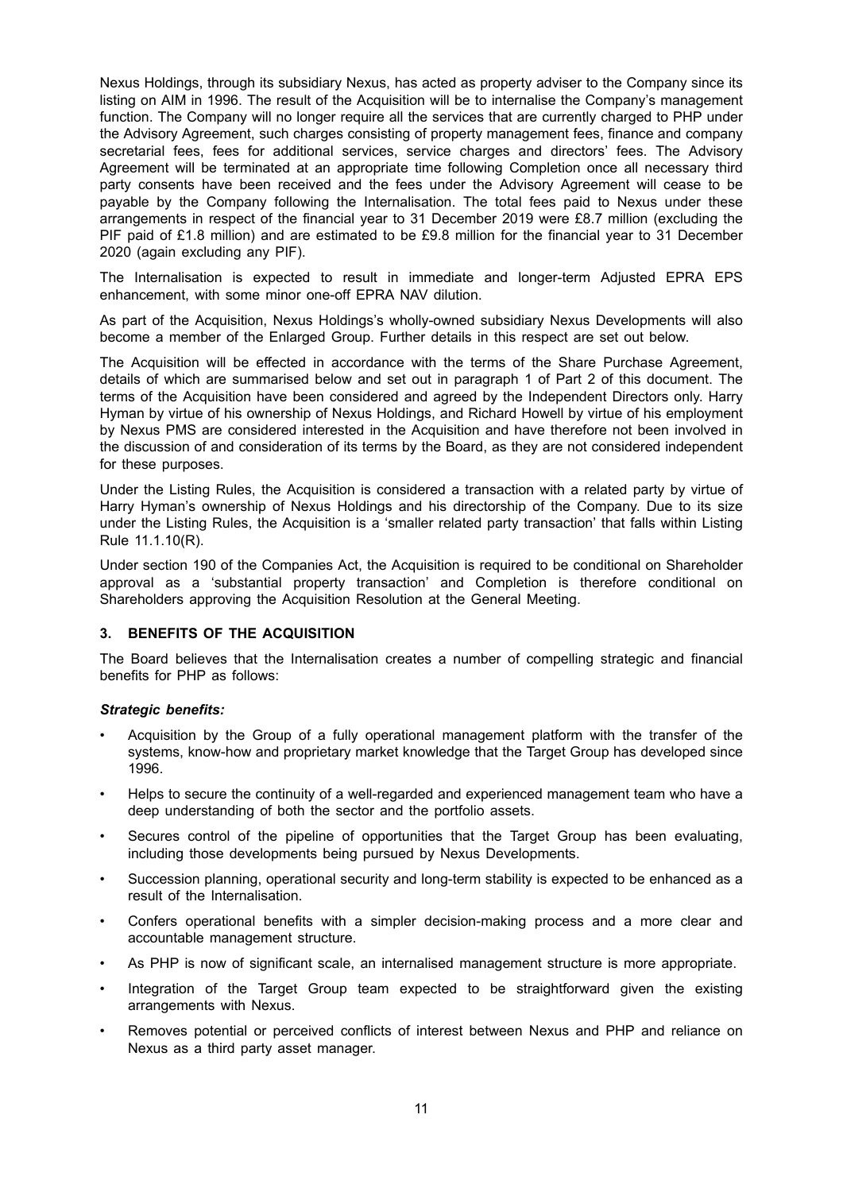Nexus Holdings, through its subsidiary Nexus, has acted as property adviser to the Company since its listing on AIM in 1996. The result of the Acquisition will be to internalise the Company's management function. The Company will no longer require all the services that are currently charged to PHP under the Advisory Agreement, such charges consisting of property management fees, finance and company secretarial fees, fees for additional services, service charges and directors' fees. The Advisory Agreement will be terminated at an appropriate time following Completion once all necessary third party consents have been received and the fees under the Advisory Agreement will cease to be payable by the Company following the Internalisation. The total fees paid to Nexus under these arrangements in respect of the financial year to 31 December 2019 were £8.7 million (excluding the PIF paid of £1.8 million) and are estimated to be £9.8 million for the financial year to 31 December 2020 (again excluding any PIF).

The Internalisation is expected to result in immediate and longer-term Adjusted EPRA EPS enhancement, with some minor one-off EPRA NAV dilution.

As part of the Acquisition, Nexus Holdings's wholly-owned subsidiary Nexus Developments will also become a member of the Enlarged Group. Further details in this respect are set out below.

The Acquisition will be effected in accordance with the terms of the Share Purchase Agreement, details of which are summarised below and set out in paragraph 1 of Part 2 of this document. The terms of the Acquisition have been considered and agreed by the Independent Directors only. Harry Hyman by virtue of his ownership of Nexus Holdings, and Richard Howell by virtue of his employment by Nexus PMS are considered interested in the Acquisition and have therefore not been involved in the discussion of and consideration of its terms by the Board, as they are not considered independent for these purposes.

Under the Listing Rules, the Acquisition is considered a transaction with a related party by virtue of Harry Hyman's ownership of Nexus Holdings and his directorship of the Company. Due to its size under the Listing Rules, the Acquisition is a 'smaller related party transaction' that falls within Listing Rule 11.1.10(R).

Under section 190 of the Companies Act, the Acquisition is required to be conditional on Shareholder approval as a 'substantial property transaction' and Completion is therefore conditional on Shareholders approving the Acquisition Resolution at the General Meeting.

## 3. BENEFITS OF THE ACQUISITION

The Board believes that the Internalisation creates a number of compelling strategic and financial benefits for PHP as follows:

***Strategic benefits:***

- Acquisition by the Group of a fully operational management platform with the transfer of the systems, know-how and proprietary market knowledge that the Target Group has developed since 1996.
- Helps to secure the continuity of a well-regarded and experienced management team who have a deep understanding of both the sector and the portfolio assets.
- Secures control of the pipeline of opportunities that the Target Group has been evaluating, including those developments being pursued by Nexus Developments.
- Succession planning, operational security and long-term stability is expected to be enhanced as a result of the Internalisation.
- Confers operational benefits with a simpler decision-making process and a more clear and accountable management structure.
- As PHP is now of significant scale, an internalised management structure is more appropriate.
- Integration of the Target Group team expected to be straightforward given the existing arrangements with Nexus.
- Removes potential or perceived conflicts of interest between Nexus and PHP and reliance on Nexus as a third party asset manager.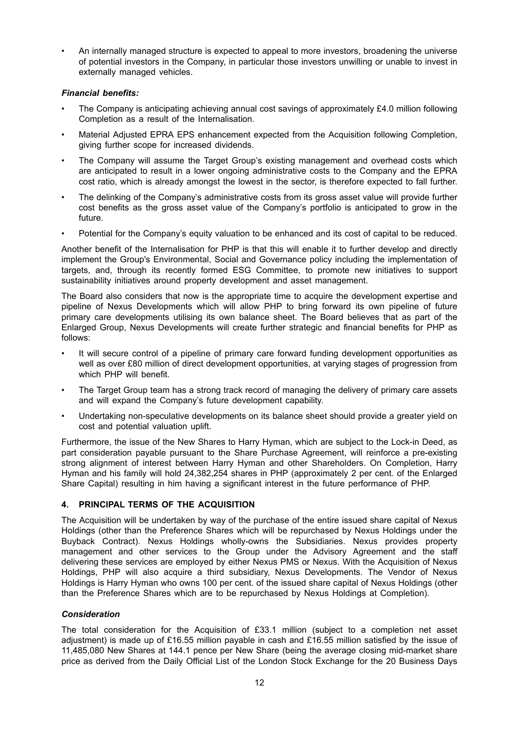- An internally managed structure is expected to appeal to more investors, broadening the universe of potential investors in the Company, in particular those investors unwilling or unable to invest in externally managed vehicles.

***Financial benefits:***

- The Company is anticipating achieving annual cost savings of approximately £4.0 million following Completion as a result of the Internalisation.
- Material Adjusted EPRA EPS enhancement expected from the Acquisition following Completion, giving further scope for increased dividends.
- The Company will assume the Target Group's existing management and overhead costs which are anticipated to result in a lower ongoing administrative costs to the Company and the EPRA cost ratio, which is already amongst the lowest in the sector, is therefore expected to fall further.
- The delinking of the Company's administrative costs from its gross asset value will provide further cost benefits as the gross asset value of the Company's portfolio is anticipated to grow in the future.
- Potential for the Company's equity valuation to be enhanced and its cost of capital to be reduced.

Another benefit of the Internalisation for PHP is that this will enable it to further develop and directly implement the Group's Environmental, Social and Governance policy including the implementation of targets, and, through its recently formed ESG Committee, to promote new initiatives to support sustainability initiatives around property development and asset management.

The Board also considers that now is the appropriate time to acquire the development expertise and pipeline of Nexus Developments which will allow PHP to bring forward its own pipeline of future primary care developments utilising its own balance sheet. The Board believes that as part of the Enlarged Group, Nexus Developments will create further strategic and financial benefits for PHP as follows:

- It will secure control of a pipeline of primary care forward funding development opportunities as well as over £80 million of direct development opportunities, at varying stages of progression from which PHP will benefit.
- The Target Group team has a strong track record of managing the delivery of primary care assets and will expand the Company's future development capability.
- Undertaking non-speculative developments on its balance sheet should provide a greater yield on cost and potential valuation uplift.

Furthermore, the issue of the New Shares to Harry Hyman, which are subject to the Lock-in Deed, as part consideration payable pursuant to the Share Purchase Agreement, will reinforce a pre-existing strong alignment of interest between Harry Hyman and other Shareholders. On Completion, Harry Hyman and his family will hold 24,382,254 shares in PHP (approximately 2 per cent. of the Enlarged Share Capital) resulting in him having a significant interest in the future performance of PHP.

## 4. PRINCIPAL TERMS OF THE ACQUISITION

The Acquisition will be undertaken by way of the purchase of the entire issued share capital of Nexus Holdings (other than the Preference Shares which will be repurchased by Nexus Holdings under the Buyback Contract). Nexus Holdings wholly-owns the Subsidiaries. Nexus provides property management and other services to the Group under the Advisory Agreement and the staff delivering these services are employed by either Nexus PMS or Nexus. With the Acquisition of Nexus Holdings, PHP will also acquire a third subsidiary, Nexus Developments. The Vendor of Nexus Holdings is Harry Hyman who owns 100 per cent. of the issued share capital of Nexus Holdings (other than the Preference Shares which are to be repurchased by Nexus Holdings at Completion).

***Consideration***

The total consideration for the Acquisition of £33.1 million (subject to a completion net asset adjustment) is made up of £16.55 million payable in cash and £16.55 million satisfied by the issue of 11,485,080 New Shares at 144.1 pence per New Share (being the average closing mid-market share price as derived from the Daily Official List of the London Stock Exchange for the 20 Business Days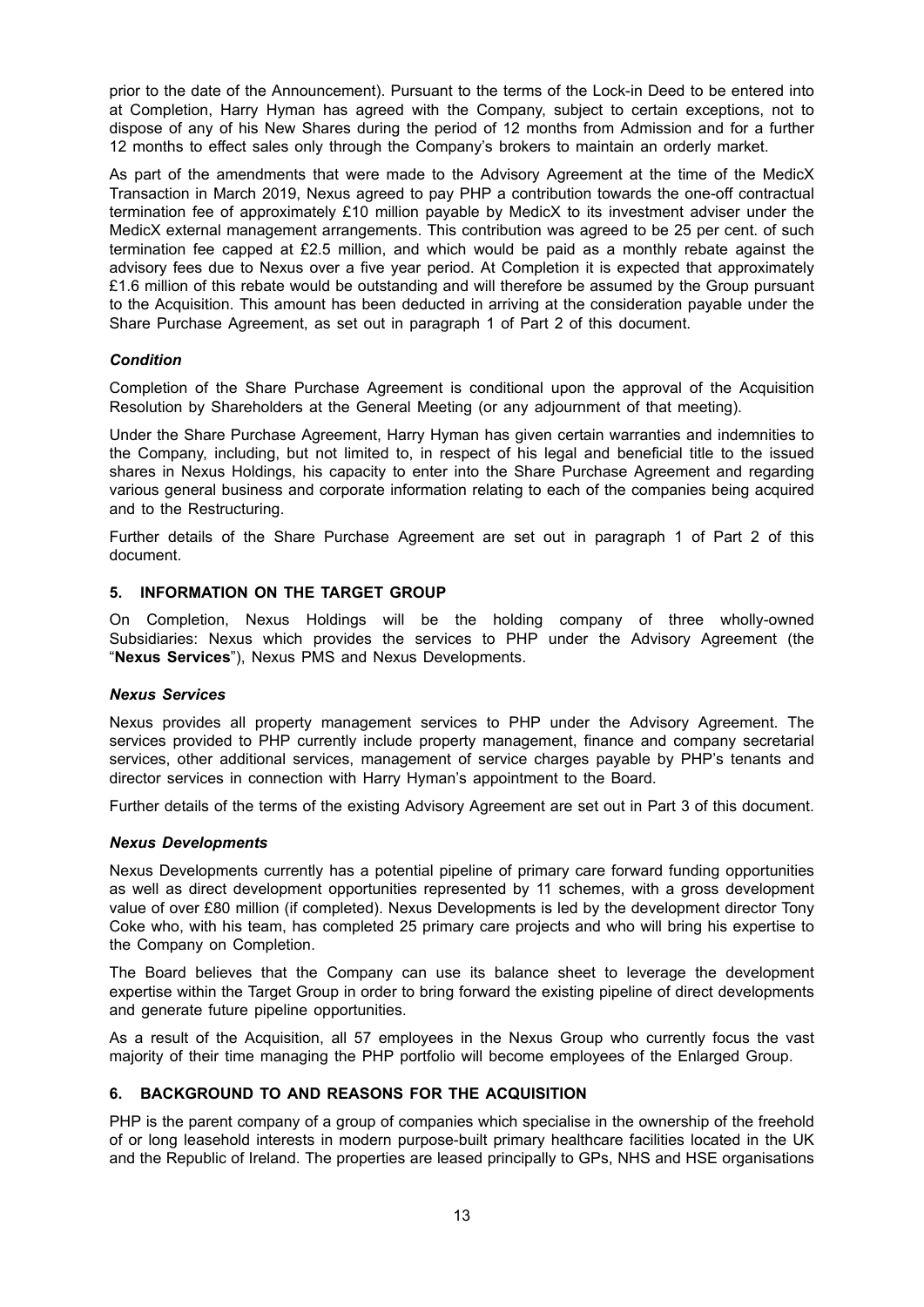prior to the date of the Announcement). Pursuant to the terms of the Lock-in Deed to be entered into at Completion, Harry Hyman has agreed with the Company, subject to certain exceptions, not to dispose of any of his New Shares during the period of 12 months from Admission and for a further 12 months to effect sales only through the Company's brokers to maintain an orderly market.

As part of the amendments that were made to the Advisory Agreement at the time of the MedicX Transaction in March 2019, Nexus agreed to pay PHP a contribution towards the one-off contractual termination fee of approximately £10 million payable by MedicX to its investment adviser under the MedicX external management arrangements. This contribution was agreed to be 25 per cent. of such termination fee capped at £2.5 million, and which would be paid as a monthly rebate against the advisory fees due to Nexus over a five year period. At Completion it is expected that approximately £1.6 million of this rebate would be outstanding and will therefore be assumed by the Group pursuant to the Acquisition. This amount has been deducted in arriving at the consideration payable under the Share Purchase Agreement, as set out in paragraph 1 of Part 2 of this document.

### *Condition*

Completion of the Share Purchase Agreement is conditional upon the approval of the Acquisition Resolution by Shareholders at the General Meeting (or any adjournment of that meeting).

Under the Share Purchase Agreement, Harry Hyman has given certain warranties and indemnities to the Company, including, but not limited to, in respect of his legal and beneficial title to the issued shares in Nexus Holdings, his capacity to enter into the Share Purchase Agreement and regarding various general business and corporate information relating to each of the companies being acquired and to the Restructuring.

Further details of the Share Purchase Agreement are set out in paragraph 1 of Part 2 of this document.

## 5. INFORMATION ON THE TARGET GROUP

On Completion, Nexus Holdings will be the holding company of three wholly-owned Subsidiaries: Nexus which provides the services to PHP under the Advisory Agreement (the "**Nexus Services**"), Nexus PMS and Nexus Developments.

### *Nexus Services*

Nexus provides all property management services to PHP under the Advisory Agreement. The services provided to PHP currently include property management, finance and company secretarial services, other additional services, management of service charges payable by PHP's tenants and director services in connection with Harry Hyman's appointment to the Board.

Further details of the terms of the existing Advisory Agreement are set out in Part 3 of this document.

### *Nexus Developments*

Nexus Developments currently has a potential pipeline of primary care forward funding opportunities as well as direct development opportunities represented by 11 schemes, with a gross development value of over £80 million (if completed). Nexus Developments is led by the development director Tony Coke who, with his team, has completed 25 primary care projects and who will bring his expertise to the Company on Completion.

The Board believes that the Company can use its balance sheet to leverage the development expertise within the Target Group in order to bring forward the existing pipeline of direct developments and generate future pipeline opportunities.

As a result of the Acquisition, all 57 employees in the Nexus Group who currently focus the vast majority of their time managing the PHP portfolio will become employees of the Enlarged Group.

## 6. BACKGROUND TO AND REASONS FOR THE ACQUISITION

PHP is the parent company of a group of companies which specialise in the ownership of the freehold of or long leasehold interests in modern purpose-built primary healthcare facilities located in the UK and the Republic of Ireland. The properties are leased principally to GPs, NHS and HSE organisations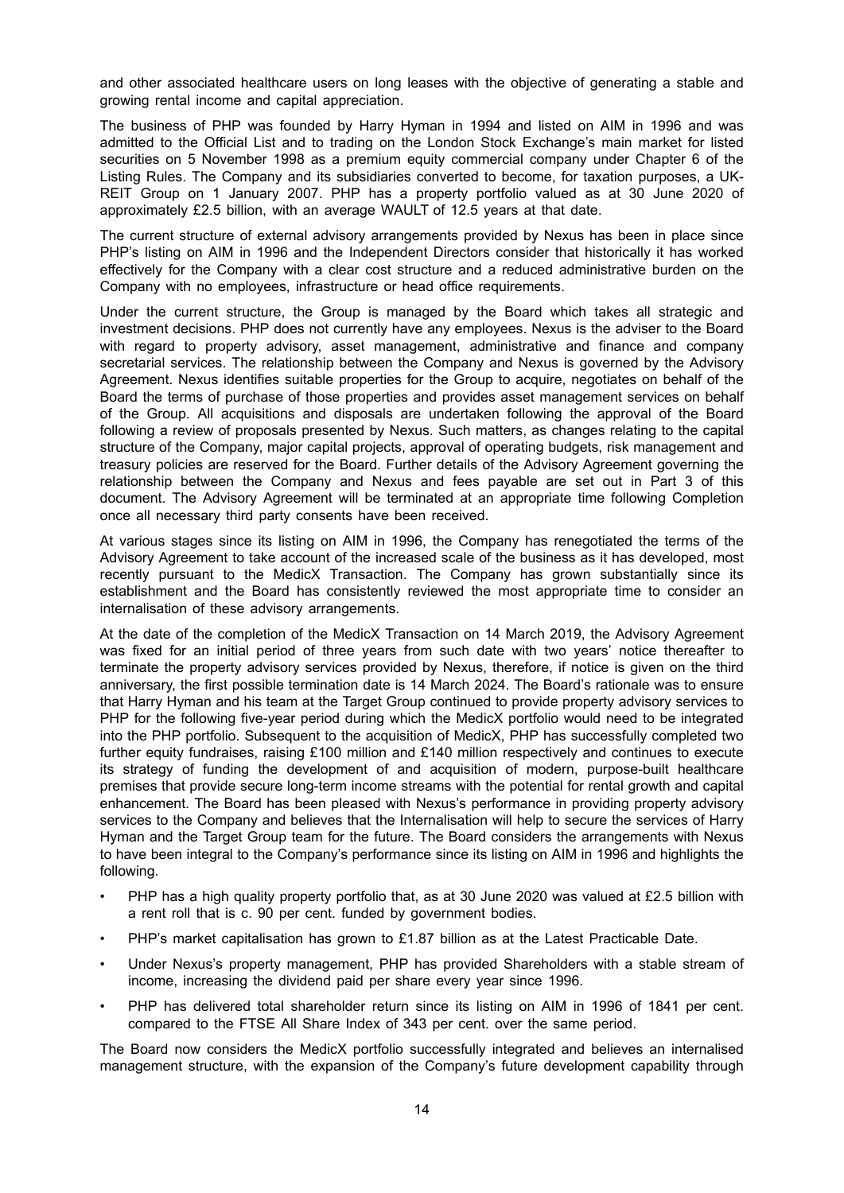and other associated healthcare users on long leases with the objective of generating a stable and growing rental income and capital appreciation.

The business of PHP was founded by Harry Hyman in 1994 and listed on AIM in 1996 and was admitted to the Official List and to trading on the London Stock Exchange's main market for listed securities on 5 November 1998 as a premium equity commercial company under Chapter 6 of the Listing Rules. The Company and its subsidiaries converted to become, for taxation purposes, a UK-REIT Group on 1 January 2007. PHP has a property portfolio valued as at 30 June 2020 of approximately £2.5 billion, with an average WAULT of 12.5 years at that date.

The current structure of external advisory arrangements provided by Nexus has been in place since PHP's listing on AIM in 1996 and the Independent Directors consider that historically it has worked effectively for the Company with a clear cost structure and a reduced administrative burden on the Company with no employees, infrastructure or head office requirements.

Under the current structure, the Group is managed by the Board which takes all strategic and investment decisions. PHP does not currently have any employees. Nexus is the adviser to the Board with regard to property advisory, asset management, administrative and finance and company secretarial services. The relationship between the Company and Nexus is governed by the Advisory Agreement. Nexus identifies suitable properties for the Group to acquire, negotiates on behalf of the Board the terms of purchase of those properties and provides asset management services on behalf of the Group. All acquisitions and disposals are undertaken following the approval of the Board following a review of proposals presented by Nexus. Such matters, as changes relating to the capital structure of the Company, major capital projects, approval of operating budgets, risk management and treasury policies are reserved for the Board. Further details of the Advisory Agreement governing the relationship between the Company and Nexus and fees payable are set out in Part 3 of this document. The Advisory Agreement will be terminated at an appropriate time following Completion once all necessary third party consents have been received.

At various stages since its listing on AIM in 1996, the Company has renegotiated the terms of the Advisory Agreement to take account of the increased scale of the business as it has developed, most recently pursuant to the MedicX Transaction. The Company has grown substantially since its establishment and the Board has consistently reviewed the most appropriate time to consider an internalisation of these advisory arrangements.

At the date of the completion of the MedicX Transaction on 14 March 2019, the Advisory Agreement was fixed for an initial period of three years from such date with two years' notice thereafter to terminate the property advisory services provided by Nexus, therefore, if notice is given on the third anniversary, the first possible termination date is 14 March 2024. The Board's rationale was to ensure that Harry Hyman and his team at the Target Group continued to provide property advisory services to PHP for the following five-year period during which the MedicX portfolio would need to be integrated into the PHP portfolio. Subsequent to the acquisition of MedicX, PHP has successfully completed two further equity fundraises, raising £100 million and £140 million respectively and continues to execute its strategy of funding the development of and acquisition of modern, purpose-built healthcare premises that provide secure long-term income streams with the potential for rental growth and capital enhancement. The Board has been pleased with Nexus's performance in providing property advisory services to the Company and believes that the Internalisation will help to secure the services of Harry Hyman and the Target Group team for the future. The Board considers the arrangements with Nexus to have been integral to the Company's performance since its listing on AIM in 1996 and highlights the following.

- PHP has a high quality property portfolio that, as at 30 June 2020 was valued at £2.5 billion with a rent roll that is c. 90 per cent. funded by government bodies.
- PHP's market capitalisation has grown to £1.87 billion as at the Latest Practicable Date.
- Under Nexus's property management, PHP has provided Shareholders with a stable stream of income, increasing the dividend paid per share every year since 1996.
- PHP has delivered total shareholder return since its listing on AIM in 1996 of 1841 per cent. compared to the FTSE All Share Index of 343 per cent. over the same period.

The Board now considers the MedicX portfolio successfully integrated and believes an internalised management structure, with the expansion of the Company's future development capability through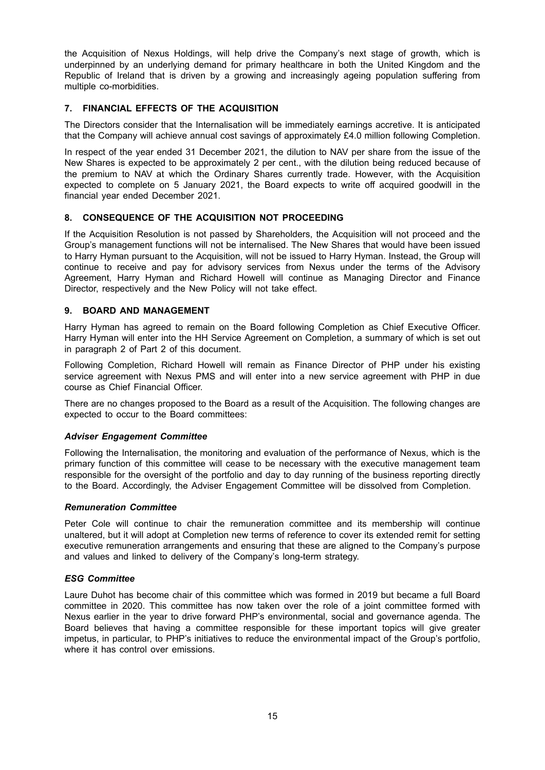the Acquisition of Nexus Holdings, will help drive the Company's next stage of growth, which is underpinned by an underlying demand for primary healthcare in both the United Kingdom and the Republic of Ireland that is driven by a growing and increasingly ageing population suffering from multiple co-morbidities.

## 7. FINANCIAL EFFECTS OF THE ACQUISITION

The Directors consider that the Internalisation will be immediately earnings accretive. It is anticipated that the Company will achieve annual cost savings of approximately £4.0 million following Completion.

In respect of the year ended 31 December 2021, the dilution to NAV per share from the issue of the New Shares is expected to be approximately 2 per cent., with the dilution being reduced because of the premium to NAV at which the Ordinary Shares currently trade. However, with the Acquisition expected to complete on 5 January 2021, the Board expects to write off acquired goodwill in the financial year ended December 2021.

## 8. CONSEQUENCE OF THE ACQUISITION NOT PROCEEDING

If the Acquisition Resolution is not passed by Shareholders, the Acquisition will not proceed and the Group's management functions will not be internalised. The New Shares that would have been issued to Harry Hyman pursuant to the Acquisition, will not be issued to Harry Hyman. Instead, the Group will continue to receive and pay for advisory services from Nexus under the terms of the Advisory Agreement, Harry Hyman and Richard Howell will continue as Managing Director and Finance Director, respectively and the New Policy will not take effect.

## 9. BOARD AND MANAGEMENT

Harry Hyman has agreed to remain on the Board following Completion as Chief Executive Officer. Harry Hyman will enter into the HH Service Agreement on Completion, a summary of which is set out in paragraph 2 of Part 2 of this document.

Following Completion, Richard Howell will remain as Finance Director of PHP under his existing service agreement with Nexus PMS and will enter into a new service agreement with PHP in due course as Chief Financial Officer.

There are no changes proposed to the Board as a result of the Acquisition. The following changes are expected to occur to the Board committees:

### *Adviser Engagement Committee*

Following the Internalisation, the monitoring and evaluation of the performance of Nexus, which is the primary function of this committee will cease to be necessary with the executive management team responsible for the oversight of the portfolio and day to day running of the business reporting directly to the Board. Accordingly, the Adviser Engagement Committee will be dissolved from Completion.

### *Remuneration Committee*

Peter Cole will continue to chair the remuneration committee and its membership will continue unaltered, but it will adopt at Completion new terms of reference to cover its extended remit for setting executive remuneration arrangements and ensuring that these are aligned to the Company's purpose and values and linked to delivery of the Company's long-term strategy.

### *ESG Committee*

Laure Duhot has become chair of this committee which was formed in 2019 but became a full Board committee in 2020. This committee has now taken over the role of a joint committee formed with Nexus earlier in the year to drive forward PHP's environmental, social and governance agenda. The Board believes that having a committee responsible for these important topics will give greater impetus, in particular, to PHP's initiatives to reduce the environmental impact of the Group's portfolio, where it has control over emissions.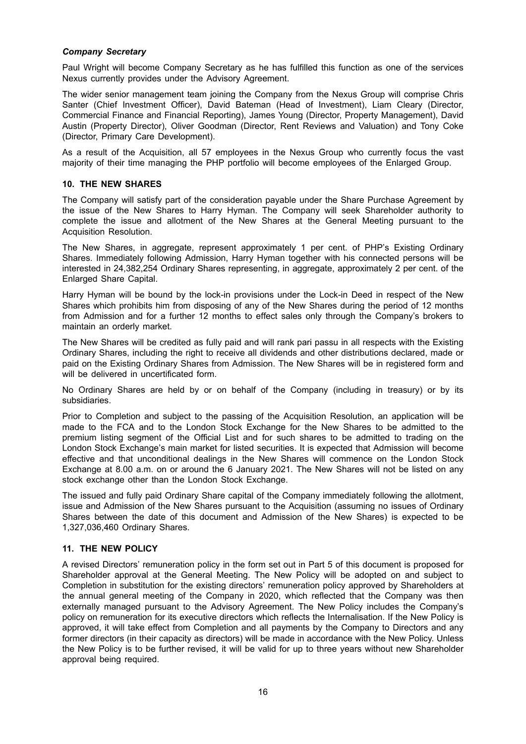***Company Secretary***

Paul Wright will become Company Secretary as he has fulfilled this function as one of the services Nexus currently provides under the Advisory Agreement.

The wider senior management team joining the Company from the Nexus Group will comprise Chris Santer (Chief Investment Officer), David Bateman (Head of Investment), Liam Cleary (Director, Commercial Finance and Financial Reporting), James Young (Director, Property Management), David Austin (Property Director), Oliver Goodman (Director, Rent Reviews and Valuation) and Tony Coke (Director, Primary Care Development).

As a result of the Acquisition, all 57 employees in the Nexus Group who currently focus the vast majority of their time managing the PHP portfolio will become employees of the Enlarged Group.

## 10. THE NEW SHARES

The Company will satisfy part of the consideration payable under the Share Purchase Agreement by the issue of the New Shares to Harry Hyman. The Company will seek Shareholder authority to complete the issue and allotment of the New Shares at the General Meeting pursuant to the Acquisition Resolution.

The New Shares, in aggregate, represent approximately 1 per cent. of PHP's Existing Ordinary Shares. Immediately following Admission, Harry Hyman together with his connected persons will be interested in 24,382,254 Ordinary Shares representing, in aggregate, approximately 2 per cent. of the Enlarged Share Capital.

Harry Hyman will be bound by the lock-in provisions under the Lock-in Deed in respect of the New Shares which prohibits him from disposing of any of the New Shares during the period of 12 months from Admission and for a further 12 months to effect sales only through the Company's brokers to maintain an orderly market.

The New Shares will be credited as fully paid and will rank pari passu in all respects with the Existing Ordinary Shares, including the right to receive all dividends and other distributions declared, made or paid on the Existing Ordinary Shares from Admission. The New Shares will be in registered form and will be delivered in uncertificated form.

No Ordinary Shares are held by or on behalf of the Company (including in treasury) or by its subsidiaries.

Prior to Completion and subject to the passing of the Acquisition Resolution, an application will be made to the FCA and to the London Stock Exchange for the New Shares to be admitted to the premium listing segment of the Official List and for such shares to be admitted to trading on the London Stock Exchange's main market for listed securities. It is expected that Admission will become effective and that unconditional dealings in the New Shares will commence on the London Stock Exchange at 8.00 a.m. on or around the 6 January 2021. The New Shares will not be listed on any stock exchange other than the London Stock Exchange.

The issued and fully paid Ordinary Share capital of the Company immediately following the allotment, issue and Admission of the New Shares pursuant to the Acquisition (assuming no issues of Ordinary Shares between the date of this document and Admission of the New Shares) is expected to be 1,327,036,460 Ordinary Shares.

## 11. THE NEW POLICY

A revised Directors' remuneration policy in the form set out in Part 5 of this document is proposed for Shareholder approval at the General Meeting. The New Policy will be adopted on and subject to Completion in substitution for the existing directors' remuneration policy approved by Shareholders at the annual general meeting of the Company in 2020, which reflected that the Company was then externally managed pursuant to the Advisory Agreement. The New Policy includes the Company's policy on remuneration for its executive directors which reflects the Internalisation. If the New Policy is approved, it will take effect from Completion and all payments by the Company to Directors and any former directors (in their capacity as directors) will be made in accordance with the New Policy. Unless the New Policy is to be further revised, it will be valid for up to three years without new Shareholder approval being required.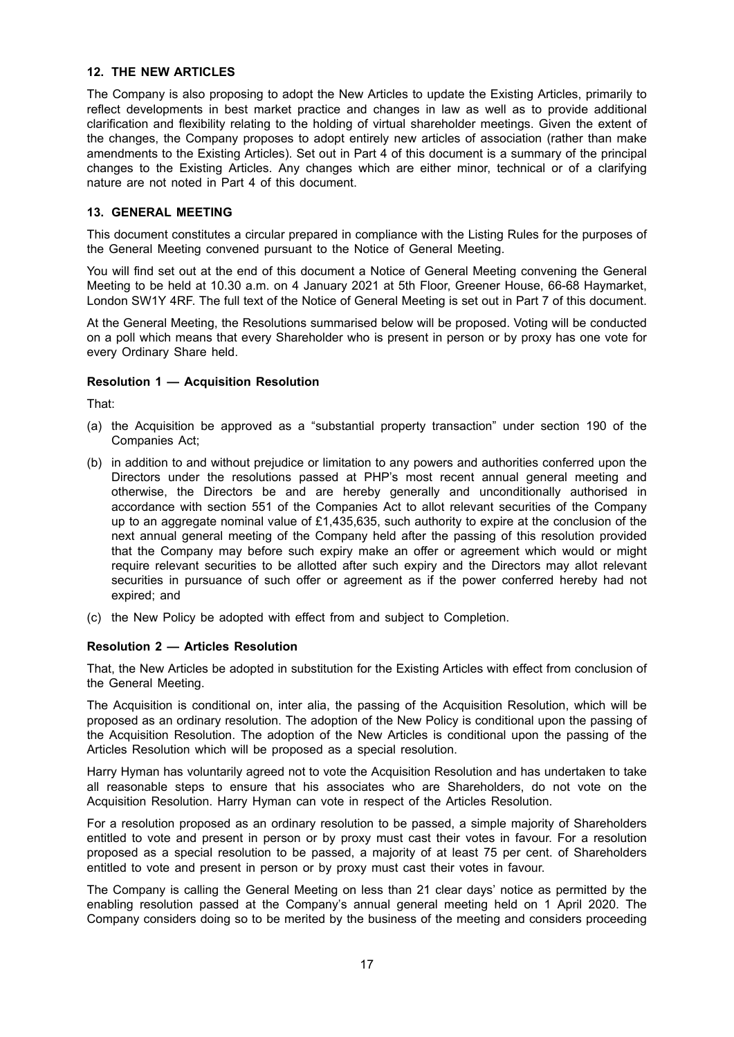## 12. THE NEW ARTICLES

The Company is also proposing to adopt the New Articles to update the Existing Articles, primarily to reflect developments in best market practice and changes in law as well as to provide additional clarification and flexibility relating to the holding of virtual shareholder meetings. Given the extent of the changes, the Company proposes to adopt entirely new articles of association (rather than make amendments to the Existing Articles). Set out in Part 4 of this document is a summary of the principal changes to the Existing Articles. Any changes which are either minor, technical or of a clarifying nature are not noted in Part 4 of this document.

## 13. GENERAL MEETING

This document constitutes a circular prepared in compliance with the Listing Rules for the purposes of the General Meeting convened pursuant to the Notice of General Meeting.

You will find set out at the end of this document a Notice of General Meeting convening the General Meeting to be held at 10.30 a.m. on 4 January 2021 at 5th Floor, Greener House, 66-68 Haymarket, London SW1Y 4RF. The full text of the Notice of General Meeting is set out in Part 7 of this document.

At the General Meeting, the Resolutions summarised below will be proposed. Voting will be conducted on a poll which means that every Shareholder who is present in person or by proxy has one vote for every Ordinary Share held.

### Resolution 1 — Acquisition Resolution

That:

(a) the Acquisition be approved as a "substantial property transaction" under section 190 of the Companies Act;

(b) in addition to and without prejudice or limitation to any powers and authorities conferred upon the Directors under the resolutions passed at PHP's most recent annual general meeting and otherwise, the Directors be and are hereby generally and unconditionally authorised in accordance with section 551 of the Companies Act to allot relevant securities of the Company up to an aggregate nominal value of £1,435,635, such authority to expire at the conclusion of the next annual general meeting of the Company held after the passing of this resolution provided that the Company may before such expiry make an offer or agreement which would or might require relevant securities to be allotted after such expiry and the Directors may allot relevant securities in pursuance of such offer or agreement as if the power conferred hereby had not expired; and

(c) the New Policy be adopted with effect from and subject to Completion.

### Resolution 2 — Articles Resolution

That, the New Articles be adopted in substitution for the Existing Articles with effect from conclusion of the General Meeting.

The Acquisition is conditional on, inter alia, the passing of the Acquisition Resolution, which will be proposed as an ordinary resolution. The adoption of the New Policy is conditional upon the passing of the Acquisition Resolution. The adoption of the New Articles is conditional upon the passing of the Articles Resolution which will be proposed as a special resolution.

Harry Hyman has voluntarily agreed not to vote the Acquisition Resolution and has undertaken to take all reasonable steps to ensure that his associates who are Shareholders, do not vote on the Acquisition Resolution. Harry Hyman can vote in respect of the Articles Resolution.

For a resolution proposed as an ordinary resolution to be passed, a simple majority of Shareholders entitled to vote and present in person or by proxy must cast their votes in favour. For a resolution proposed as a special resolution to be passed, a majority of at least 75 per cent. of Shareholders entitled to vote and present in person or by proxy must cast their votes in favour.

The Company is calling the General Meeting on less than 21 clear days' notice as permitted by the enabling resolution passed at the Company's annual general meeting held on 1 April 2020. The Company considers doing so to be merited by the business of the meeting and considers proceeding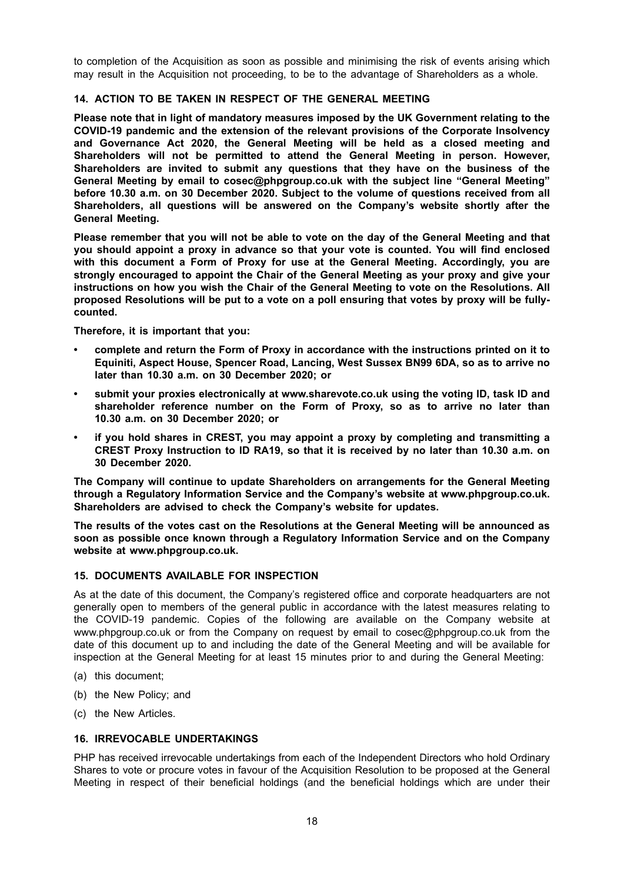to completion of the Acquisition as soon as possible and minimising the risk of events arising which may result in the Acquisition not proceeding, to be to the advantage of Shareholders as a whole.

## 14. ACTION TO BE TAKEN IN RESPECT OF THE GENERAL MEETING

**Please note that in light of mandatory measures imposed by the UK Government relating to the COVID-19 pandemic and the extension of the relevant provisions of the Corporate Insolvency and Governance Act 2020, the General Meeting will be held as a closed meeting and Shareholders will not be permitted to attend the General Meeting in person. However, Shareholders are invited to submit any questions that they have on the business of the General Meeting by email to cosec@phpgroup.co.uk with the subject line "General Meeting" before 10.30 a.m. on 30 December 2020. Subject to the volume of questions received from all Shareholders, all questions will be answered on the Company's website shortly after the General Meeting.**

**Please remember that you will not be able to vote on the day of the General Meeting and that you should appoint a proxy in advance so that your vote is counted. You will find enclosed with this document a Form of Proxy for use at the General Meeting. Accordingly, you are strongly encouraged to appoint the Chair of the General Meeting as your proxy and give your instructions on how you wish the Chair of the General Meeting to vote on the Resolutions. All proposed Resolutions will be put to a vote on a poll ensuring that votes by proxy will be fully-counted.**

**Therefore, it is important that you:**

- **complete and return the Form of Proxy in accordance with the instructions printed on it to Equiniti, Aspect House, Spencer Road, Lancing, West Sussex BN99 6DA, so as to arrive no later than 10.30 a.m. on 30 December 2020; or**
- **submit your proxies electronically at www.sharevote.co.uk using the voting ID, task ID and shareholder reference number on the Form of Proxy, so as to arrive no later than 10.30 a.m. on 30 December 2020; or**
- **if you hold shares in CREST, you may appoint a proxy by completing and transmitting a CREST Proxy Instruction to ID RA19, so that it is received by no later than 10.30 a.m. on 30 December 2020.**

**The Company will continue to update Shareholders on arrangements for the General Meeting through a Regulatory Information Service and the Company's website at www.phpgroup.co.uk. Shareholders are advised to check the Company's website for updates.**

**The results of the votes cast on the Resolutions at the General Meeting will be announced as soon as possible once known through a Regulatory Information Service and on the Company website at www.phpgroup.co.uk.**

## 15. DOCUMENTS AVAILABLE FOR INSPECTION

As at the date of this document, the Company's registered office and corporate headquarters are not generally open to members of the general public in accordance with the latest measures relating to the COVID-19 pandemic. Copies of the following are available on the Company website at www.phpgroup.co.uk or from the Company on request by email to cosec@phpgroup.co.uk from the date of this document up to and including the date of the General Meeting and will be available for inspection at the General Meeting for at least 15 minutes prior to and during the General Meeting:

(a) this document;

(b) the New Policy; and

(c) the New Articles.

## 16. IRREVOCABLE UNDERTAKINGS

PHP has received irrevocable undertakings from each of the Independent Directors who hold Ordinary Shares to vote or procure votes in favour of the Acquisition Resolution to be proposed at the General Meeting in respect of their beneficial holdings (and the beneficial holdings which are under their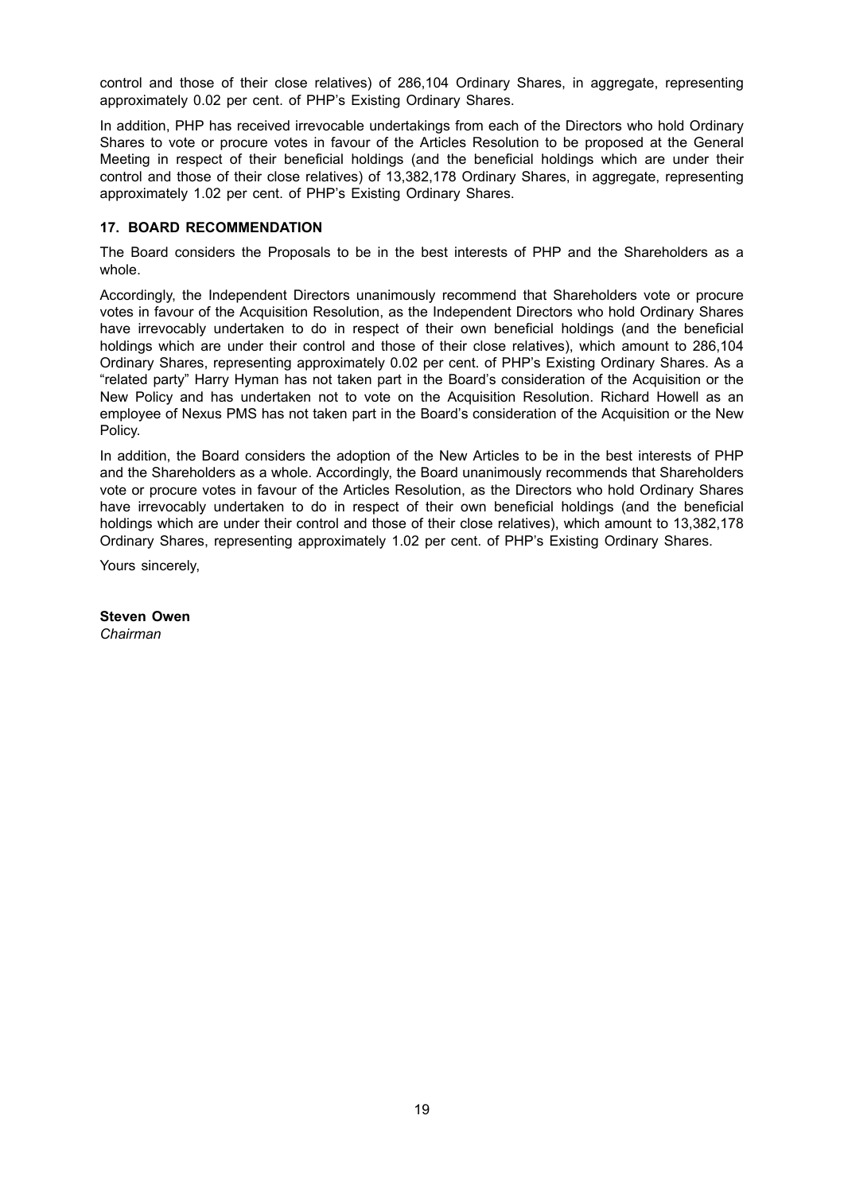control and those of their close relatives) of 286,104 Ordinary Shares, in aggregate, representing approximately 0.02 per cent. of PHP's Existing Ordinary Shares.

In addition, PHP has received irrevocable undertakings from each of the Directors who hold Ordinary Shares to vote or procure votes in favour of the Articles Resolution to be proposed at the General Meeting in respect of their beneficial holdings (and the beneficial holdings which are under their control and those of their close relatives) of 13,382,178 Ordinary Shares, in aggregate, representing approximately 1.02 per cent. of PHP's Existing Ordinary Shares.

## 17. BOARD RECOMMENDATION

The Board considers the Proposals to be in the best interests of PHP and the Shareholders as a whole.

Accordingly, the Independent Directors unanimously recommend that Shareholders vote or procure votes in favour of the Acquisition Resolution, as the Independent Directors who hold Ordinary Shares have irrevocably undertaken to do in respect of their own beneficial holdings (and the beneficial holdings which are under their control and those of their close relatives), which amount to 286,104 Ordinary Shares, representing approximately 0.02 per cent. of PHP's Existing Ordinary Shares. As a "related party" Harry Hyman has not taken part in the Board's consideration of the Acquisition or the New Policy and has undertaken not to vote on the Acquisition Resolution. Richard Howell as an employee of Nexus PMS has not taken part in the Board's consideration of the Acquisition or the New Policy.

In addition, the Board considers the adoption of the New Articles to be in the best interests of PHP and the Shareholders as a whole. Accordingly, the Board unanimously recommends that Shareholders vote or procure votes in favour of the Articles Resolution, as the Directors who hold Ordinary Shares have irrevocably undertaken to do in respect of their own beneficial holdings (and the beneficial holdings which are under their control and those of their close relatives), which amount to 13,382,178 Ordinary Shares, representing approximately 1.02 per cent. of PHP's Existing Ordinary Shares.

Yours sincerely,

**Steven Owen**
*Chairman*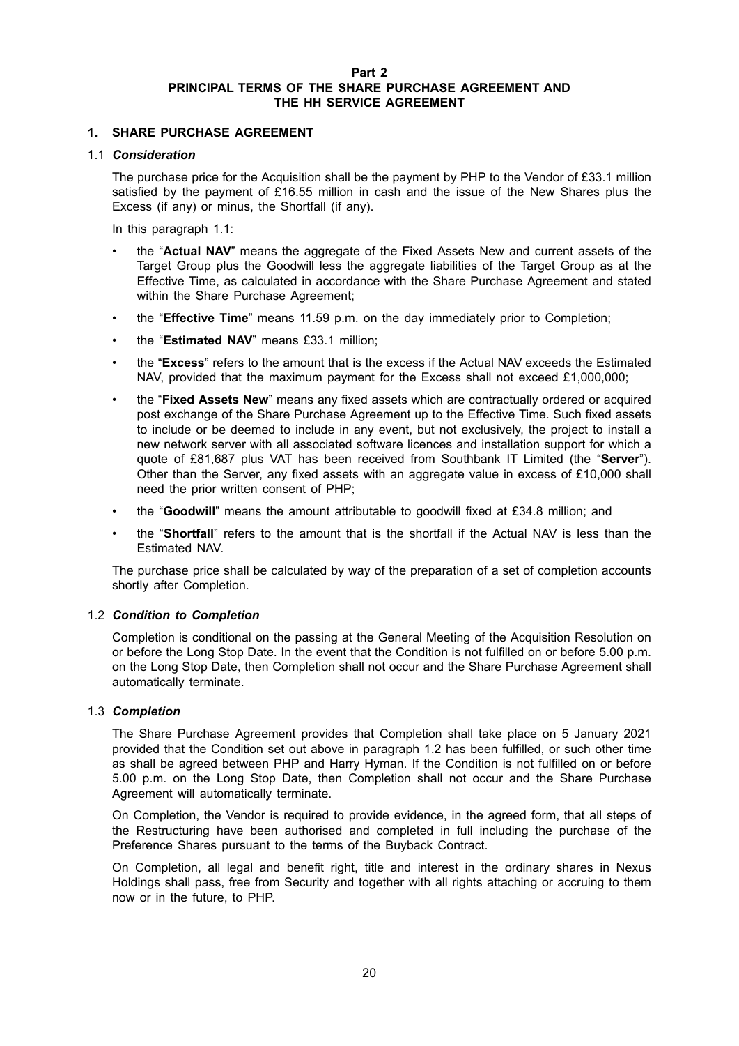# Part 2
# PRINCIPAL TERMS OF THE SHARE PURCHASE AGREEMENT AND THE HH SERVICE AGREEMENT

## 1. SHARE PURCHASE AGREEMENT

### 1.1 *Consideration*

The purchase price for the Acquisition shall be the payment by PHP to the Vendor of £33.1 million satisfied by the payment of £16.55 million in cash and the issue of the New Shares plus the Excess (if any) or minus, the Shortfall (if any).

In this paragraph 1.1:

- the "**Actual NAV**" means the aggregate of the Fixed Assets New and current assets of the Target Group plus the Goodwill less the aggregate liabilities of the Target Group as at the Effective Time, as calculated in accordance with the Share Purchase Agreement and stated within the Share Purchase Agreement;
- the "**Effective Time**" means 11.59 p.m. on the day immediately prior to Completion;
- the "**Estimated NAV**" means £33.1 million;
- the "**Excess**" refers to the amount that is the excess if the Actual NAV exceeds the Estimated NAV, provided that the maximum payment for the Excess shall not exceed £1,000,000;
- the "**Fixed Assets New**" means any fixed assets which are contractually ordered or acquired post exchange of the Share Purchase Agreement up to the Effective Time. Such fixed assets to include or be deemed to include in any event, but not exclusively, the project to install a new network server with all associated software licences and installation support for which a quote of £81,687 plus VAT has been received from Southbank IT Limited (the "**Server**"). Other than the Server, any fixed assets with an aggregate value in excess of £10,000 shall need the prior written consent of PHP;
- the "**Goodwill**" means the amount attributable to goodwill fixed at £34.8 million; and
- the "**Shortfall**" refers to the amount that is the shortfall if the Actual NAV is less than the Estimated NAV.

The purchase price shall be calculated by way of the preparation of a set of completion accounts shortly after Completion.

### 1.2 *Condition to Completion*

Completion is conditional on the passing at the General Meeting of the Acquisition Resolution on or before the Long Stop Date. In the event that the Condition is not fulfilled on or before 5.00 p.m. on the Long Stop Date, then Completion shall not occur and the Share Purchase Agreement shall automatically terminate.

### 1.3 *Completion*

The Share Purchase Agreement provides that Completion shall take place on 5 January 2021 provided that the Condition set out above in paragraph 1.2 has been fulfilled, or such other time as shall be agreed between PHP and Harry Hyman. If the Condition is not fulfilled on or before 5.00 p.m. on the Long Stop Date, then Completion shall not occur and the Share Purchase Agreement will automatically terminate.

On Completion, the Vendor is required to provide evidence, in the agreed form, that all steps of the Restructuring have been authorised and completed in full including the purchase of the Preference Shares pursuant to the terms of the Buyback Contract.

On Completion, all legal and benefit right, title and interest in the ordinary shares in Nexus Holdings shall pass, free from Security and together with all rights attaching or accruing to them now or in the future, to PHP.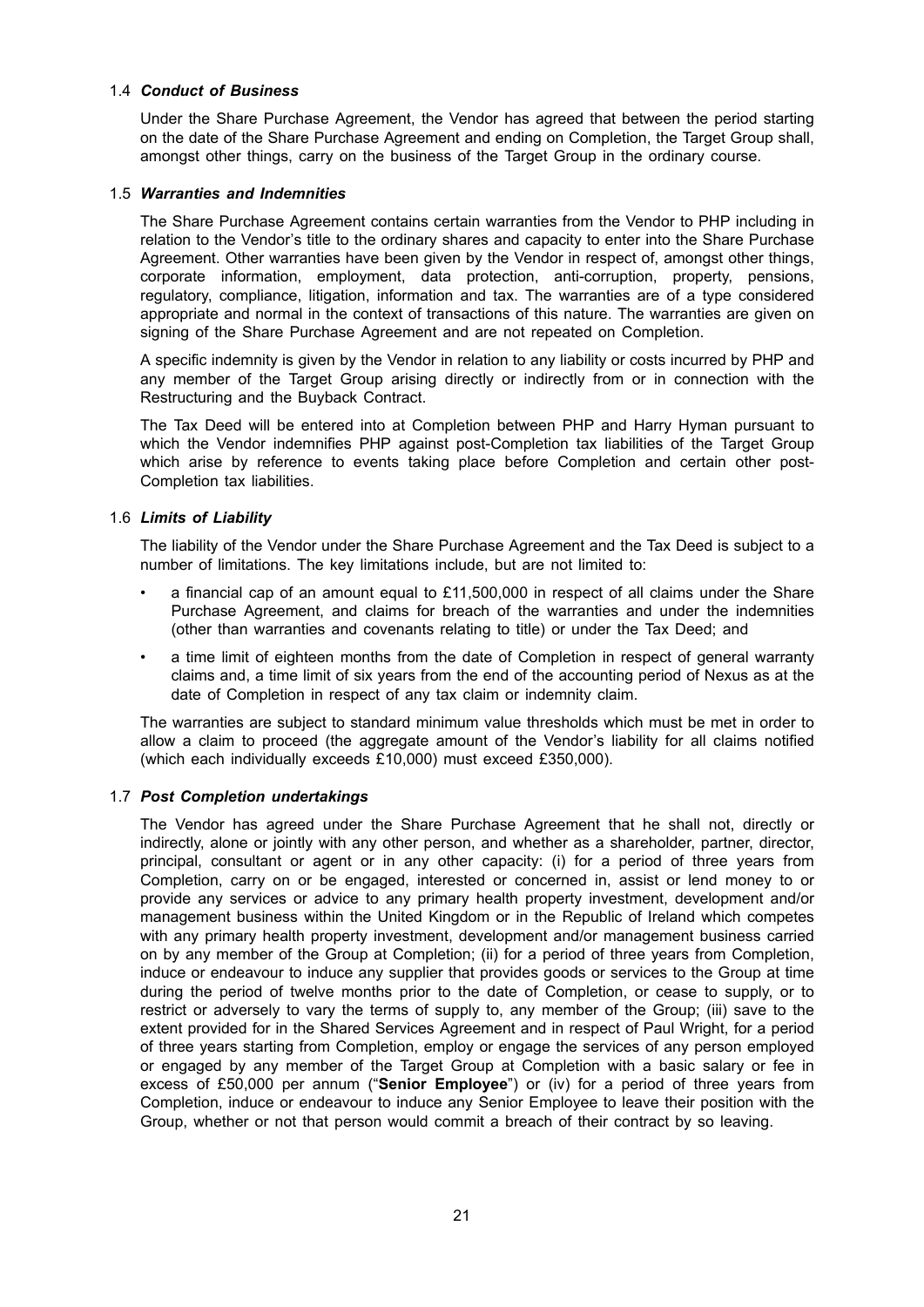### 1.4 *Conduct of Business*

Under the Share Purchase Agreement, the Vendor has agreed that between the period starting on the date of the Share Purchase Agreement and ending on Completion, the Target Group shall, amongst other things, carry on the business of the Target Group in the ordinary course.

### 1.5 *Warranties and Indemnities*

The Share Purchase Agreement contains certain warranties from the Vendor to PHP including in relation to the Vendor's title to the ordinary shares and capacity to enter into the Share Purchase Agreement. Other warranties have been given by the Vendor in respect of, amongst other things, corporate information, employment, data protection, anti-corruption, property, pensions, regulatory, compliance, litigation, information and tax. The warranties are of a type considered appropriate and normal in the context of transactions of this nature. The warranties are given on signing of the Share Purchase Agreement and are not repeated on Completion.

A specific indemnity is given by the Vendor in relation to any liability or costs incurred by PHP and any member of the Target Group arising directly or indirectly from or in connection with the Restructuring and the Buyback Contract.

The Tax Deed will be entered into at Completion between PHP and Harry Hyman pursuant to which the Vendor indemnifies PHP against post-Completion tax liabilities of the Target Group which arise by reference to events taking place before Completion and certain other post-Completion tax liabilities.

### 1.6 *Limits of Liability*

The liability of the Vendor under the Share Purchase Agreement and the Tax Deed is subject to a number of limitations. The key limitations include, but are not limited to:

- a financial cap of an amount equal to £11,500,000 in respect of all claims under the Share Purchase Agreement, and claims for breach of the warranties and under the indemnities (other than warranties and covenants relating to title) or under the Tax Deed; and
- a time limit of eighteen months from the date of Completion in respect of general warranty claims and, a time limit of six years from the end of the accounting period of Nexus as at the date of Completion in respect of any tax claim or indemnity claim.

The warranties are subject to standard minimum value thresholds which must be met in order to allow a claim to proceed (the aggregate amount of the Vendor's liability for all claims notified (which each individually exceeds £10,000) must exceed £350,000).

### 1.7 *Post Completion undertakings*

The Vendor has agreed under the Share Purchase Agreement that he shall not, directly or indirectly, alone or jointly with any other person, and whether as a shareholder, partner, director, principal, consultant or agent or in any other capacity: (i) for a period of three years from Completion, carry on or be engaged, interested or concerned in, assist or lend money to or provide any services or advice to any primary health property investment, development and/or management business within the United Kingdom or in the Republic of Ireland which competes with any primary health property investment, development and/or management business carried on by any member of the Group at Completion; (ii) for a period of three years from Completion, induce or endeavour to induce any supplier that provides goods or services to the Group at time during the period of twelve months prior to the date of Completion, or cease to supply, or to restrict or adversely to vary the terms of supply to, any member of the Group; (iii) save to the extent provided for in the Shared Services Agreement and in respect of Paul Wright, for a period of three years starting from Completion, employ or engage the services of any person employed or engaged by any member of the Target Group at Completion with a basic salary or fee in excess of £50,000 per annum ("**Senior Employee**") or (iv) for a period of three years from Completion, induce or endeavour to induce any Senior Employee to leave their position with the Group, whether or not that person would commit a breach of their contract by so leaving.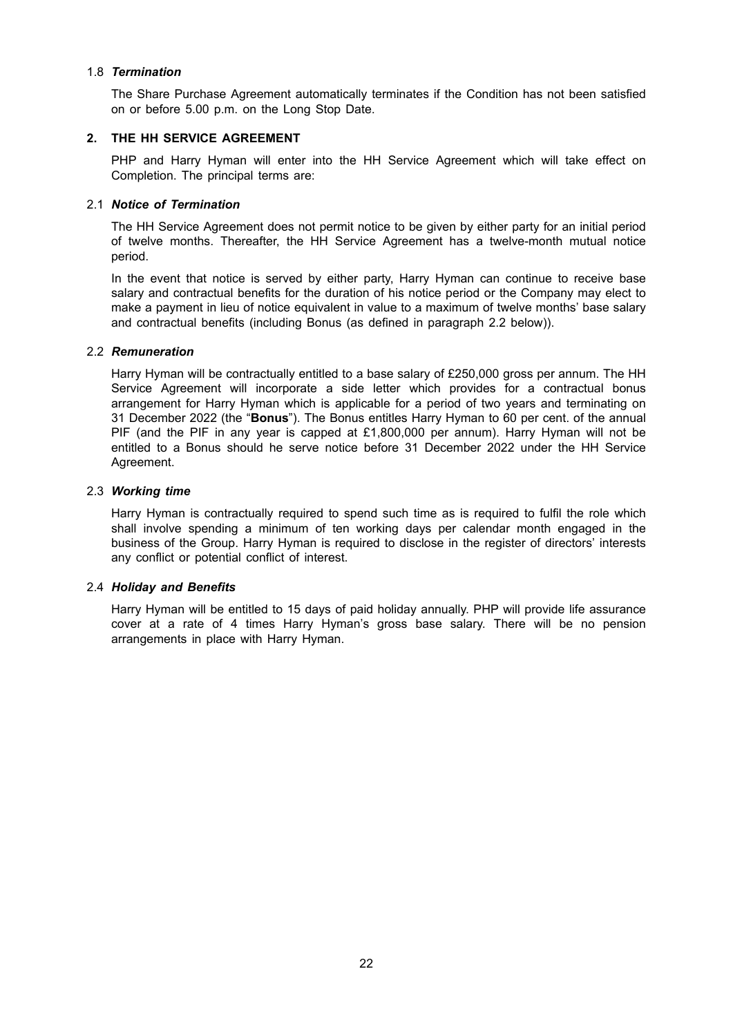### 1.8 *Termination*

The Share Purchase Agreement automatically terminates if the Condition has not been satisfied on or before 5.00 p.m. on the Long Stop Date.

## 2. THE HH SERVICE AGREEMENT

PHP and Harry Hyman will enter into the HH Service Agreement which will take effect on Completion. The principal terms are:

### 2.1 *Notice of Termination*

The HH Service Agreement does not permit notice to be given by either party for an initial period of twelve months. Thereafter, the HH Service Agreement has a twelve-month mutual notice period.

In the event that notice is served by either party, Harry Hyman can continue to receive base salary and contractual benefits for the duration of his notice period or the Company may elect to make a payment in lieu of notice equivalent in value to a maximum of twelve months' base salary and contractual benefits (including Bonus (as defined in paragraph 2.2 below)).

### 2.2 *Remuneration*

Harry Hyman will be contractually entitled to a base salary of £250,000 gross per annum. The HH Service Agreement will incorporate a side letter which provides for a contractual bonus arrangement for Harry Hyman which is applicable for a period of two years and terminating on 31 December 2022 (the "**Bonus**"). The Bonus entitles Harry Hyman to 60 per cent. of the annual PIF (and the PIF in any year is capped at £1,800,000 per annum). Harry Hyman will not be entitled to a Bonus should he serve notice before 31 December 2022 under the HH Service Agreement.

### 2.3 *Working time*

Harry Hyman is contractually required to spend such time as is required to fulfil the role which shall involve spending a minimum of ten working days per calendar month engaged in the business of the Group. Harry Hyman is required to disclose in the register of directors' interests any conflict or potential conflict of interest.

### 2.4 *Holiday and Benefits*

Harry Hyman will be entitled to 15 days of paid holiday annually. PHP will provide life assurance cover at a rate of 4 times Harry Hyman's gross base salary. There will be no pension arrangements in place with Harry Hyman.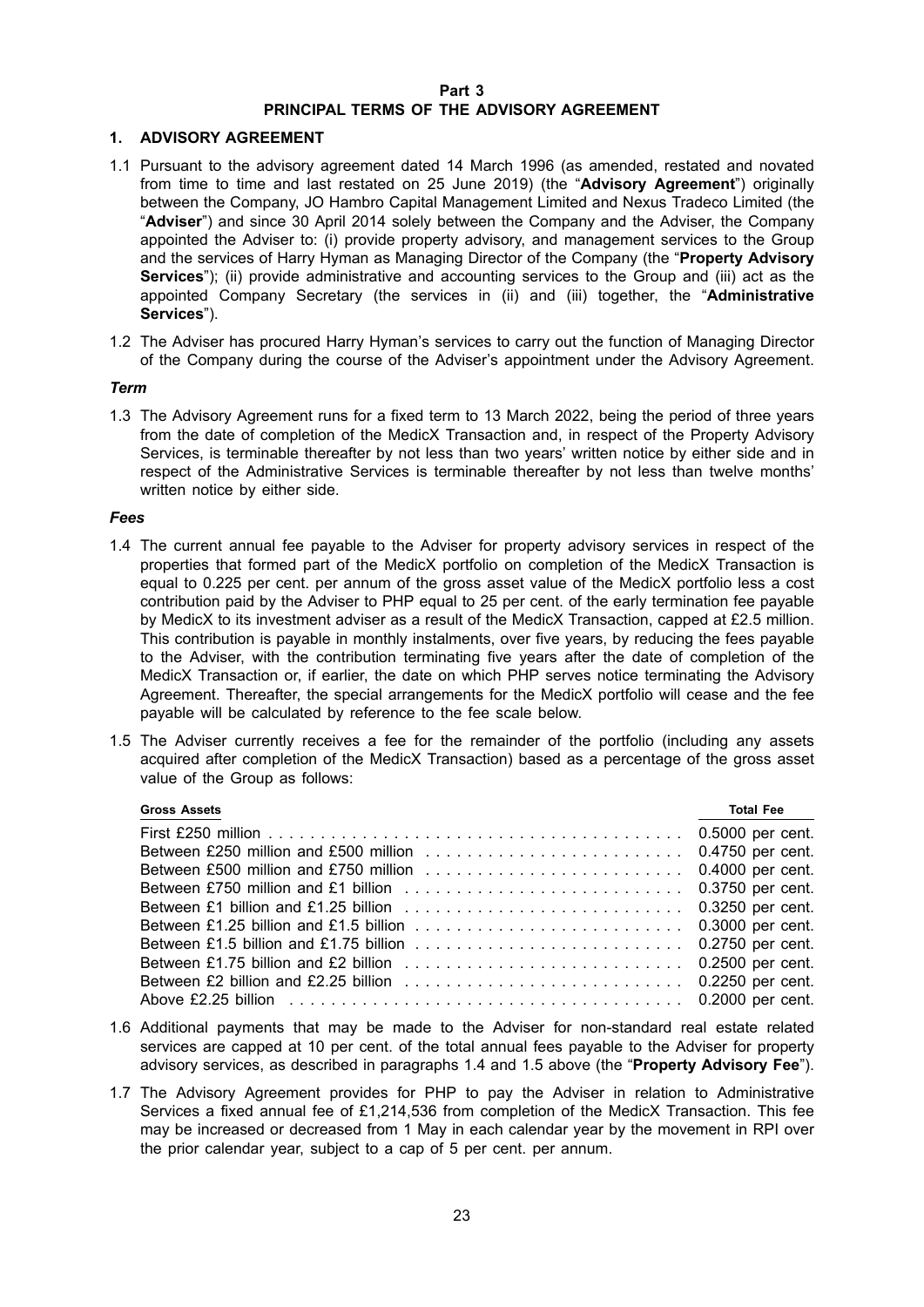# Part 3
## PRINCIPAL TERMS OF THE ADVISORY AGREEMENT

### 1. ADVISORY AGREEMENT

1.1 Pursuant to the advisory agreement dated 14 March 1996 (as amended, restated and novated from time to time and last restated on 25 June 2019) (the "**Advisory Agreement**") originally between the Company, JO Hambro Capital Management Limited and Nexus Tradeco Limited (the "**Adviser**") and since 30 April 2014 solely between the Company and the Adviser, the Company appointed the Adviser to: (i) provide property advisory, and management services to the Group and the services of Harry Hyman as Managing Director of the Company (the "**Property Advisory Services**"); (ii) provide administrative and accounting services to the Group and (iii) act as the appointed Company Secretary (the services in (ii) and (iii) together, the "**Administrative Services**").

1.2 The Adviser has procured Harry Hyman's services to carry out the function of Managing Director of the Company during the course of the Adviser's appointment under the Advisory Agreement.

***Term***

1.3 The Advisory Agreement runs for a fixed term to 13 March 2022, being the period of three years from the date of completion of the MedicX Transaction and, in respect of the Property Advisory Services, is terminable thereafter by not less than two years' written notice by either side and in respect of the Administrative Services is terminable thereafter by not less than twelve months' written notice by either side.

***Fees***

1.4 The current annual fee payable to the Adviser for property advisory services in respect of the properties that formed part of the MedicX portfolio on completion of the MedicX Transaction is equal to 0.225 per cent. per annum of the gross asset value of the MedicX portfolio less a cost contribution paid by the Adviser to PHP equal to 25 per cent. of the early termination fee payable by MedicX to its investment adviser as a result of the MedicX Transaction, capped at £2.5 million. This contribution is payable in monthly instalments, over five years, by reducing the fees payable to the Adviser, with the contribution terminating five years after the date of completion of the MedicX Transaction or, if earlier, the date on which PHP serves notice terminating the Advisory Agreement. Thereafter, the special arrangements for the MedicX portfolio will cease and the fee payable will be calculated by reference to the fee scale below.

1.5 The Adviser currently receives a fee for the remainder of the portfolio (including any assets acquired after completion of the MedicX Transaction) based as a percentage of the gross asset value of the Group as follows:

| Gross Assets | Total Fee |
|---|---|
| First £250 million | 0.5000 per cent. |
| Between £250 million and £500 million | 0.4750 per cent. |
| Between £500 million and £750 million | 0.4000 per cent. |
| Between £750 million and £1 billion | 0.3750 per cent. |
| Between £1 billion and £1.25 billion | 0.3250 per cent. |
| Between £1.25 billion and £1.5 billion | 0.3000 per cent. |
| Between £1.5 billion and £1.75 billion | 0.2750 per cent. |
| Between £1.75 billion and £2 billion | 0.2500 per cent. |
| Between £2 billion and £2.25 billion | 0.2250 per cent. |
| Above £2.25 billion | 0.2000 per cent. |

1.6 Additional payments that may be made to the Adviser for non-standard real estate related services are capped at 10 per cent. of the total annual fees payable to the Adviser for property advisory services, as described in paragraphs 1.4 and 1.5 above (the "**Property Advisory Fee**").

1.7 The Advisory Agreement provides for PHP to pay the Adviser in relation to Administrative Services a fixed annual fee of £1,214,536 from completion of the MedicX Transaction. This fee may be increased or decreased from 1 May in each calendar year by the movement in RPI over the prior calendar year, subject to a cap of 5 per cent. per annum.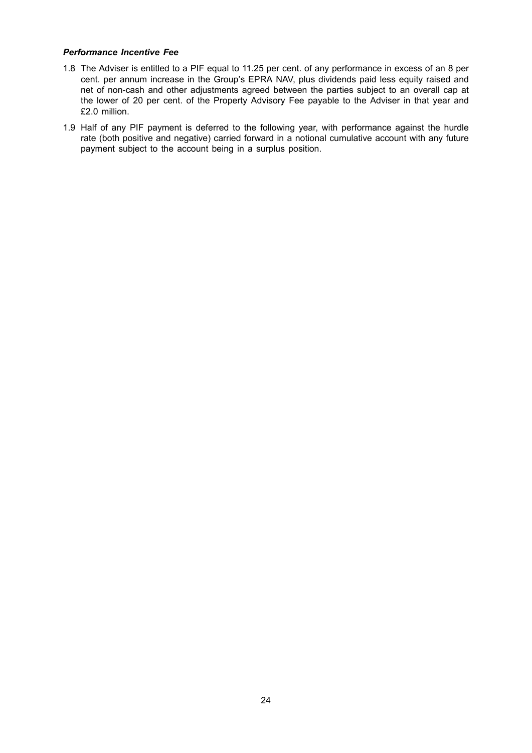***Performance Incentive Fee***

1.8 The Adviser is entitled to a PIF equal to 11.25 per cent. of any performance in excess of an 8 per cent. per annum increase in the Group's EPRA NAV, plus dividends paid less equity raised and net of non-cash and other adjustments agreed between the parties subject to an overall cap at the lower of 20 per cent. of the Property Advisory Fee payable to the Adviser in that year and £2.0 million.

1.9 Half of any PIF payment is deferred to the following year, with performance against the hurdle rate (both positive and negative) carried forward in a notional cumulative account with any future payment subject to the account being in a surplus position.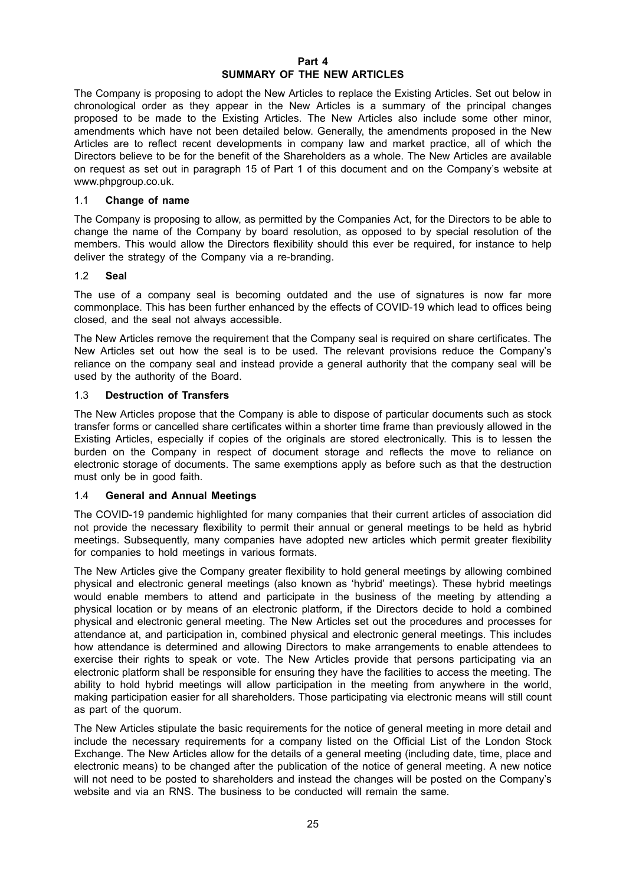# Part 4
## SUMMARY OF THE NEW ARTICLES

The Company is proposing to adopt the New Articles to replace the Existing Articles. Set out below in chronological order as they appear in the New Articles is a summary of the principal changes proposed to be made to the Existing Articles. The New Articles also include some other minor, amendments which have not been detailed below. Generally, the amendments proposed in the New Articles are to reflect recent developments in company law and market practice, all of which the Directors believe to be for the benefit of the Shareholders as a whole. The New Articles are available on request as set out in paragraph 15 of Part 1 of this document and on the Company's website at www.phpgroup.co.uk.

### 1.1 Change of name

The Company is proposing to allow, as permitted by the Companies Act, for the Directors to be able to change the name of the Company by board resolution, as opposed to by special resolution of the members. This would allow the Directors flexibility should this ever be required, for instance to help deliver the strategy of the Company via a re-branding.

### 1.2 Seal

The use of a company seal is becoming outdated and the use of signatures is now far more commonplace. This has been further enhanced by the effects of COVID-19 which lead to offices being closed, and the seal not always accessible.

The New Articles remove the requirement that the Company seal is required on share certificates. The New Articles set out how the seal is to be used. The relevant provisions reduce the Company's reliance on the company seal and instead provide a general authority that the company seal will be used by the authority of the Board.

### 1.3 Destruction of Transfers

The New Articles propose that the Company is able to dispose of particular documents such as stock transfer forms or cancelled share certificates within a shorter time frame than previously allowed in the Existing Articles, especially if copies of the originals are stored electronically. This is to lessen the burden on the Company in respect of document storage and reflects the move to reliance on electronic storage of documents. The same exemptions apply as before such as that the destruction must only be in good faith.

### 1.4 General and Annual Meetings

The COVID-19 pandemic highlighted for many companies that their current articles of association did not provide the necessary flexibility to permit their annual or general meetings to be held as hybrid meetings. Subsequently, many companies have adopted new articles which permit greater flexibility for companies to hold meetings in various formats.

The New Articles give the Company greater flexibility to hold general meetings by allowing combined physical and electronic general meetings (also known as 'hybrid' meetings). These hybrid meetings would enable members to attend and participate in the business of the meeting by attending a physical location or by means of an electronic platform, if the Directors decide to hold a combined physical and electronic general meeting. The New Articles set out the procedures and processes for attendance at, and participation in, combined physical and electronic general meetings. This includes how attendance is determined and allowing Directors to make arrangements to enable attendees to exercise their rights to speak or vote. The New Articles provide that persons participating via an electronic platform shall be responsible for ensuring they have the facilities to access the meeting. The ability to hold hybrid meetings will allow participation in the meeting from anywhere in the world, making participation easier for all shareholders. Those participating via electronic means will still count as part of the quorum.

The New Articles stipulate the basic requirements for the notice of general meeting in more detail and include the necessary requirements for a company listed on the Official List of the London Stock Exchange. The New Articles allow for the details of a general meeting (including date, time, place and electronic means) to be changed after the publication of the notice of general meeting. A new notice will not need to be posted to shareholders and instead the changes will be posted on the Company's website and via an RNS. The business to be conducted will remain the same.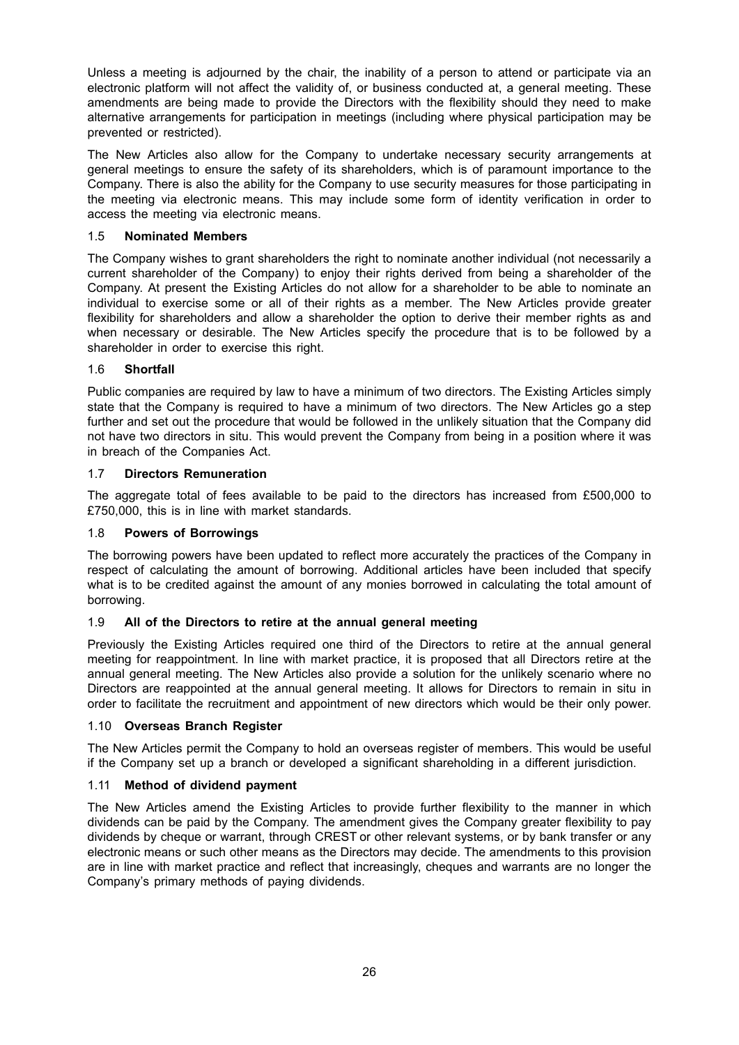Unless a meeting is adjourned by the chair, the inability of a person to attend or participate via an electronic platform will not affect the validity of, or business conducted at, a general meeting. These amendments are being made to provide the Directors with the flexibility should they need to make alternative arrangements for participation in meetings (including where physical participation may be prevented or restricted).

The New Articles also allow for the Company to undertake necessary security arrangements at general meetings to ensure the safety of its shareholders, which is of paramount importance to the Company. There is also the ability for the Company to use security measures for those participating in the meeting via electronic means. This may include some form of identity verification in order to access the meeting via electronic means.

### 1.5 Nominated Members

The Company wishes to grant shareholders the right to nominate another individual (not necessarily a current shareholder of the Company) to enjoy their rights derived from being a shareholder of the Company. At present the Existing Articles do not allow for a shareholder to be able to nominate an individual to exercise some or all of their rights as a member. The New Articles provide greater flexibility for shareholders and allow a shareholder the option to derive their member rights as and when necessary or desirable. The New Articles specify the procedure that is to be followed by a shareholder in order to exercise this right.

### 1.6 Shortfall

Public companies are required by law to have a minimum of two directors. The Existing Articles simply state that the Company is required to have a minimum of two directors. The New Articles go a step further and set out the procedure that would be followed in the unlikely situation that the Company did not have two directors in situ. This would prevent the Company from being in a position where it was in breach of the Companies Act.

### 1.7 Directors Remuneration

The aggregate total of fees available to be paid to the directors has increased from £500,000 to £750,000, this is in line with market standards.

### 1.8 Powers of Borrowings

The borrowing powers have been updated to reflect more accurately the practices of the Company in respect of calculating the amount of borrowing. Additional articles have been included that specify what is to be credited against the amount of any monies borrowed in calculating the total amount of borrowing.

### 1.9 All of the Directors to retire at the annual general meeting

Previously the Existing Articles required one third of the Directors to retire at the annual general meeting for reappointment. In line with market practice, it is proposed that all Directors retire at the annual general meeting. The New Articles also provide a solution for the unlikely scenario where no Directors are reappointed at the annual general meeting. It allows for Directors to remain in situ in order to facilitate the recruitment and appointment of new directors which would be their only power.

### 1.10 Overseas Branch Register

The New Articles permit the Company to hold an overseas register of members. This would be useful if the Company set up a branch or developed a significant shareholding in a different jurisdiction.

### 1.11 Method of dividend payment

The New Articles amend the Existing Articles to provide further flexibility to the manner in which dividends can be paid by the Company. The amendment gives the Company greater flexibility to pay dividends by cheque or warrant, through CREST or other relevant systems, or by bank transfer or any electronic means or such other means as the Directors may decide. The amendments to this provision are in line with market practice and reflect that increasingly, cheques and warrants are no longer the Company's primary methods of paying dividends.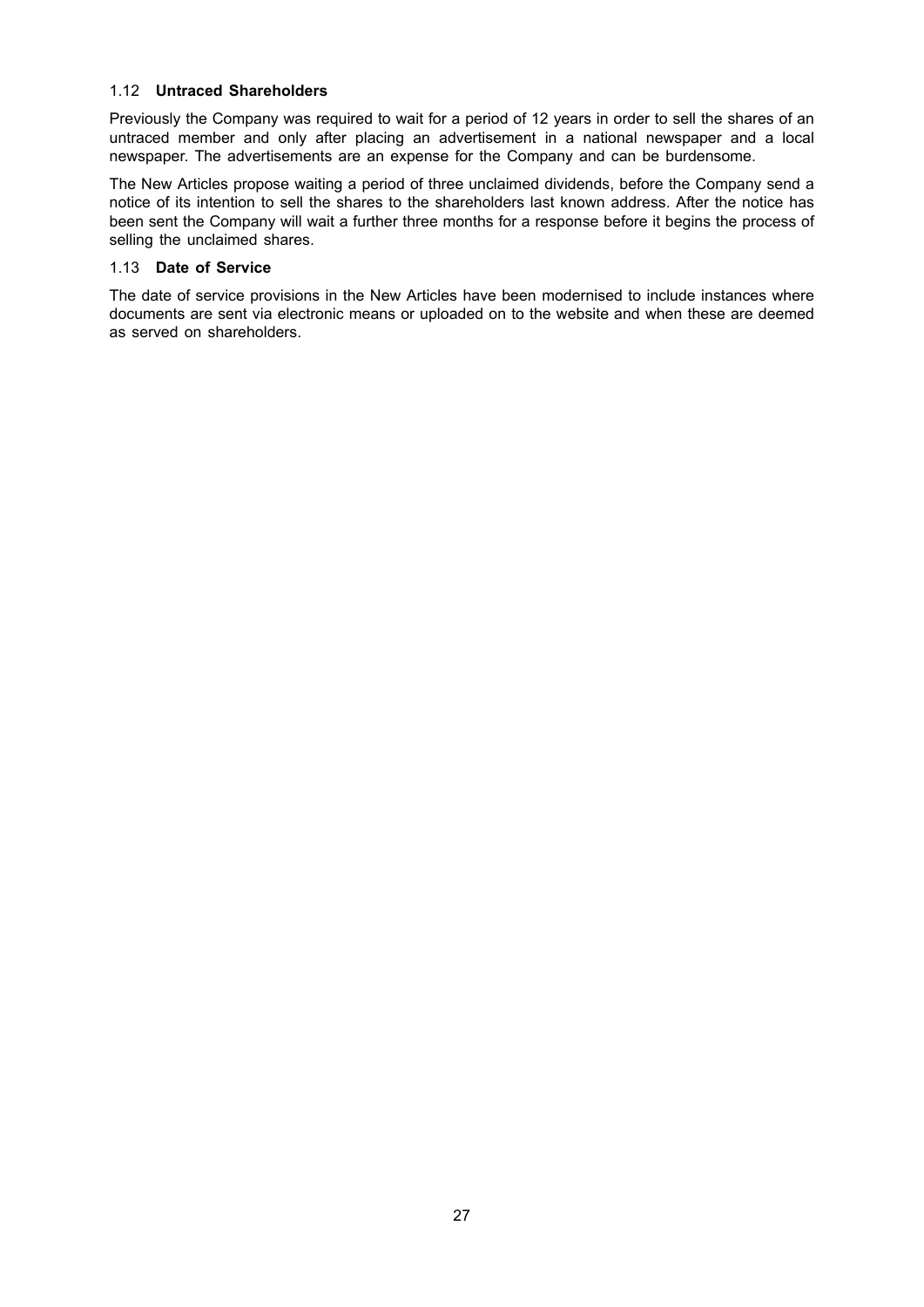1.12 **Untraced Shareholders**

Previously the Company was required to wait for a period of 12 years in order to sell the shares of an untraced member and only after placing an advertisement in a national newspaper and a local newspaper. The advertisements are an expense for the Company and can be burdensome.

The New Articles propose waiting a period of three unclaimed dividends, before the Company send a notice of its intention to sell the shares to the shareholders last known address. After the notice has been sent the Company will wait a further three months for a response before it begins the process of selling the unclaimed shares.

1.13 **Date of Service**

The date of service provisions in the New Articles have been modernised to include instances where documents are sent via electronic means or uploaded on to the website and when these are deemed as served on shareholders.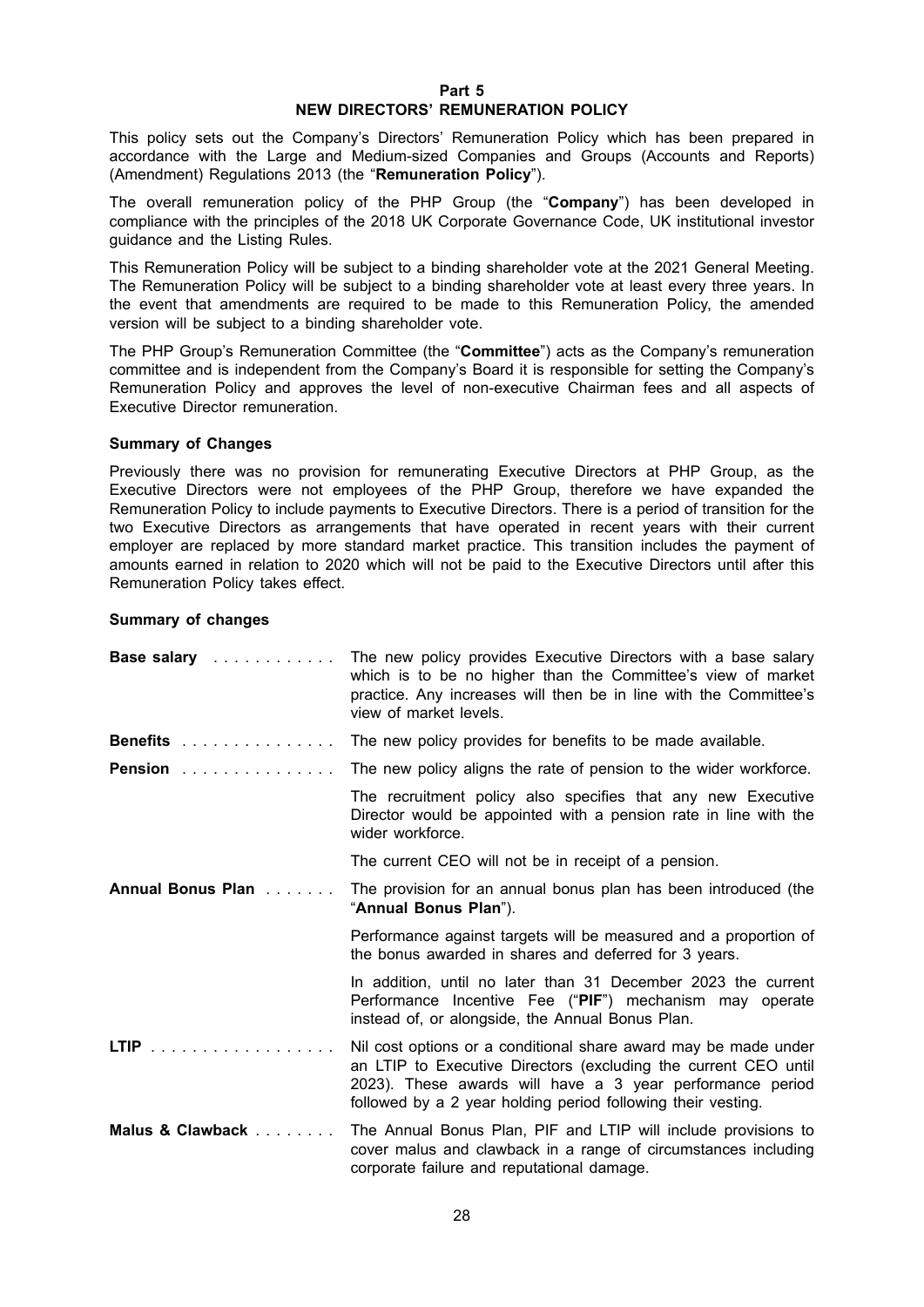# Part 5
## NEW DIRECTORS' REMUNERATION POLICY

This policy sets out the Company's Directors' Remuneration Policy which has been prepared in accordance with the Large and Medium-sized Companies and Groups (Accounts and Reports) (Amendment) Regulations 2013 (the "**Remuneration Policy**").

The overall remuneration policy of the PHP Group (the "**Company**") has been developed in compliance with the principles of the 2018 UK Corporate Governance Code, UK institutional investor guidance and the Listing Rules.

This Remuneration Policy will be subject to a binding shareholder vote at the 2021 General Meeting. The Remuneration Policy will be subject to a binding shareholder vote at least every three years. In the event that amendments are required to be made to this Remuneration Policy, the amended version will be subject to a binding shareholder vote.

The PHP Group's Remuneration Committee (the "**Committee**") acts as the Company's remuneration committee and is independent from the Company's Board it is responsible for setting the Company's Remuneration Policy and approves the level of non-executive Chairman fees and all aspects of Executive Director remuneration.

### Summary of Changes

Previously there was no provision for remunerating Executive Directors at PHP Group, as the Executive Directors were not employees of the PHP Group, therefore we have expanded the Remuneration Policy to include payments to Executive Directors. There is a period of transition for the two Executive Directors as arrangements that have operated in recent years with their current employer are replaced by more standard market practice. This transition includes the payment of amounts earned in relation to 2020 which will not be paid to the Executive Directors until after this Remuneration Policy takes effect.

### Summary of changes

| | |
|---|---|
| **Base salary** | The new policy provides Executive Directors with a base salary which is to be no higher than the Committee's view of market practice. Any increases will then be in line with the Committee's view of market levels. |
| **Benefits** | The new policy provides for benefits to be made available. |
| **Pension** | The new policy aligns the rate of pension to the wider workforce.<br><br>The recruitment policy also specifies that any new Executive Director would be appointed with a pension rate in line with the wider workforce.<br><br>The current CEO will not be in receipt of a pension. |
| **Annual Bonus Plan** | The provision for an annual bonus plan has been introduced (the "**Annual Bonus Plan**").<br><br>Performance against targets will be measured and a proportion of the bonus awarded in shares and deferred for 3 years.<br><br>In addition, until no later than 31 December 2023 the current Performance Incentive Fee ("**PIF**") mechanism may operate instead of, or alongside, the Annual Bonus Plan. |
| **LTIP** | Nil cost options or a conditional share award may be made under an LTIP to Executive Directors (excluding the current CEO until 2023). These awards will have a 3 year performance period followed by a 2 year holding period following their vesting. |
| **Malus & Clawback** | The Annual Bonus Plan, PIF and LTIP will include provisions to cover malus and clawback in a range of circumstances including corporate failure and reputational damage. |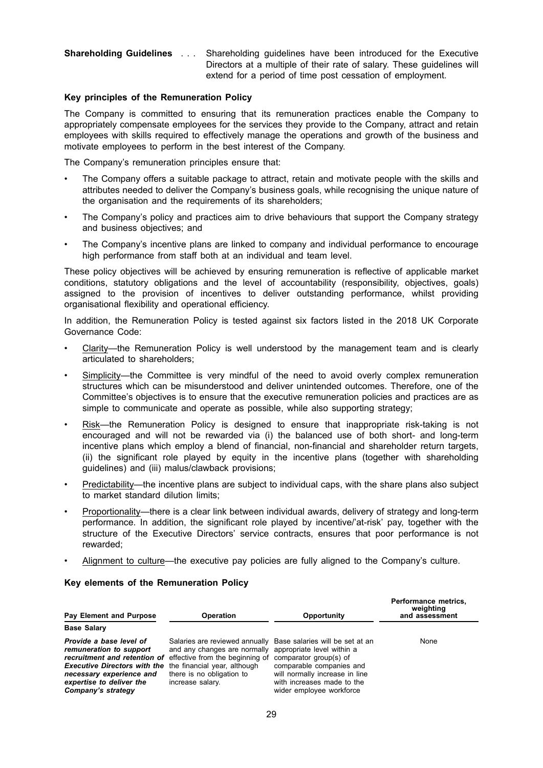**Shareholding Guidelines** . . . Shareholding guidelines have been introduced for the Executive Directors at a multiple of their rate of salary. These guidelines will extend for a period of time post cessation of employment.

### Key principles of the Remuneration Policy

The Company is committed to ensuring that its remuneration practices enable the Company to appropriately compensate employees for the services they provide to the Company, attract and retain employees with skills required to effectively manage the operations and growth of the business and motivate employees to perform in the best interest of the Company.

The Company's remuneration principles ensure that:

- The Company offers a suitable package to attract, retain and motivate people with the skills and attributes needed to deliver the Company's business goals, while recognising the unique nature of the organisation and the requirements of its shareholders;
- The Company's policy and practices aim to drive behaviours that support the Company strategy and business objectives; and
- The Company's incentive plans are linked to company and individual performance to encourage high performance from staff both at an individual and team level.

These policy objectives will be achieved by ensuring remuneration is reflective of applicable market conditions, statutory obligations and the level of accountability (responsibility, objectives, goals) assigned to the provision of incentives to deliver outstanding performance, whilst providing organisational flexibility and operational efficiency.

In addition, the Remuneration Policy is tested against six factors listed in the 2018 UK Corporate Governance Code:

- Clarity—the Remuneration Policy is well understood by the management team and is clearly articulated to shareholders;
- Simplicity—the Committee is very mindful of the need to avoid overly complex remuneration structures which can be misunderstood and deliver unintended outcomes. Therefore, one of the Committee's objectives is to ensure that the executive remuneration policies and practices are as simple to communicate and operate as possible, while also supporting strategy;
- Risk—the Remuneration Policy is designed to ensure that inappropriate risk-taking is not encouraged and will not be rewarded via (i) the balanced use of both short- and long-term incentive plans which employ a blend of financial, non-financial and shareholder return targets, (ii) the significant role played by equity in the incentive plans (together with shareholding guidelines) and (iii) malus/clawback provisions;
- Predictability—the incentive plans are subject to individual caps, with the share plans also subject to market standard dilution limits;
- Proportionality—there is a clear link between individual awards, delivery of strategy and long-term performance. In addition, the significant role played by incentive/'at-risk' pay, together with the structure of the Executive Directors' service contracts, ensures that poor performance is not rewarded;
- Alignment to culture—the executive pay policies are fully aligned to the Company's culture.

### Key elements of the Remuneration Policy

| Pay Element and Purpose | Operation | Opportunity | Performance metrics, weighting and assessment |
| --- | --- | --- | --- |
| **Base Salary** | | | |
| ***Provide a base level of remuneration to support recruitment and retention of Executive Directors with the necessary experience and expertise to deliver the Company's strategy*** | Salaries are reviewed annually and any changes are normally effective from the beginning of the financial year, although there is no obligation to increase salary. | Base salaries will be set at an appropriate level within a comparator group(s) of comparable companies and will normally increase in line with increases made to the wider employee workforce | None |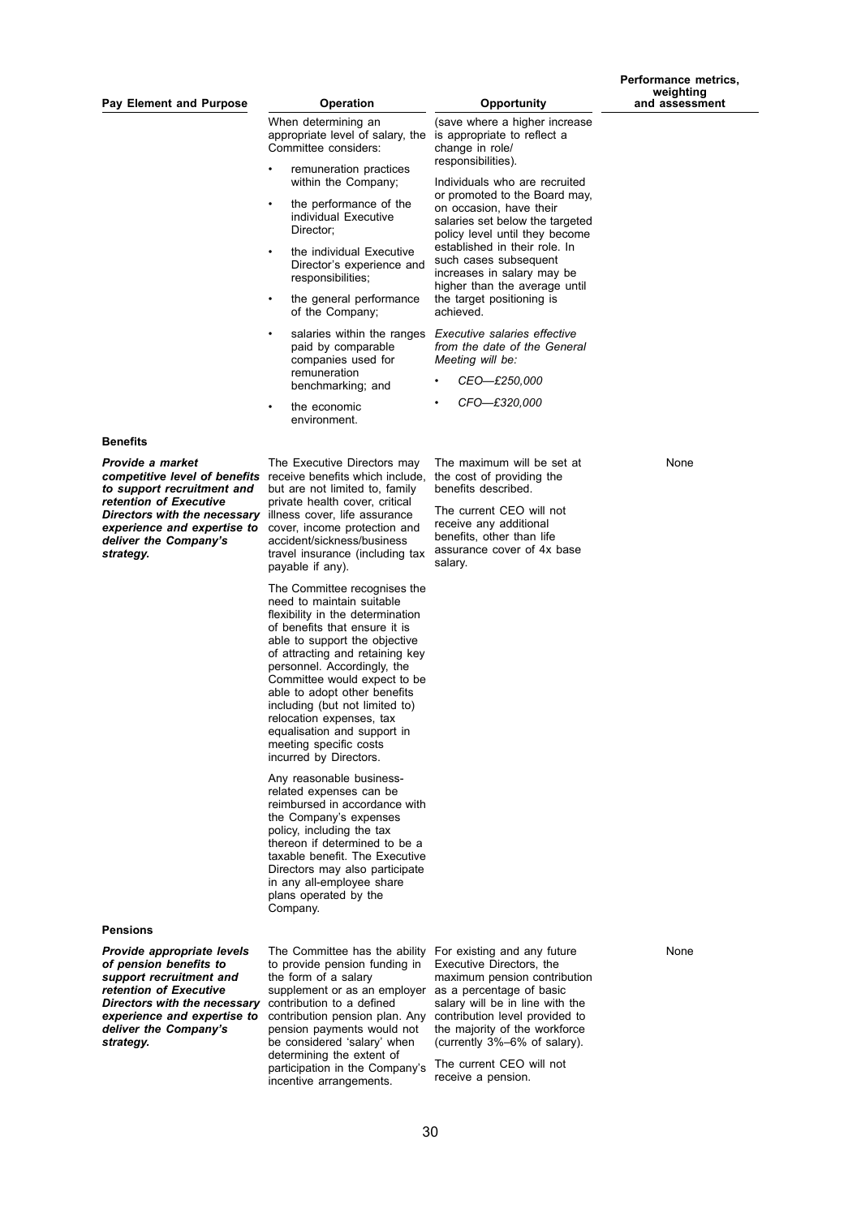| Pay Element and Purpose | Operation | Opportunity | Performance metrics, weighting and assessment |
|---|---|---|---|
| | When determining an appropriate level of salary, the Committee considers:<br>• remuneration practices within the Company;<br>• the performance of the individual Executive Director;<br>• the individual Executive Director's experience and responsibilities;<br>• the general performance of the Company;<br>• salaries within the ranges paid by comparable companies used for remuneration benchmarking; and<br>• the economic environment. | (save where a higher increase is appropriate to reflect a change in role/ responsibilities).<br><br>Individuals who are recruited or promoted to the Board may, on occasion, have their salaries set below the targeted policy level until they become established in their role. In such cases subsequent increases in salary may be higher than the average until the target positioning is achieved.<br><br>*Executive salaries effective from the date of the General Meeting will be:*<br>• *CEO—£250,000*<br>• *CFO—£320,000* | |
| **Benefits** | | | |
| ***Provide a market competitive level of benefits to support recruitment and retention of Executive Directors with the necessary experience and expertise to deliver the Company's strategy.*** | The Executive Directors may receive benefits which include, but are not limited to, family private health cover, critical illness cover, life assurance cover, income protection and accident/sickness/business travel insurance (including tax payable if any).<br><br>The Committee recognises the need to maintain suitable flexibility in the determination of benefits that ensure it is able to support the objective of attracting and retaining key personnel. Accordingly, the Committee would expect to be able to adopt other benefits including (but not limited to) relocation expenses, tax equalisation and support in meeting specific costs incurred by Directors.<br><br>Any reasonable business-related expenses can be reimbursed in accordance with the Company's expenses policy, including the tax thereon if determined to be a taxable benefit. The Executive Directors may also participate in any all-employee share plans operated by the Company. | The maximum will be set at the cost of providing the benefits described.<br><br>The current CEO will not receive any additional benefits, other than life assurance cover of 4x base salary. | None |
| **Pensions** | | | |
| ***Provide appropriate levels of pension benefits to support recruitment and retention of Executive Directors with the necessary experience and expertise to deliver the Company's strategy.*** | The Committee has the ability to provide pension funding in the form of a salary supplement or as an employer contribution to a defined contribution pension plan. Any pension payments would not be considered 'salary' when determining the extent of participation in the Company's incentive arrangements. | For existing and any future Executive Directors, the maximum pension contribution as a percentage of basic salary will be in line with the contribution level provided to the majority of the workforce (currently 3%–6% of salary).<br><br>The current CEO will not receive a pension. | None |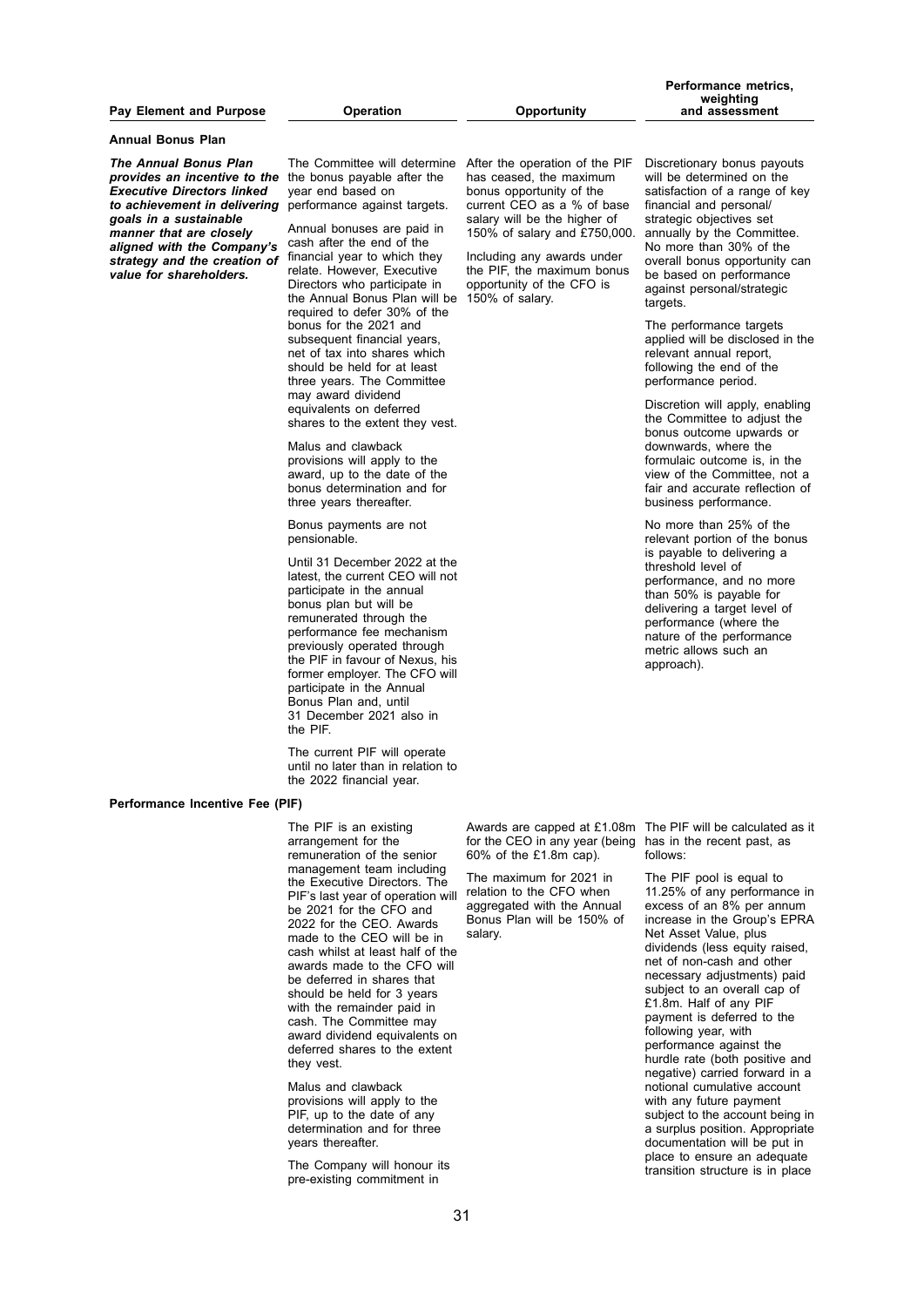| Pay Element and Purpose | Operation | Opportunity | Performance metrics, weighting and assessment |
|---|---|---|---|
| **Annual Bonus Plan** | | | |
| ***The Annual Bonus Plan provides an incentive to the Executive Directors linked to achievement in delivering goals in a sustainable manner that are closely aligned with the Company's strategy and the creation of value for shareholders.*** | The Committee will determine the bonus payable after the year end based on performance against targets.<br><br>Annual bonuses are paid in cash after the end of the financial year to which they relate. However, Executive Directors who participate in the Annual Bonus Plan will be required to defer 30% of the bonus for the 2021 and subsequent financial years, net of tax into shares which should be held for at least three years. The Committee may award dividend equivalents on deferred shares to the extent they vest.<br><br>Malus and clawback provisions will apply to the award, up to the date of the bonus determination and for three years thereafter.<br><br>Bonus payments are not pensionable.<br><br>Until 31 December 2022 at the latest, the current CEO will not participate in the annual bonus plan but will be remunerated through the performance fee mechanism previously operated through the PIF in favour of Nexus, his former employer. The CFO will participate in the Annual Bonus Plan and, until 31 December 2021 also in the PIF.<br><br>The current PIF will operate until no later than in relation to the 2022 financial year. | After the operation of the PIF has ceased, the maximum bonus opportunity of the current CEO as a % of base salary will be the higher of 150% of salary and £750,000.<br><br>Including any awards under the PIF, the maximum bonus opportunity of the CFO is 150% of salary. | Discretionary bonus payouts will be determined on the satisfaction of a range of key financial and personal/ strategic objectives set annually by the Committee. No more than 30% of the overall bonus opportunity can be based on performance against personal/strategic targets.<br><br>The performance targets applied will be disclosed in the relevant annual report, following the end of the performance period.<br><br>Discretion will apply, enabling the Committee to adjust the bonus outcome upwards or downwards, where the formulaic outcome is, in the view of the Committee, not a fair and accurate reflection of business performance.<br><br>No more than 25% of the relevant portion of the bonus is payable to delivering a threshold level of performance, and no more than 50% is payable for delivering a target level of performance (where the nature of the performance metric allows such an approach). |
| **Performance Incentive Fee (PIF)** | | | |
| | The PIF is an existing arrangement for the remuneration of the senior management team including the Executive Directors. The PIF's last year of operation will be 2021 for the CFO and 2022 for the CEO. Awards made to the CEO will be in cash whilst at least half of the awards made to the CFO will be deferred in shares that should be held for 3 years with the remainder paid in cash. The Committee may award dividend equivalents on deferred shares to the extent they vest.<br><br>Malus and clawback provisions will apply to the PIF, up to the date of any determination and for three years thereafter.<br><br>The Company will honour its pre-existing commitment in | Awards are capped at £1.08m for the CEO in any year (being 60% of the £1.8m cap).<br><br>The maximum for 2021 in relation to the CFO when aggregated with the Annual Bonus Plan will be 150% of salary. | The PIF will be calculated as it has in the recent past, as follows:<br><br>The PIF pool is equal to 11.25% of any performance in excess of an 8% per annum increase in the Group's EPRA Net Asset Value, plus dividends (less equity raised, net of non-cash and other necessary adjustments) paid subject to an overall cap of £1.8m. Half of any PIF payment is deferred to the following year, with performance against the hurdle rate (both positive and negative) carried forward in a notional cumulative account with any future payment subject to the account being in a surplus position. Appropriate documentation will be put in place to ensure an adequate transition structure is in place |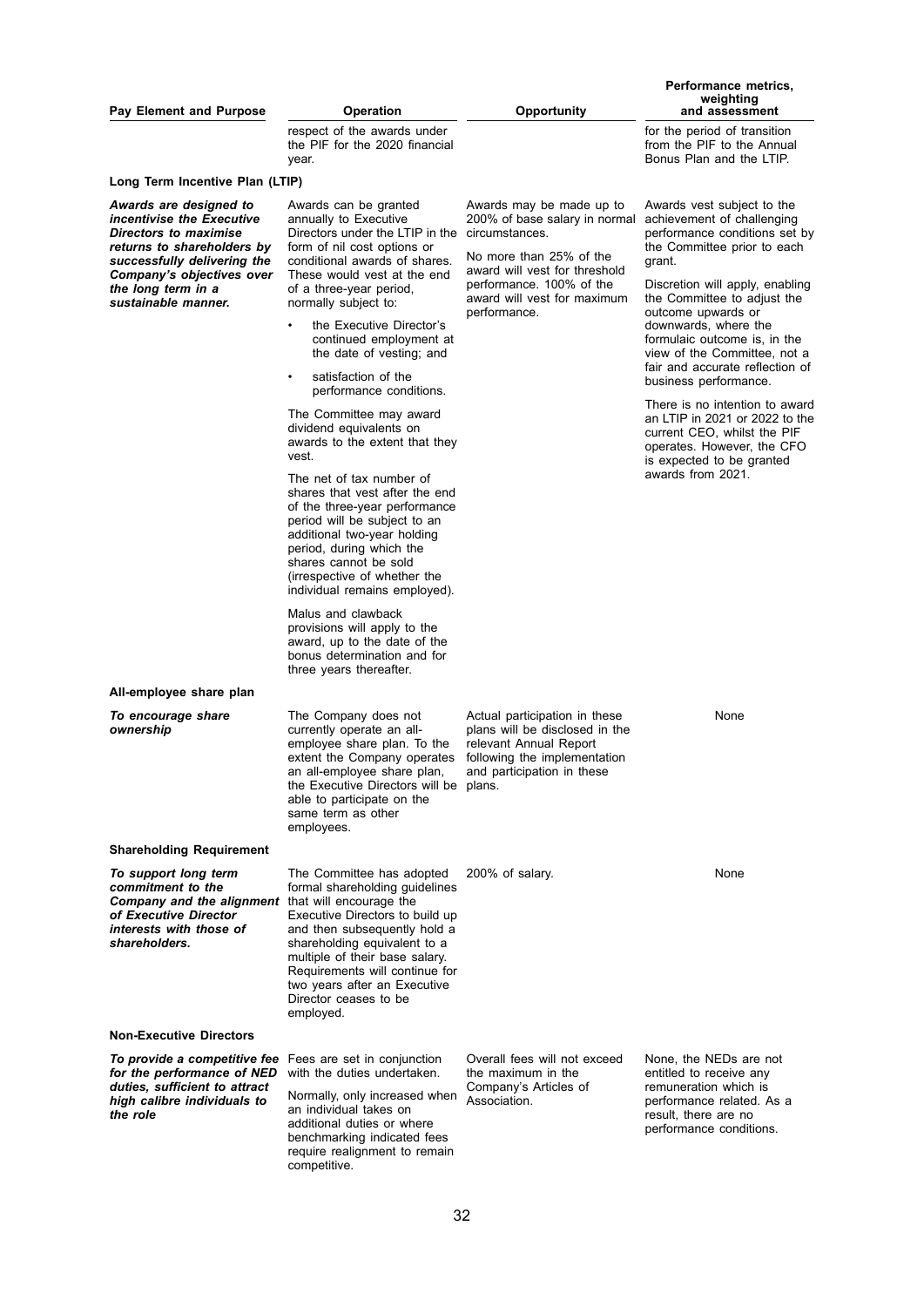| Pay Element and Purpose | Operation | Opportunity | Performance metrics, weighting and assessment |
|---|---|---|---|
| | respect of the awards under the PIF for the 2020 financial year. | | for the period of transition from the PIF to the Annual Bonus Plan and the LTIP. |
| **Long Term Incentive Plan (LTIP)** | | | |
| ***Awards are designed to incentivise the Executive Directors to maximise returns to shareholders by successfully delivering the Company's objectives over the long term in a sustainable manner.*** | Awards can be granted annually to Executive Directors under the LTIP in the form of nil cost options or conditional awards of shares. These would vest at the end of a three-year period, normally subject to:<br>• the Executive Director's continued employment at the date of vesting; and<br>• satisfaction of the performance conditions.<br><br>The Committee may award dividend equivalents on awards to the extent that they vest.<br><br>The net of tax number of shares that vest after the end of the three-year performance period will be subject to an additional two-year holding period, during which the shares cannot be sold (irrespective of whether the individual remains employed).<br><br>Malus and clawback provisions will apply to the award, up to the date of the bonus determination and for three years thereafter. | Awards may be made up to 200% of base salary in normal circumstances.<br><br>No more than 25% of the award will vest for threshold performance. 100% of the award will vest for maximum performance. | Awards vest subject to the achievement of challenging performance conditions set by the Committee prior to each grant.<br><br>Discretion will apply, enabling the Committee to adjust the outcome upwards or downwards, where the formulaic outcome is, in the view of the Committee, not a fair and accurate reflection of business performance.<br><br>There is no intention to award an LTIP in 2021 or 2022 to the current CEO, whilst the PIF operates. However, the CFO is expected to be granted awards from 2021. |
| **All-employee share plan** | | | |
| ***To encourage share ownership*** | The Company does not currently operate an all-employee share plan. To the extent the Company operates an all-employee share plan, the Executive Directors will be able to participate on the same term as other employees. | Actual participation in these plans will be disclosed in the relevant Annual Report following the implementation and participation in these plans. | None |
| **Shareholding Requirement** | | | |
| ***To support long term commitment to the Company and the alignment of Executive Director interests with those of shareholders.*** | The Committee has adopted formal shareholding guidelines that will encourage the Executive Directors to build up and then subsequently hold a shareholding equivalent to a multiple of their base salary. Requirements will continue for two years after an Executive Director ceases to be employed. | 200% of salary. | None |
| **Non-Executive Directors** | | | |
| ***To provide a competitive fee for the performance of NED duties, sufficient to attract high calibre individuals to the role*** | Fees are set in conjunction with the duties undertaken.<br><br>Normally, only increased when an individual takes on additional duties or where benchmarking indicated fees require realignment to remain competitive. | Overall fees will not exceed the maximum in the Company's Articles of Association. | None, the NEDs are not entitled to receive any remuneration which is performance related. As a result, there are no performance conditions. |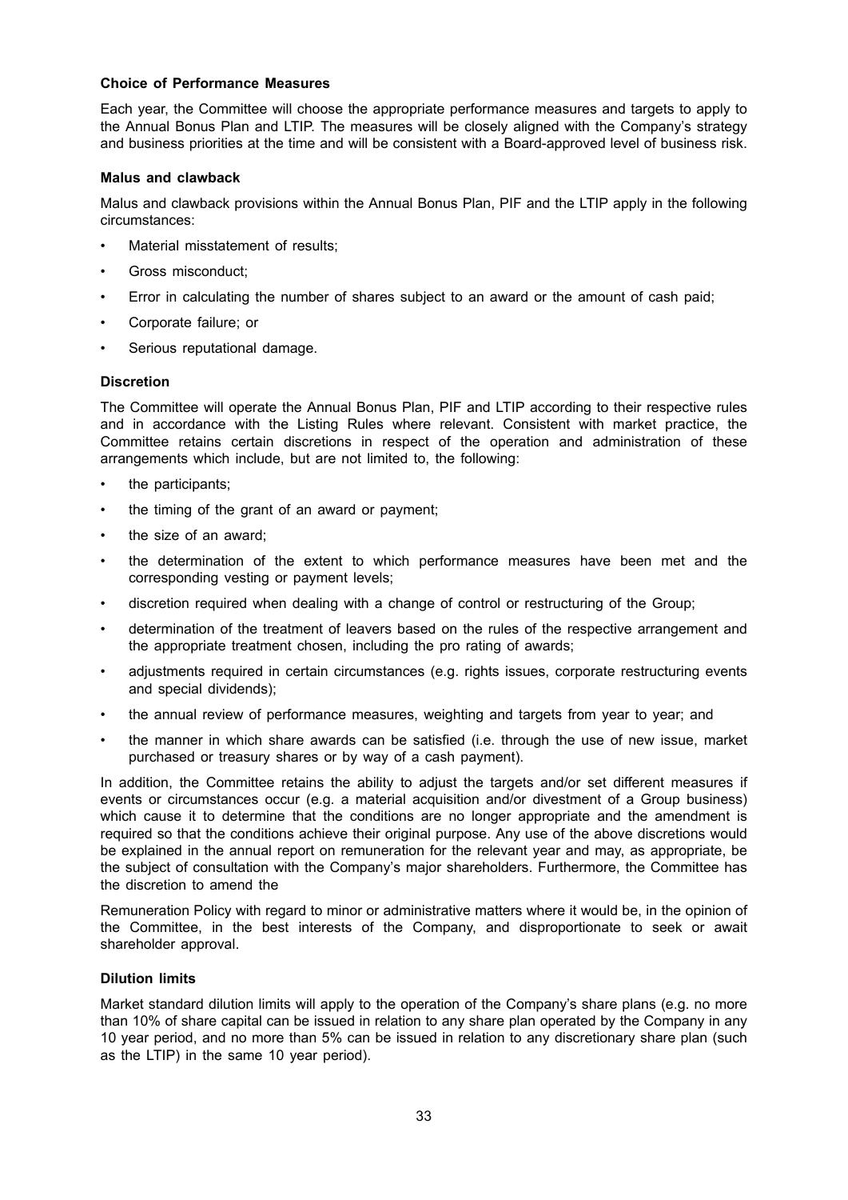**Choice of Performance Measures**

Each year, the Committee will choose the appropriate performance measures and targets to apply to the Annual Bonus Plan and LTIP. The measures will be closely aligned with the Company's strategy and business priorities at the time and will be consistent with a Board-approved level of business risk.

**Malus and clawback**

Malus and clawback provisions within the Annual Bonus Plan, PIF and the LTIP apply in the following circumstances:

- Material misstatement of results;
- Gross misconduct;
- Error in calculating the number of shares subject to an award or the amount of cash paid;
- Corporate failure; or
- Serious reputational damage.

**Discretion**

The Committee will operate the Annual Bonus Plan, PIF and LTIP according to their respective rules and in accordance with the Listing Rules where relevant. Consistent with market practice, the Committee retains certain discretions in respect of the operation and administration of these arrangements which include, but are not limited to, the following:

- the participants;
- the timing of the grant of an award or payment;
- the size of an award;
- the determination of the extent to which performance measures have been met and the corresponding vesting or payment levels;
- discretion required when dealing with a change of control or restructuring of the Group;
- determination of the treatment of leavers based on the rules of the respective arrangement and the appropriate treatment chosen, including the pro rating of awards;
- adjustments required in certain circumstances (e.g. rights issues, corporate restructuring events and special dividends);
- the annual review of performance measures, weighting and targets from year to year; and
- the manner in which share awards can be satisfied (i.e. through the use of new issue, market purchased or treasury shares or by way of a cash payment).

In addition, the Committee retains the ability to adjust the targets and/or set different measures if events or circumstances occur (e.g. a material acquisition and/or divestment of a Group business) which cause it to determine that the conditions are no longer appropriate and the amendment is required so that the conditions achieve their original purpose. Any use of the above discretions would be explained in the annual report on remuneration for the relevant year and may, as appropriate, be the subject of consultation with the Company's major shareholders. Furthermore, the Committee has the discretion to amend the

Remuneration Policy with regard to minor or administrative matters where it would be, in the opinion of the Committee, in the best interests of the Company, and disproportionate to seek or await shareholder approval.

**Dilution limits**

Market standard dilution limits will apply to the operation of the Company's share plans (e.g. no more than 10% of share capital can be issued in relation to any share plan operated by the Company in any 10 year period, and no more than 5% can be issued in relation to any discretionary share plan (such as the LTIP) in the same 10 year period).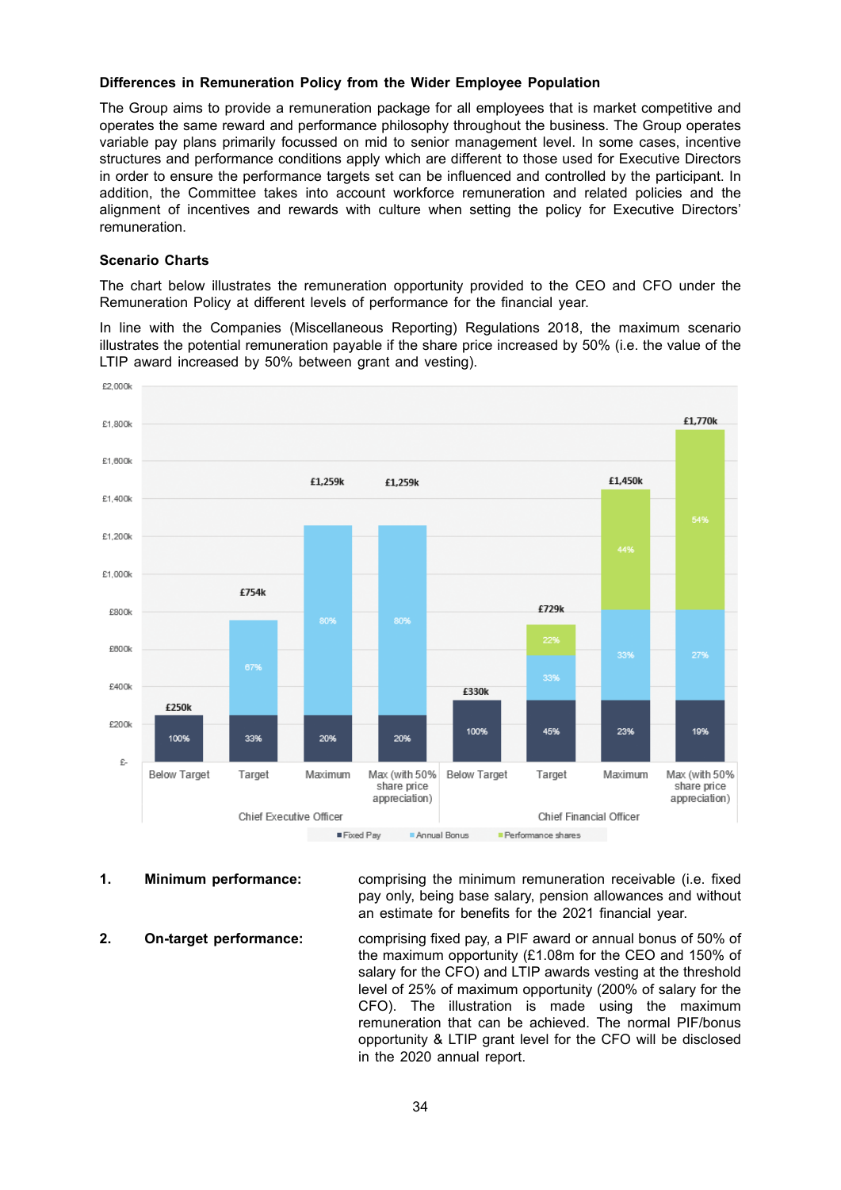**Differences in Remuneration Policy from the Wider Employee Population**

The Group aims to provide a remuneration package for all employees that is market competitive and operates the same reward and performance philosophy throughout the business. The Group operates variable pay plans primarily focussed on mid to senior management level. In some cases, incentive structures and performance conditions apply which are different to those used for Executive Directors in order to ensure the performance targets set can be influenced and controlled by the participant. In addition, the Committee takes into account workforce remuneration and related policies and the alignment of incentives and rewards with culture when setting the policy for Executive Directors' remuneration.

**Scenario Charts**

The chart below illustrates the remuneration opportunity provided to the CEO and CFO under the Remuneration Policy at different levels of performance for the financial year.

In line with the Companies (Miscellaneous Reporting) Regulations 2018, the maximum scenario illustrates the potential remuneration payable if the share price increased by 50% (i.e. the value of the LTIP award increased by 50% between grant and vesting).

| | Scenario | Total | Fixed Pay | Annual Bonus | Performance shares |
|---|---|---|---|---|---|
| Chief Executive Officer | Below Target | £250k | 100% | | |
| | Target | £754k | 33% | 67% | |
| | Maximum | £1,259k | 20% | 80% | |
| | Max (with 50% share price appreciation) | £1,259k | 20% | 80% | |
| Chief Financial Officer | Below Target | £330k | 100% | | |
| | Target | £729k | 45% | 33% | 22% |
| | Maximum | £1,450k | 23% | 33% | 44% |
| | Max (with 50% share price appreciation) | £1,770k | 19% | 27% | 54% |

1. **Minimum performance:** comprising the minimum remuneration receivable (i.e. fixed pay only, being base salary, pension allowances and without an estimate for benefits for the 2021 financial year.

2. **On-target performance:** comprising fixed pay, a PIF award or annual bonus of 50% of the maximum opportunity (£1.08m for the CEO and 150% of salary for the CFO) and LTIP awards vesting at the threshold level of 25% of maximum opportunity (200% of salary for the CFO). The illustration is made using the maximum remuneration that can be achieved. The normal PIF/bonus opportunity & LTIP grant level for the CFO will be disclosed in the 2020 annual report.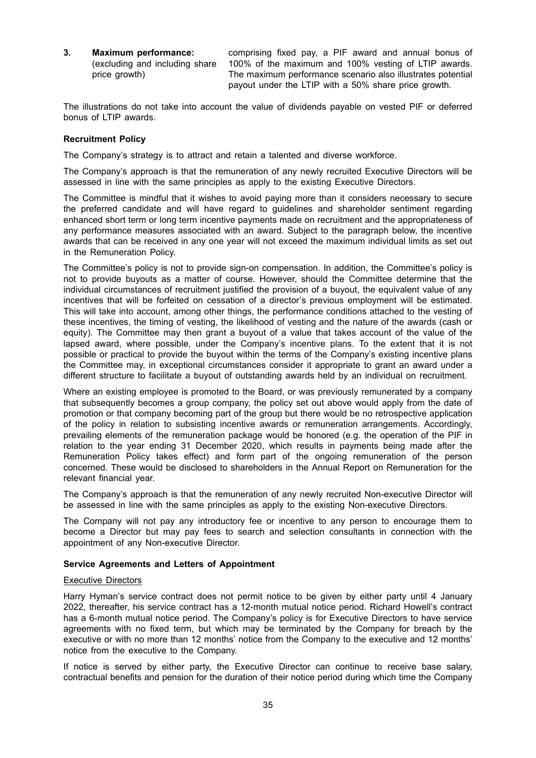**3. Maximum performance:** (excluding and including share price growth) comprising fixed pay, a PIF award and annual bonus of 100% of the maximum and 100% vesting of LTIP awards. The maximum performance scenario also illustrates potential payout under the LTIP with a 50% share price growth.

The illustrations do not take into account the value of dividends payable on vested PIF or deferred bonus of LTIP awards.

**Recruitment Policy**

The Company's strategy is to attract and retain a talented and diverse workforce.

The Company's approach is that the remuneration of any newly recruited Executive Directors will be assessed in line with the same principles as apply to the existing Executive Directors.

The Committee is mindful that it wishes to avoid paying more than it considers necessary to secure the preferred candidate and will have regard to guidelines and shareholder sentiment regarding enhanced short term or long term incentive payments made on recruitment and the appropriateness of any performance measures associated with an award. Subject to the paragraph below, the incentive awards that can be received in any one year will not exceed the maximum individual limits as set out in the Remuneration Policy.

The Committee's policy is not to provide sign-on compensation. In addition, the Committee's policy is not to provide buyouts as a matter of course. However, should the Committee determine that the individual circumstances of recruitment justified the provision of a buyout, the equivalent value of any incentives that will be forfeited on cessation of a director's previous employment will be estimated. This will take into account, among other things, the performance conditions attached to the vesting of these incentives, the timing of vesting, the likelihood of vesting and the nature of the awards (cash or equity). The Committee may then grant a buyout of a value that takes account of the value of the lapsed award, where possible, under the Company's incentive plans. To the extent that it is not possible or practical to provide the buyout within the terms of the Company's existing incentive plans the Committee may, in exceptional circumstances consider it appropriate to grant an award under a different structure to facilitate a buyout of outstanding awards held by an individual on recruitment.

Where an existing employee is promoted to the Board, or was previously remunerated by a company that subsequently becomes a group company, the policy set out above would apply from the date of promotion or that company becoming part of the group but there would be no retrospective application of the policy in relation to subsisting incentive awards or remuneration arrangements. Accordingly, prevailing elements of the remuneration package would be honored (e.g. the operation of the PIF in relation to the year ending 31 December 2020, which results in payments being made after the Remuneration Policy takes effect) and form part of the ongoing remuneration of the person concerned. These would be disclosed to shareholders in the Annual Report on Remuneration for the relevant financial year.

The Company's approach is that the remuneration of any newly recruited Non-executive Director will be assessed in line with the same principles as apply to the existing Non-executive Directors.

The Company will not pay any introductory fee or incentive to any person to encourage them to become a Director but may pay fees to search and selection consultants in connection with the appointment of any Non-executive Director.

**Service Agreements and Letters of Appointment**

Executive Directors

Harry Hyman's service contract does not permit notice to be given by either party until 4 January 2022, thereafter, his service contract has a 12-month mutual notice period. Richard Howell's contract has a 6-month mutual notice period. The Company's policy is for Executive Directors to have service agreements with no fixed term, but which may be terminated by the Company for breach by the executive or with no more than 12 months' notice from the Company to the executive and 12 months' notice from the executive to the Company.

If notice is served by either party, the Executive Director can continue to receive base salary, contractual benefits and pension for the duration of their notice period during which time the Company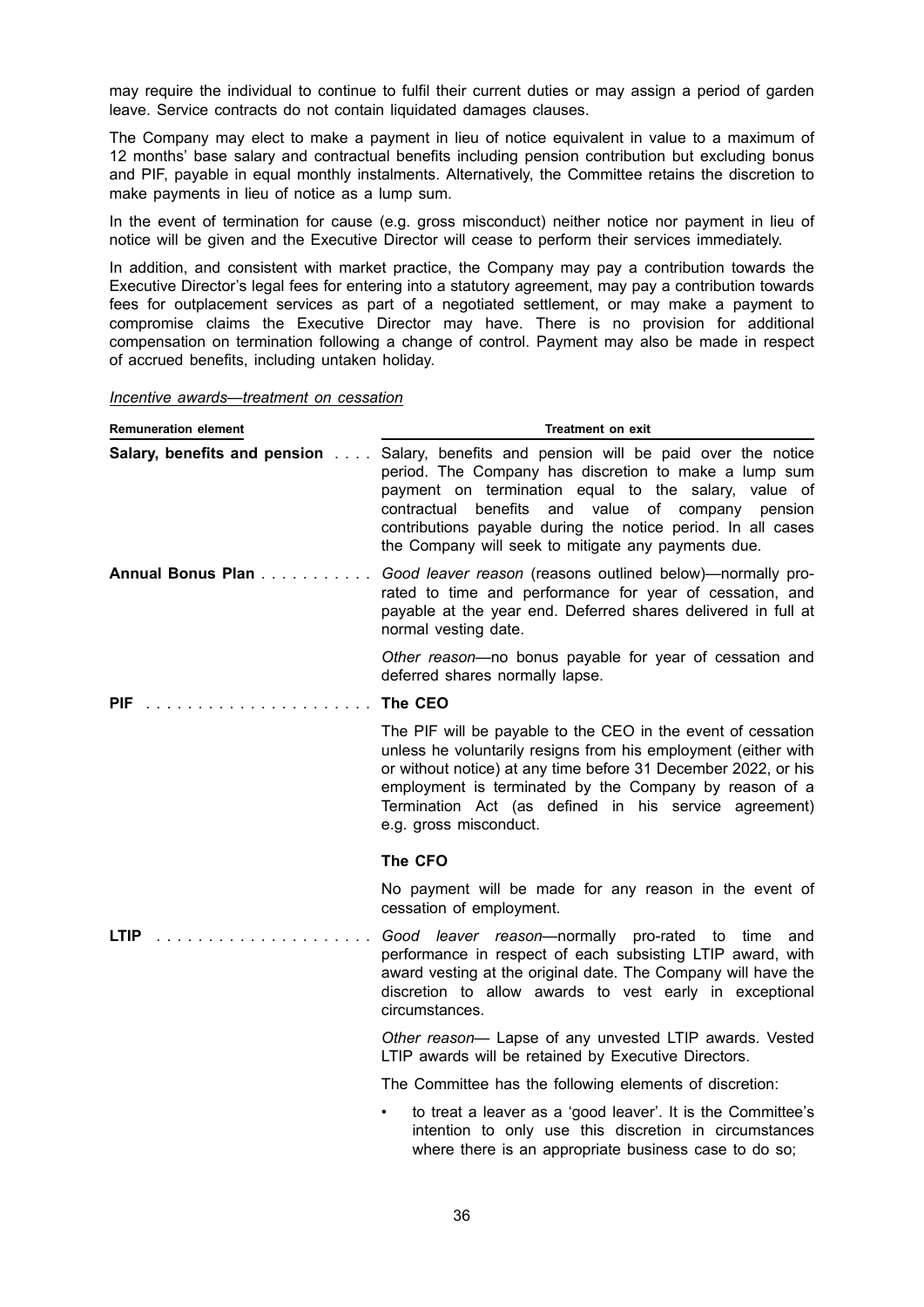may require the individual to continue to fulfil their current duties or may assign a period of garden leave. Service contracts do not contain liquidated damages clauses.

The Company may elect to make a payment in lieu of notice equivalent in value to a maximum of 12 months' base salary and contractual benefits including pension contribution but excluding bonus and PIF, payable in equal monthly instalments. Alternatively, the Committee retains the discretion to make payments in lieu of notice as a lump sum.

In the event of termination for cause (e.g. gross misconduct) neither notice nor payment in lieu of notice will be given and the Executive Director will cease to perform their services immediately.

In addition, and consistent with market practice, the Company may pay a contribution towards the Executive Director's legal fees for entering into a statutory agreement, may pay a contribution towards fees for outplacement services as part of a negotiated settlement, or may make a payment to compromise claims the Executive Director may have. There is no provision for additional compensation on termination following a change of control. Payment may also be made in respect of accrued benefits, including untaken holiday.

*Incentive awards—treatment on cessation*

| Remuneration element | Treatment on exit |
|---|---|
| **Salary, benefits and pension** | Salary, benefits and pension will be paid over the notice period. The Company has discretion to make a lump sum payment on termination equal to the salary, value of contractual benefits and value of company pension contributions payable during the notice period. In all cases the Company will seek to mitigate any payments due. |
| **Annual Bonus Plan** | *Good leaver reason* (reasons outlined below)—normally pro-rated to time and performance for year of cessation, and payable at the year end. Deferred shares delivered in full at normal vesting date. |
| | *Other reason*—no bonus payable for year of cessation and deferred shares normally lapse. |
| **PIF** | **The CEO** |
| | The PIF will be payable to the CEO in the event of cessation unless he voluntarily resigns from his employment (either with or without notice) at any time before 31 December 2022, or his employment is terminated by the Company by reason of a Termination Act (as defined in his service agreement) e.g. gross misconduct. |
| | **The CFO** |
| | No payment will be made for any reason in the event of cessation of employment. |
| **LTIP** | *Good leaver reason*—normally pro-rated to time and performance in respect of each subsisting LTIP award, with award vesting at the original date. The Company will have the discretion to allow awards to vest early in exceptional circumstances. |
| | *Other reason*— Lapse of any unvested LTIP awards. Vested LTIP awards will be retained by Executive Directors. |
| | The Committee has the following elements of discretion: |
| | • to treat a leaver as a 'good leaver'. It is the Committee's intention to only use this discretion in circumstances where there is an appropriate business case to do so; |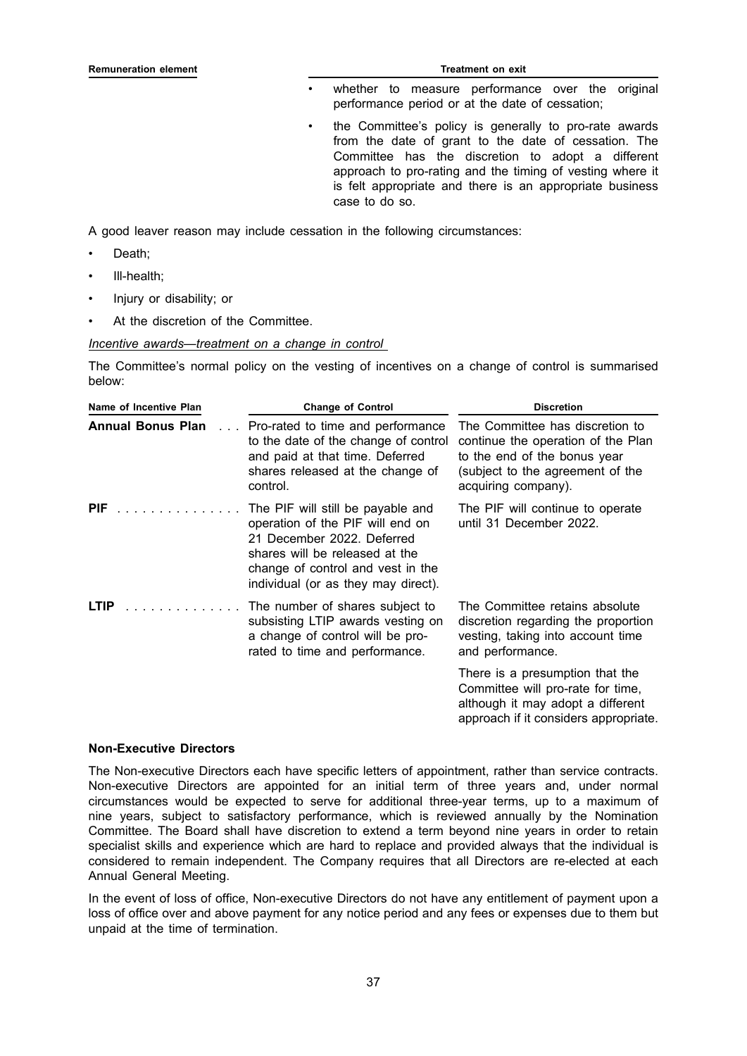| Remuneration element | Treatment on exit |
|---|---|
| | • whether to measure performance over the original performance period or at the date of cessation;<br>• the Committee's policy is generally to pro-rate awards from the date of grant to the date of cessation. The Committee has the discretion to adopt a different approach to pro-rating and the timing of vesting where it is felt appropriate and there is an appropriate business case to do so. |

A good leaver reason may include cessation in the following circumstances:

- Death;
- Ill-health;
- Injury or disability; or
- At the discretion of the Committee.

*Incentive awards—treatment on a change in control*

The Committee's normal policy on the vesting of incentives on a change of control is summarised below:

| Name of Incentive Plan | Change of Control | Discretion |
|---|---|---|
| **Annual Bonus Plan** | Pro-rated to time and performance to the date of the change of control and paid at that time. Deferred shares released at the change of control. | The Committee has discretion to continue the operation of the Plan to the end of the bonus year (subject to the agreement of the acquiring company). |
| **PIF** | The PIF will still be payable and operation of the PIF will end on 21 December 2022. Deferred shares will be released at the change of control and vest in the individual (or as they may direct). | The PIF will continue to operate until 31 December 2022. |
| **LTIP** | The number of shares subject to subsisting LTIP awards vesting on a change of control will be pro-rated to time and performance. | The Committee retains absolute discretion regarding the proportion vesting, taking into account time and performance.<br><br>There is a presumption that the Committee will pro-rate for time, although it may adopt a different approach if it considers appropriate. |

### Non-Executive Directors

The Non-executive Directors each have specific letters of appointment, rather than service contracts. Non-executive Directors are appointed for an initial term of three years and, under normal circumstances would be expected to serve for additional three-year terms, up to a maximum of nine years, subject to satisfactory performance, which is reviewed annually by the Nomination Committee. The Board shall have discretion to extend a term beyond nine years in order to retain specialist skills and experience which are hard to replace and provided always that the individual is considered to remain independent. The Company requires that all Directors are re-elected at each Annual General Meeting.

In the event of loss of office, Non-executive Directors do not have any entitlement of payment upon a loss of office over and above payment for any notice period and any fees or expenses due to them but unpaid at the time of termination.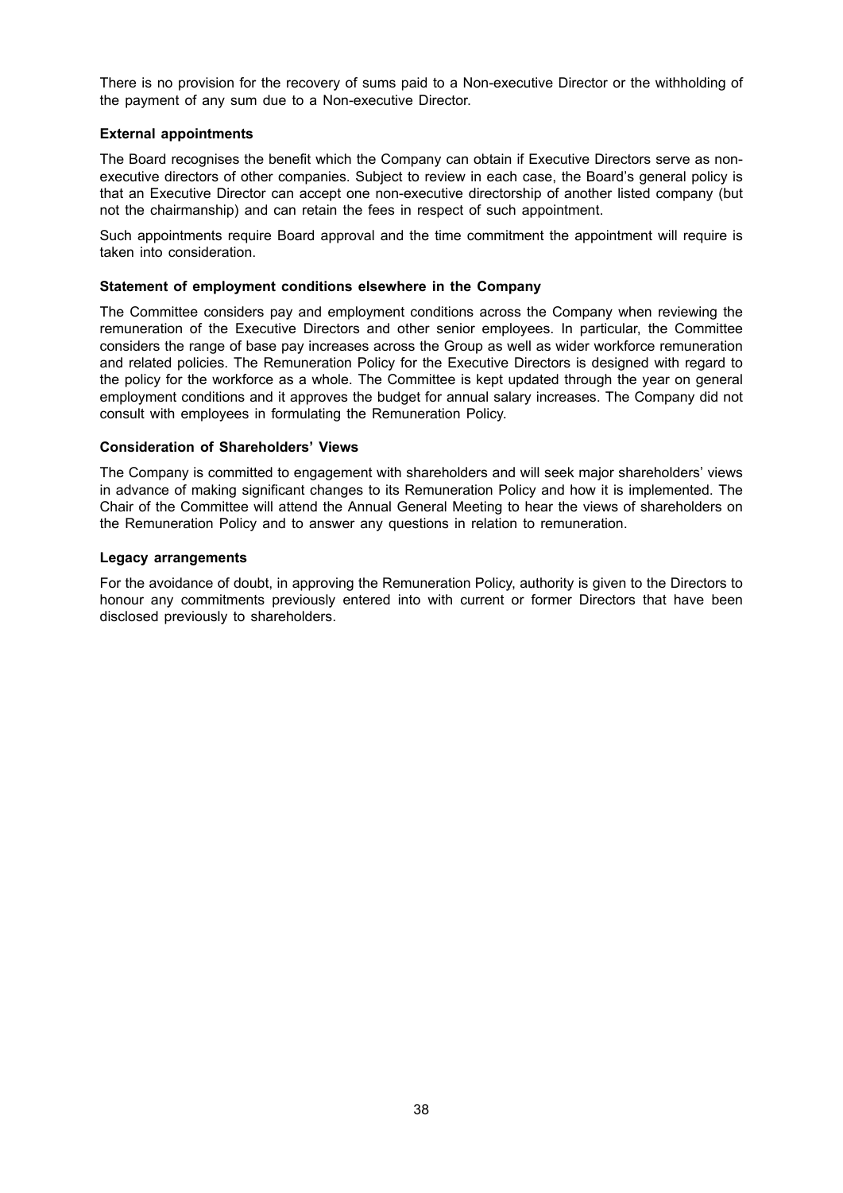There is no provision for the recovery of sums paid to a Non-executive Director or the withholding of the payment of any sum due to a Non-executive Director.

**External appointments**

The Board recognises the benefit which the Company can obtain if Executive Directors serve as non-executive directors of other companies. Subject to review in each case, the Board's general policy is that an Executive Director can accept one non-executive directorship of another listed company (but not the chairmanship) and can retain the fees in respect of such appointment.

Such appointments require Board approval and the time commitment the appointment will require is taken into consideration.

**Statement of employment conditions elsewhere in the Company**

The Committee considers pay and employment conditions across the Company when reviewing the remuneration of the Executive Directors and other senior employees. In particular, the Committee considers the range of base pay increases across the Group as well as wider workforce remuneration and related policies. The Remuneration Policy for the Executive Directors is designed with regard to the policy for the workforce as a whole. The Committee is kept updated through the year on general employment conditions and it approves the budget for annual salary increases. The Company did not consult with employees in formulating the Remuneration Policy.

**Consideration of Shareholders' Views**

The Company is committed to engagement with shareholders and will seek major shareholders' views in advance of making significant changes to its Remuneration Policy and how it is implemented. The Chair of the Committee will attend the Annual General Meeting to hear the views of shareholders on the Remuneration Policy and to answer any questions in relation to remuneration.

**Legacy arrangements**

For the avoidance of doubt, in approving the Remuneration Policy, authority is given to the Directors to honour any commitments previously entered into with current or former Directors that have been disclosed previously to shareholders.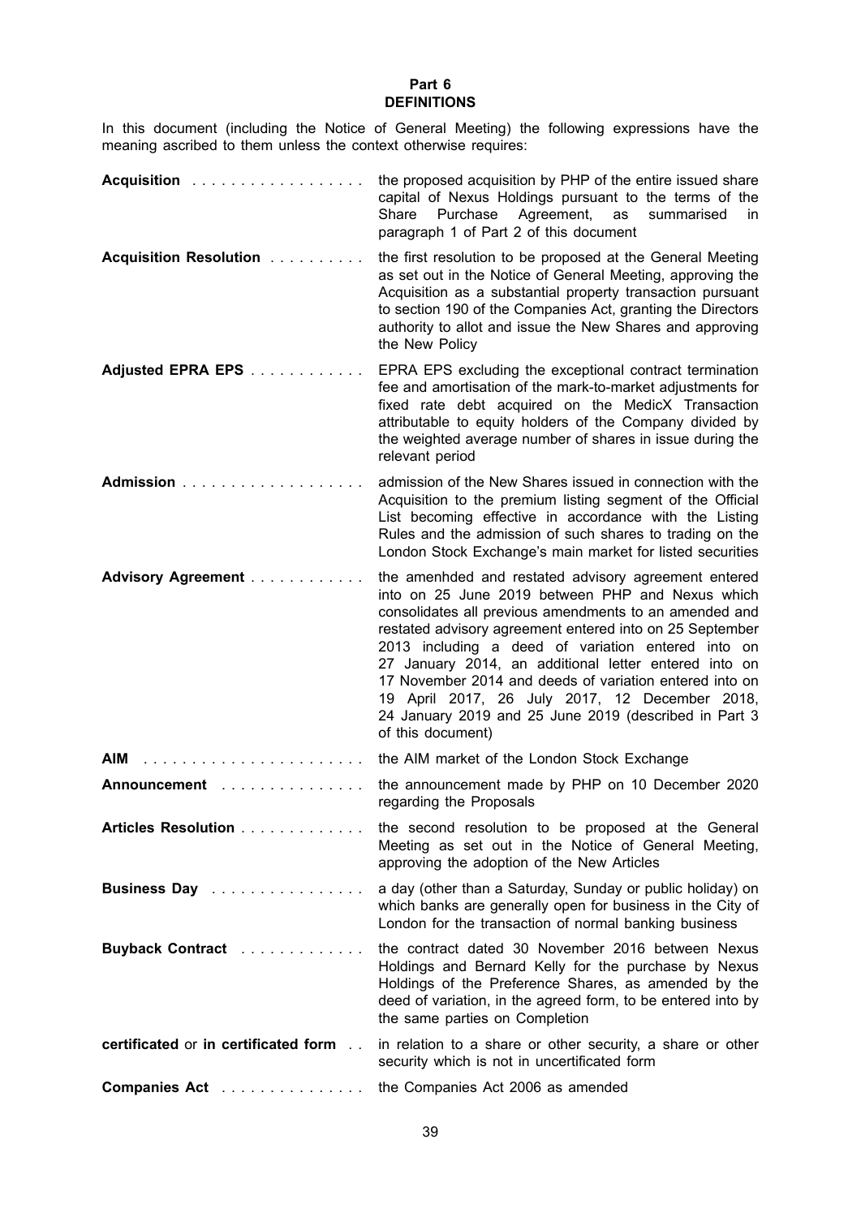# Part 6
## DEFINITIONS

In this document (including the Notice of General Meeting) the following expressions have the meaning ascribed to them unless the context otherwise requires:

| | |
|---|---|
| **Acquisition** | the proposed acquisition by PHP of the entire issued share capital of Nexus Holdings pursuant to the terms of the Share Purchase Agreement, as summarised in paragraph 1 of Part 2 of this document |
| **Acquisition Resolution** | the first resolution to be proposed at the General Meeting as set out in the Notice of General Meeting, approving the Acquisition as a substantial property transaction pursuant to section 190 of the Companies Act, granting the Directors authority to allot and issue the New Shares and approving the New Policy |
| **Adjusted EPRA EPS** | EPRA EPS excluding the exceptional contract termination fee and amortisation of the mark-to-market adjustments for fixed rate debt acquired on the MedicX Transaction attributable to equity holders of the Company divided by the weighted average number of shares in issue during the relevant period |
| **Admission** | admission of the New Shares issued in connection with the Acquisition to the premium listing segment of the Official List becoming effective in accordance with the Listing Rules and the admission of such shares to trading on the London Stock Exchange's main market for listed securities |
| **Advisory Agreement** | the amenhded and restated advisory agreement entered into on 25 June 2019 between PHP and Nexus which consolidates all previous amendments to an amended and restated advisory agreement entered into on 25 September 2013 including a deed of variation entered into on 27 January 2014, an additional letter entered into on 17 November 2014 and deeds of variation entered into on 19 April 2017, 26 July 2017, 12 December 2018, 24 January 2019 and 25 June 2019 (described in Part 3 of this document) |
| **AIM** | the AIM market of the London Stock Exchange |
| **Announcement** | the announcement made by PHP on 10 December 2020 regarding the Proposals |
| **Articles Resolution** | the second resolution to be proposed at the General Meeting as set out in the Notice of General Meeting, approving the adoption of the New Articles |
| **Business Day** | a day (other than a Saturday, Sunday or public holiday) on which banks are generally open for business in the City of London for the transaction of normal banking business |
| **Buyback Contract** | the contract dated 30 November 2016 between Nexus Holdings and Bernard Kelly for the purchase by Nexus Holdings of the Preference Shares, as amended by the deed of variation, in the agreed form, to be entered into by the same parties on Completion |
| **certificated** or **in certificated form** | in relation to a share or other security, a share or other security which is not in uncertificated form |
| **Companies Act** | the Companies Act 2006 as amended |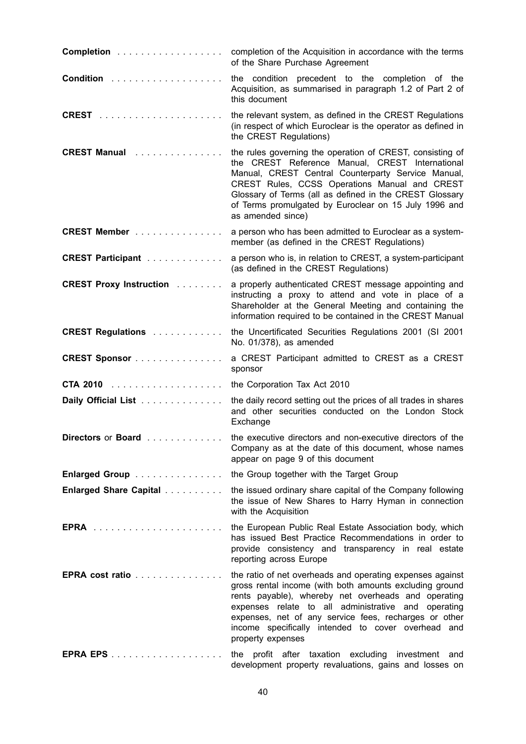**Completion** completion of the Acquisition in accordance with the terms of the Share Purchase Agreement

**Condition** the condition precedent to the completion of the Acquisition, as summarised in paragraph 1.2 of Part 2 of this document

**CREST** the relevant system, as defined in the CREST Regulations (in respect of which Euroclear is the operator as defined in the CREST Regulations)

**CREST Manual** the rules governing the operation of CREST, consisting of the CREST Reference Manual, CREST International Manual, CREST Central Counterparty Service Manual, CREST Rules, CCSS Operations Manual and CREST Glossary of Terms (all as defined in the CREST Glossary of Terms promulgated by Euroclear on 15 July 1996 and as amended since)

**CREST Member** a person who has been admitted to Euroclear as a system-member (as defined in the CREST Regulations)

**CREST Participant** a person who is, in relation to CREST, a system-participant (as defined in the CREST Regulations)

**CREST Proxy Instruction** a properly authenticated CREST message appointing and instructing a proxy to attend and vote in place of a Shareholder at the General Meeting and containing the information required to be contained in the CREST Manual

**CREST Regulations** the Uncertificated Securities Regulations 2001 (SI 2001 No. 01/378), as amended

**CREST Sponsor** a CREST Participant admitted to CREST as a CREST sponsor

**CTA 2010** the Corporation Tax Act 2010

**Daily Official List** the daily record setting out the prices of all trades in shares and other securities conducted on the London Stock Exchange

**Directors** or **Board** the executive directors and non-executive directors of the Company as at the date of this document, whose names appear on page 9 of this document

**Enlarged Group** the Group together with the Target Group

**Enlarged Share Capital** the issued ordinary share capital of the Company following the issue of New Shares to Harry Hyman in connection with the Acquisition

**EPRA** the European Public Real Estate Association body, which has issued Best Practice Recommendations in order to provide consistency and transparency in real estate reporting across Europe

**EPRA cost ratio** the ratio of net overheads and operating expenses against gross rental income (with both amounts excluding ground rents payable), whereby net overheads and operating expenses relate to all administrative and operating expenses, net of any service fees, recharges or other income specifically intended to cover overhead and property expenses

**EPRA EPS** the profit after taxation excluding investment and development property revaluations, gains and losses on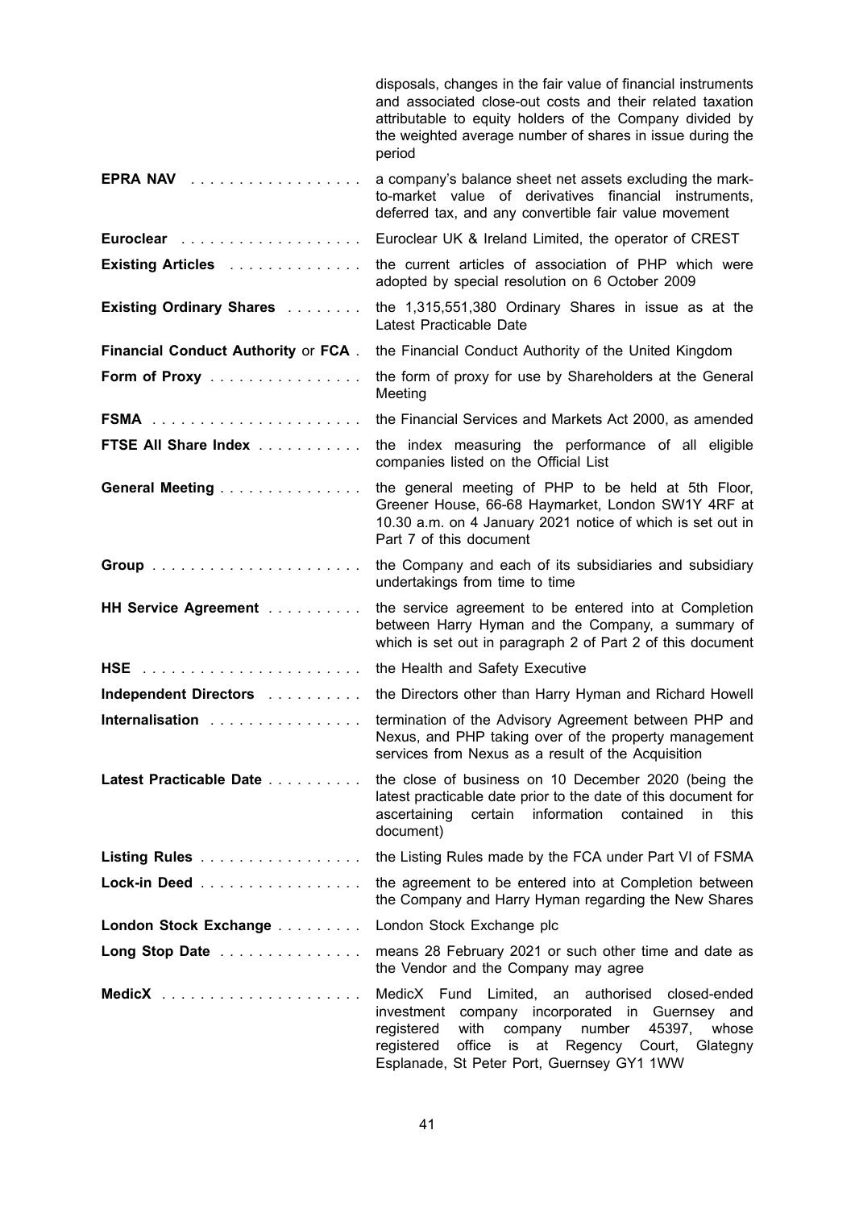| | |
|---|---|
| | disposals, changes in the fair value of financial instruments and associated close-out costs and their related taxation attributable to equity holders of the Company divided by the weighted average number of shares in issue during the period |
| **EPRA NAV** | a company's balance sheet net assets excluding the mark-to-market value of derivatives financial instruments, deferred tax, and any convertible fair value movement |
| **Euroclear** | Euroclear UK & Ireland Limited, the operator of CREST |
| **Existing Articles** | the current articles of association of PHP which were adopted by special resolution on 6 October 2009 |
| **Existing Ordinary Shares** | the 1,315,551,380 Ordinary Shares in issue as at the Latest Practicable Date |
| **Financial Conduct Authority** or **FCA** | the Financial Conduct Authority of the United Kingdom |
| **Form of Proxy** | the form of proxy for use by Shareholders at the General Meeting |
| **FSMA** | the Financial Services and Markets Act 2000, as amended |
| **FTSE All Share Index** | the index measuring the performance of all eligible companies listed on the Official List |
| **General Meeting** | the general meeting of PHP to be held at 5th Floor, Greener House, 66-68 Haymarket, London SW1Y 4RF at 10.30 a.m. on 4 January 2021 notice of which is set out in Part 7 of this document |
| **Group** | the Company and each of its subsidiaries and subsidiary undertakings from time to time |
| **HH Service Agreement** | the service agreement to be entered into at Completion between Harry Hyman and the Company, a summary of which is set out in paragraph 2 of Part 2 of this document |
| **HSE** | the Health and Safety Executive |
| **Independent Directors** | the Directors other than Harry Hyman and Richard Howell |
| **Internalisation** | termination of the Advisory Agreement between PHP and Nexus, and PHP taking over of the property management services from Nexus as a result of the Acquisition |
| **Latest Practicable Date** | the close of business on 10 December 2020 (being the latest practicable date prior to the date of this document for ascertaining certain information contained in this document) |
| **Listing Rules** | the Listing Rules made by the FCA under Part VI of FSMA |
| **Lock-in Deed** | the agreement to be entered into at Completion between the Company and Harry Hyman regarding the New Shares |
| **London Stock Exchange** | London Stock Exchange plc |
| **Long Stop Date** | means 28 February 2021 or such other time and date as the Vendor and the Company may agree |
| **MedicX** | MedicX Fund Limited, an authorised closed-ended investment company incorporated in Guernsey and registered with company number 45397, whose registered office is at Regency Court, Glategny Esplanade, St Peter Port, Guernsey GY1 1WW |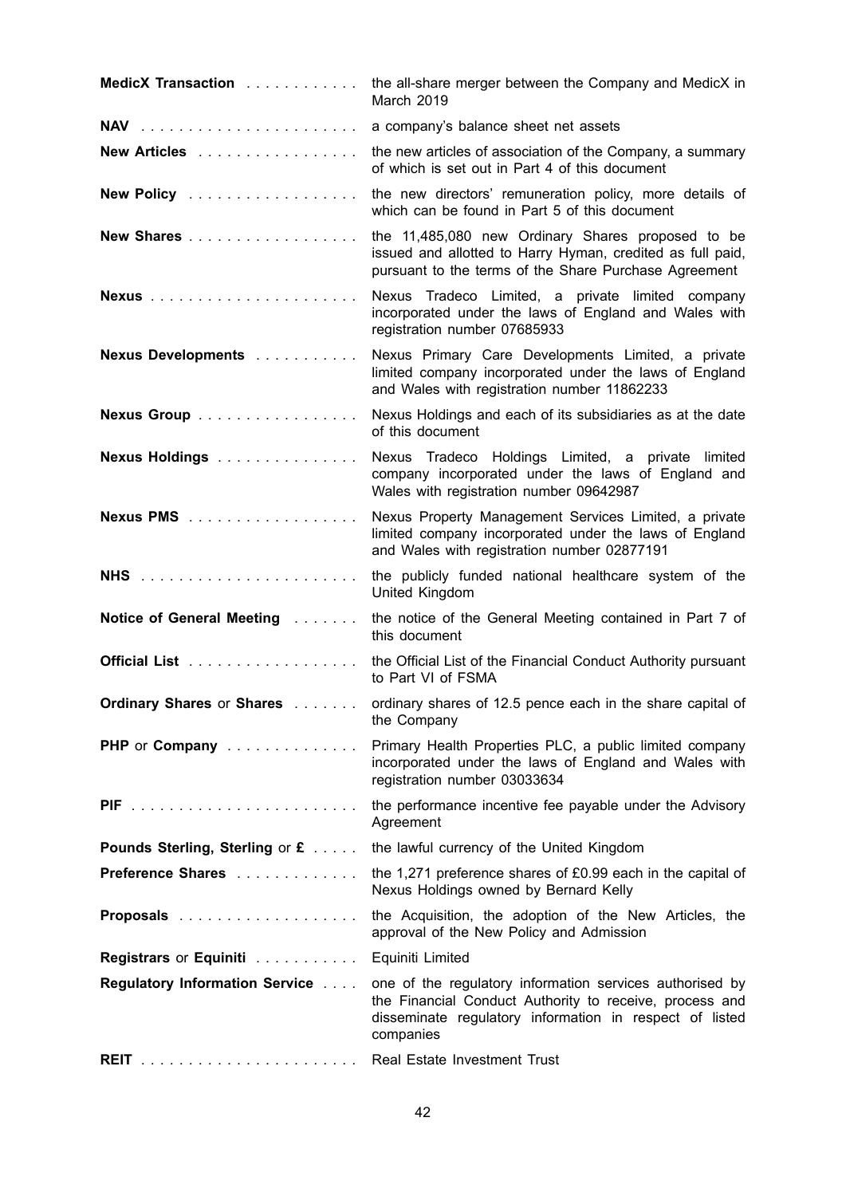| | |
|---|---|
| **MedicX Transaction** | the all-share merger between the Company and MedicX in March 2019 |
| **NAV** | a company's balance sheet net assets |
| **New Articles** | the new articles of association of the Company, a summary of which is set out in Part 4 of this document |
| **New Policy** | the new directors' remuneration policy, more details of which can be found in Part 5 of this document |
| **New Shares** | the 11,485,080 new Ordinary Shares proposed to be issued and allotted to Harry Hyman, credited as full paid, pursuant to the terms of the Share Purchase Agreement |
| **Nexus** | Nexus Tradeco Limited, a private limited company incorporated under the laws of England and Wales with registration number 07685933 |
| **Nexus Developments** | Nexus Primary Care Developments Limited, a private limited company incorporated under the laws of England and Wales with registration number 11862233 |
| **Nexus Group** | Nexus Holdings and each of its subsidiaries as at the date of this document |
| **Nexus Holdings** | Nexus Tradeco Holdings Limited, a private limited company incorporated under the laws of England and Wales with registration number 09642987 |
| **Nexus PMS** | Nexus Property Management Services Limited, a private limited company incorporated under the laws of England and Wales with registration number 02877191 |
| **NHS** | the publicly funded national healthcare system of the United Kingdom |
| **Notice of General Meeting** | the notice of the General Meeting contained in Part 7 of this document |
| **Official List** | the Official List of the Financial Conduct Authority pursuant to Part VI of FSMA |
| **Ordinary Shares** or **Shares** | ordinary shares of 12.5 pence each in the share capital of the Company |
| **PHP** or **Company** | Primary Health Properties PLC, a public limited company incorporated under the laws of England and Wales with registration number 03033634 |
| **PIF** | the performance incentive fee payable under the Advisory Agreement |
| **Pounds Sterling, Sterling** or **£** | the lawful currency of the United Kingdom |
| **Preference Shares** | the 1,271 preference shares of £0.99 each in the capital of Nexus Holdings owned by Bernard Kelly |
| **Proposals** | the Acquisition, the adoption of the New Articles, the approval of the New Policy and Admission |
| **Registrars** or **Equiniti** | Equiniti Limited |
| **Regulatory Information Service** | one of the regulatory information services authorised by the Financial Conduct Authority to receive, process and disseminate regulatory information in respect of listed companies |
| **REIT** | Real Estate Investment Trust |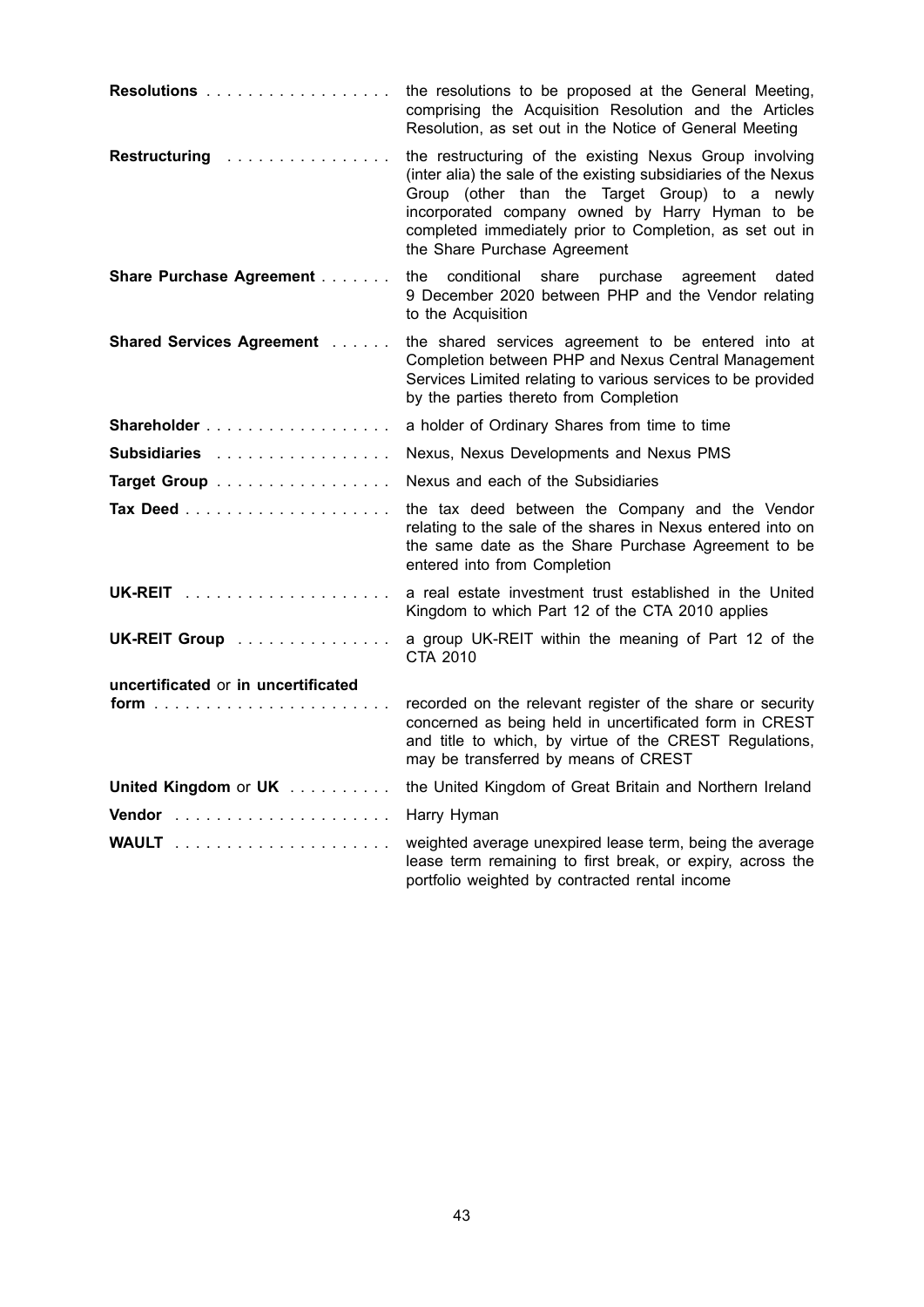| | |
|---|---|
| **Resolutions** | the resolutions to be proposed at the General Meeting, comprising the Acquisition Resolution and the Articles Resolution, as set out in the Notice of General Meeting |
| **Restructuring** | the restructuring of the existing Nexus Group involving (inter alia) the sale of the existing subsidiaries of the Nexus Group (other than the Target Group) to a newly incorporated company owned by Harry Hyman to be completed immediately prior to Completion, as set out in the Share Purchase Agreement |
| **Share Purchase Agreement** | the conditional share purchase agreement dated 9 December 2020 between PHP and the Vendor relating to the Acquisition |
| **Shared Services Agreement** | the shared services agreement to be entered into at Completion between PHP and Nexus Central Management Services Limited relating to various services to be provided by the parties thereto from Completion |
| **Shareholder** | a holder of Ordinary Shares from time to time |
| **Subsidiaries** | Nexus, Nexus Developments and Nexus PMS |
| **Target Group** | Nexus and each of the Subsidiaries |
| **Tax Deed** | the tax deed between the Company and the Vendor relating to the sale of the shares in Nexus entered into on the same date as the Share Purchase Agreement to be entered into from Completion |
| **UK-REIT** | a real estate investment trust established in the United Kingdom to which Part 12 of the CTA 2010 applies |
| **UK-REIT Group** | a group UK-REIT within the meaning of Part 12 of the CTA 2010 |
| **uncertificated** or **in uncertificated form** | recorded on the relevant register of the share or security concerned as being held in uncertificated form in CREST and title to which, by virtue of the CREST Regulations, may be transferred by means of CREST |
| **United Kingdom** or **UK** | the United Kingdom of Great Britain and Northern Ireland |
| **Vendor** | Harry Hyman |
| **WAULT** | weighted average unexpired lease term, being the average lease term remaining to first break, or expiry, across the portfolio weighted by contracted rental income |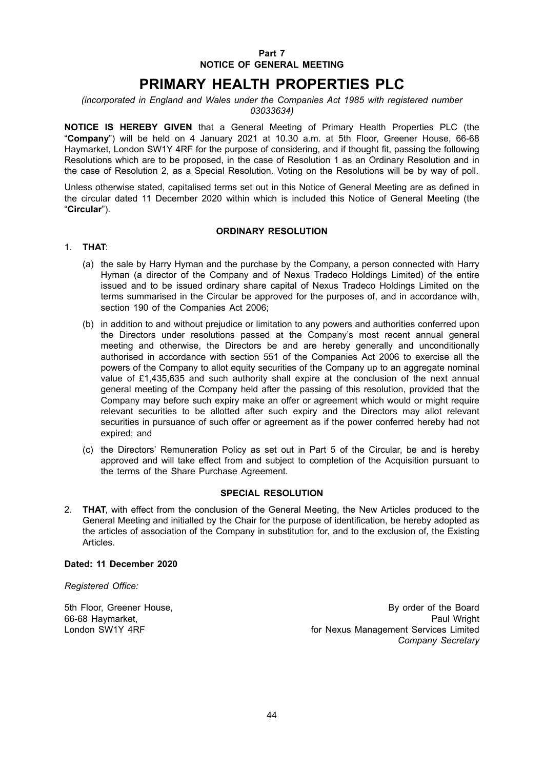**Part 7**
**NOTICE OF GENERAL MEETING**

# PRIMARY HEALTH PROPERTIES PLC

*(incorporated in England and Wales under the Companies Act 1985 with registered number 03033634)*

**NOTICE IS HEREBY GIVEN** that a General Meeting of Primary Health Properties PLC (the "**Company**") will be held on 4 January 2021 at 10.30 a.m. at 5th Floor, Greener House, 66-68 Haymarket, London SW1Y 4RF for the purpose of considering, and if thought fit, passing the following Resolutions which are to be proposed, in the case of Resolution 1 as an Ordinary Resolution and in the case of Resolution 2, as a Special Resolution. Voting on the Resolutions will be by way of poll.

Unless otherwise stated, capitalised terms set out in this Notice of General Meeting are as defined in the circular dated 11 December 2020 within which is included this Notice of General Meeting (the "**Circular**").

## ORDINARY RESOLUTION

1. **THAT**:

   (a) the sale by Harry Hyman and the purchase by the Company, a person connected with Harry Hyman (a director of the Company and of Nexus Tradeco Holdings Limited) of the entire issued and to be issued ordinary share capital of Nexus Tradeco Holdings Limited on the terms summarised in the Circular be approved for the purposes of, and in accordance with, section 190 of the Companies Act 2006;

   (b) in addition to and without prejudice or limitation to any powers and authorities conferred upon the Directors under resolutions passed at the Company's most recent annual general meeting and otherwise, the Directors be and are hereby generally and unconditionally authorised in accordance with section 551 of the Companies Act 2006 to exercise all the powers of the Company to allot equity securities of the Company up to an aggregate nominal value of £1,435,635 and such authority shall expire at the conclusion of the next annual general meeting of the Company held after the passing of this resolution, provided that the Company may before such expiry make an offer or agreement which would or might require relevant securities to be allotted after such expiry and the Directors may allot relevant securities in pursuance of such offer or agreement as if the power conferred hereby had not expired; and

   (c) the Directors' Remuneration Policy as set out in Part 5 of the Circular, be and is hereby approved and will take effect from and subject to completion of the Acquisition pursuant to the terms of the Share Purchase Agreement.

## SPECIAL RESOLUTION

2. **THAT**, with effect from the conclusion of the General Meeting, the New Articles produced to the General Meeting and initialled by the Chair for the purpose of identification, be hereby adopted as the articles of association of the Company in substitution for, and to the exclusion of, the Existing Articles.

**Dated: 11 December 2020**

*Registered Office:*

5th Floor, Greener House,
66-68 Haymarket,
London SW1Y 4RF

By order of the Board
Paul Wright
for Nexus Management Services Limited
*Company Secretary*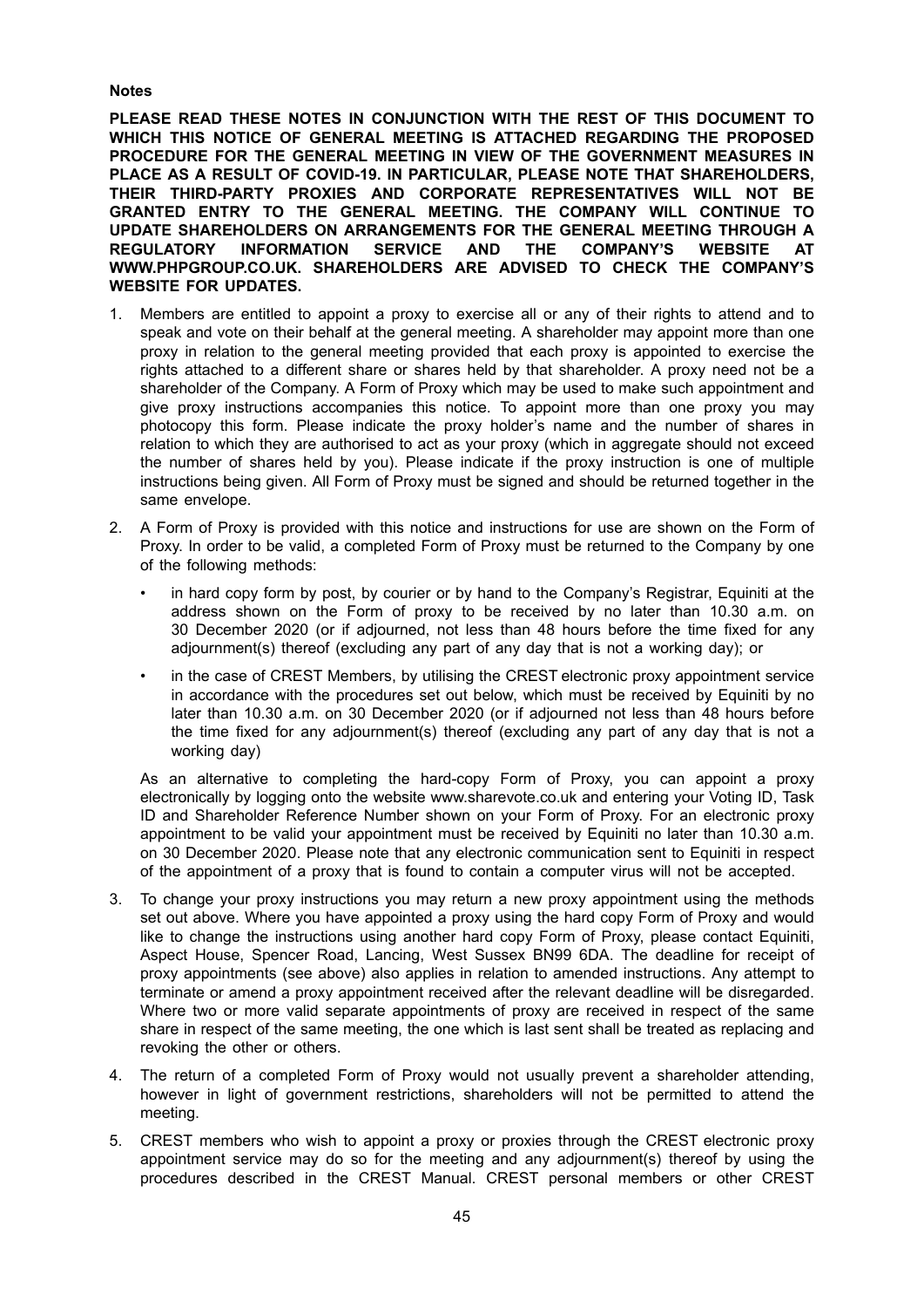**Notes**

**PLEASE READ THESE NOTES IN CONJUNCTION WITH THE REST OF THIS DOCUMENT TO WHICH THIS NOTICE OF GENERAL MEETING IS ATTACHED REGARDING THE PROPOSED PROCEDURE FOR THE GENERAL MEETING IN VIEW OF THE GOVERNMENT MEASURES IN PLACE AS A RESULT OF COVID-19. IN PARTICULAR, PLEASE NOTE THAT SHAREHOLDERS, THEIR THIRD-PARTY PROXIES AND CORPORATE REPRESENTATIVES WILL NOT BE GRANTED ENTRY TO THE GENERAL MEETING. THE COMPANY WILL CONTINUE TO UPDATE SHAREHOLDERS ON ARRANGEMENTS FOR THE GENERAL MEETING THROUGH A REGULATORY INFORMATION SERVICE AND THE COMPANY'S WEBSITE AT WWW.PHPGROUP.CO.UK. SHAREHOLDERS ARE ADVISED TO CHECK THE COMPANY'S WEBSITE FOR UPDATES.**

1. Members are entitled to appoint a proxy to exercise all or any of their rights to attend and to speak and vote on their behalf at the general meeting. A shareholder may appoint more than one proxy in relation to the general meeting provided that each proxy is appointed to exercise the rights attached to a different share or shares held by that shareholder. A proxy need not be a shareholder of the Company. A Form of Proxy which may be used to make such appointment and give proxy instructions accompanies this notice. To appoint more than one proxy you may photocopy this form. Please indicate the proxy holder's name and the number of shares in relation to which they are authorised to act as your proxy (which in aggregate should not exceed the number of shares held by you). Please indicate if the proxy instruction is one of multiple instructions being given. All Form of Proxy must be signed and should be returned together in the same envelope.

2. A Form of Proxy is provided with this notice and instructions for use are shown on the Form of Proxy. In order to be valid, a completed Form of Proxy must be returned to the Company by one of the following methods:

   - in hard copy form by post, by courier or by hand to the Company's Registrar, Equiniti at the address shown on the Form of proxy to be received by no later than 10.30 a.m. on 30 December 2020 (or if adjourned, not less than 48 hours before the time fixed for any adjournment(s) thereof (excluding any part of any day that is not a working day); or

   - in the case of CREST Members, by utilising the CREST electronic proxy appointment service in accordance with the procedures set out below, which must be received by Equiniti by no later than 10.30 a.m. on 30 December 2020 (or if adjourned not less than 48 hours before the time fixed for any adjournment(s) thereof (excluding any part of any day that is not a working day)

   As an alternative to completing the hard-copy Form of Proxy, you can appoint a proxy electronically by logging onto the website www.sharevote.co.uk and entering your Voting ID, Task ID and Shareholder Reference Number shown on your Form of Proxy. For an electronic proxy appointment to be valid your appointment must be received by Equiniti no later than 10.30 a.m. on 30 December 2020. Please note that any electronic communication sent to Equiniti in respect of the appointment of a proxy that is found to contain a computer virus will not be accepted.

3. To change your proxy instructions you may return a new proxy appointment using the methods set out above. Where you have appointed a proxy using the hard copy Form of Proxy and would like to change the instructions using another hard copy Form of Proxy, please contact Equiniti, Aspect House, Spencer Road, Lancing, West Sussex BN99 6DA. The deadline for receipt of proxy appointments (see above) also applies in relation to amended instructions. Any attempt to terminate or amend a proxy appointment received after the relevant deadline will be disregarded. Where two or more valid separate appointments of proxy are received in respect of the same share in respect of the same meeting, the one which is last sent shall be treated as replacing and revoking the other or others.

4. The return of a completed Form of Proxy would not usually prevent a shareholder attending, however in light of government restrictions, shareholders will not be permitted to attend the meeting.

5. CREST members who wish to appoint a proxy or proxies through the CREST electronic proxy appointment service may do so for the meeting and any adjournment(s) thereof by using the procedures described in the CREST Manual. CREST personal members or other CREST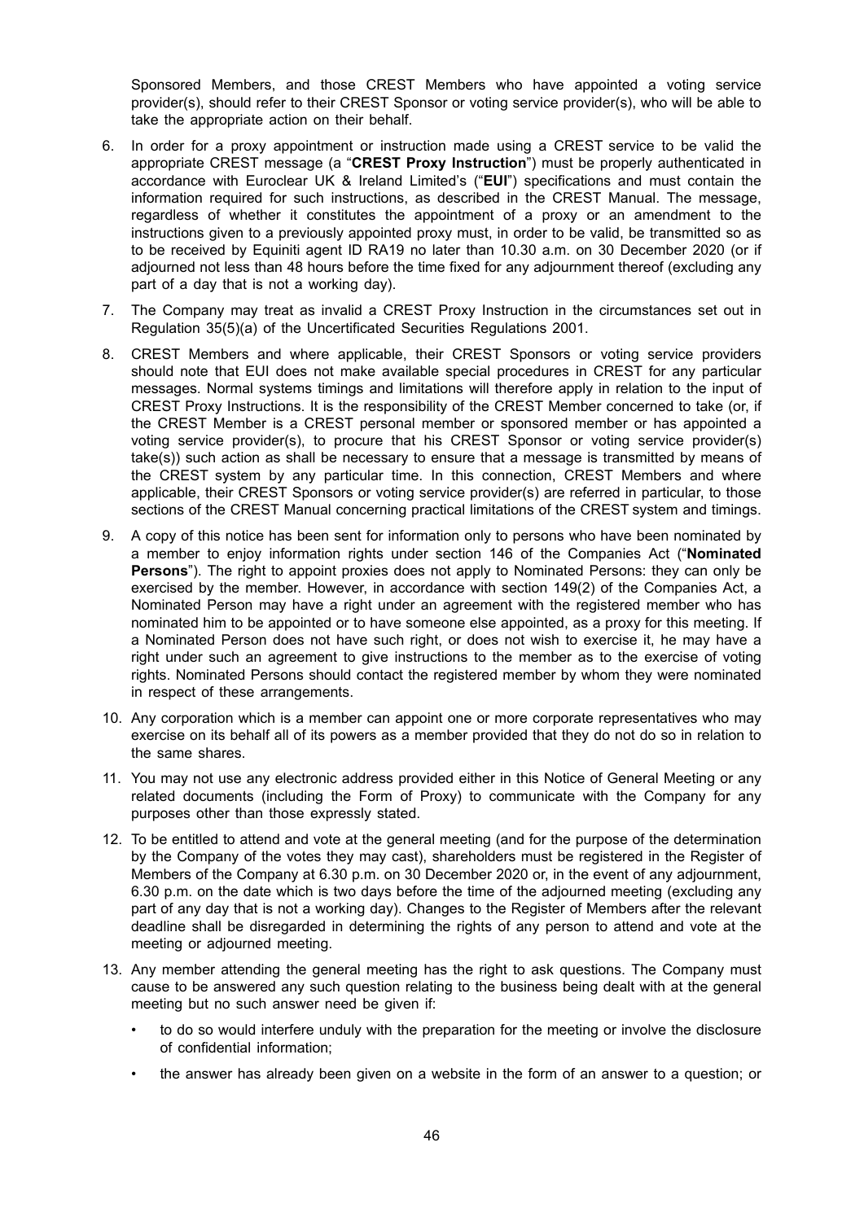Sponsored Members, and those CREST Members who have appointed a voting service provider(s), should refer to their CREST Sponsor or voting service provider(s), who will be able to take the appropriate action on their behalf.

6. In order for a proxy appointment or instruction made using a CREST service to be valid the appropriate CREST message (a "**CREST Proxy Instruction**") must be properly authenticated in accordance with Euroclear UK & Ireland Limited's ("**EUI**") specifications and must contain the information required for such instructions, as described in the CREST Manual. The message, regardless of whether it constitutes the appointment of a proxy or an amendment to the instructions given to a previously appointed proxy must, in order to be valid, be transmitted so as to be received by Equiniti agent ID RA19 no later than 10.30 a.m. on 30 December 2020 (or if adjourned not less than 48 hours before the time fixed for any adjournment thereof (excluding any part of a day that is not a working day).

7. The Company may treat as invalid a CREST Proxy Instruction in the circumstances set out in Regulation 35(5)(a) of the Uncertificated Securities Regulations 2001.

8. CREST Members and where applicable, their CREST Sponsors or voting service providers should note that EUI does not make available special procedures in CREST for any particular messages. Normal systems timings and limitations will therefore apply in relation to the input of CREST Proxy Instructions. It is the responsibility of the CREST Member concerned to take (or, if the CREST Member is a CREST personal member or sponsored member or has appointed a voting service provider(s), to procure that his CREST Sponsor or voting service provider(s) take(s)) such action as shall be necessary to ensure that a message is transmitted by means of the CREST system by any particular time. In this connection, CREST Members and where applicable, their CREST Sponsors or voting service provider(s) are referred in particular, to those sections of the CREST Manual concerning practical limitations of the CREST system and timings.

9. A copy of this notice has been sent for information only to persons who have been nominated by a member to enjoy information rights under section 146 of the Companies Act ("**Nominated Persons**"). The right to appoint proxies does not apply to Nominated Persons: they can only be exercised by the member. However, in accordance with section 149(2) of the Companies Act, a Nominated Person may have a right under an agreement with the registered member who has nominated him to be appointed or to have someone else appointed, as a proxy for this meeting. If a Nominated Person does not have such right, or does not wish to exercise it, he may have a right under such an agreement to give instructions to the member as to the exercise of voting rights. Nominated Persons should contact the registered member by whom they were nominated in respect of these arrangements.

10. Any corporation which is a member can appoint one or more corporate representatives who may exercise on its behalf all of its powers as a member provided that they do not do so in relation to the same shares.

11. You may not use any electronic address provided either in this Notice of General Meeting or any related documents (including the Form of Proxy) to communicate with the Company for any purposes other than those expressly stated.

12. To be entitled to attend and vote at the general meeting (and for the purpose of the determination by the Company of the votes they may cast), shareholders must be registered in the Register of Members of the Company at 6.30 p.m. on 30 December 2020 or, in the event of any adjournment, 6.30 p.m. on the date which is two days before the time of the adjourned meeting (excluding any part of any day that is not a working day). Changes to the Register of Members after the relevant deadline shall be disregarded in determining the rights of any person to attend and vote at the meeting or adjourned meeting.

13. Any member attending the general meeting has the right to ask questions. The Company must cause to be answered any such question relating to the business being dealt with at the general meeting but no such answer need be given if:

    - to do so would interfere unduly with the preparation for the meeting or involve the disclosure of confidential information;
    - the answer has already been given on a website in the form of an answer to a question; or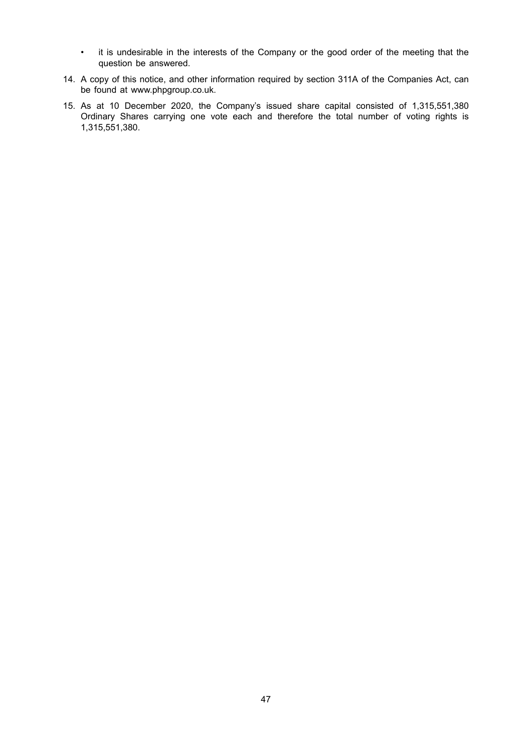- it is undesirable in the interests of the Company or the good order of the meeting that the question be answered.

14. A copy of this notice, and other information required by section 311A of the Companies Act, can be found at www.phpgroup.co.uk.

15. As at 10 December 2020, the Company's issued share capital consisted of 1,315,551,380 Ordinary Shares carrying one vote each and therefore the total number of voting rights is 1,315,551,380.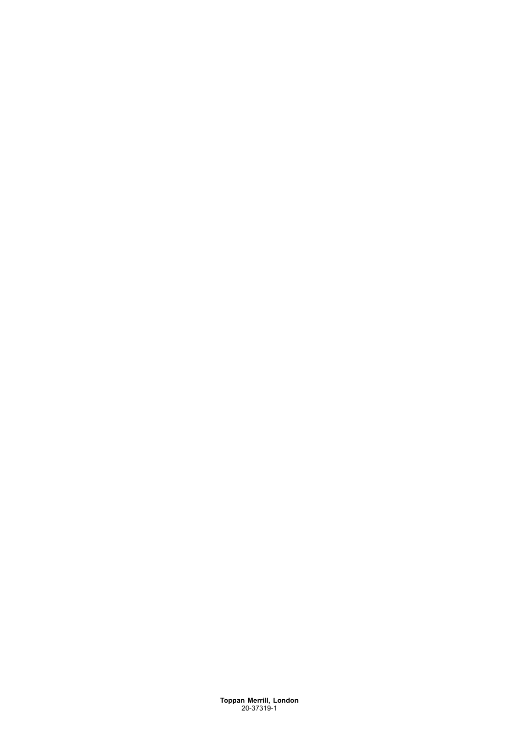**Toppan Merrill, London**
20-37319-1